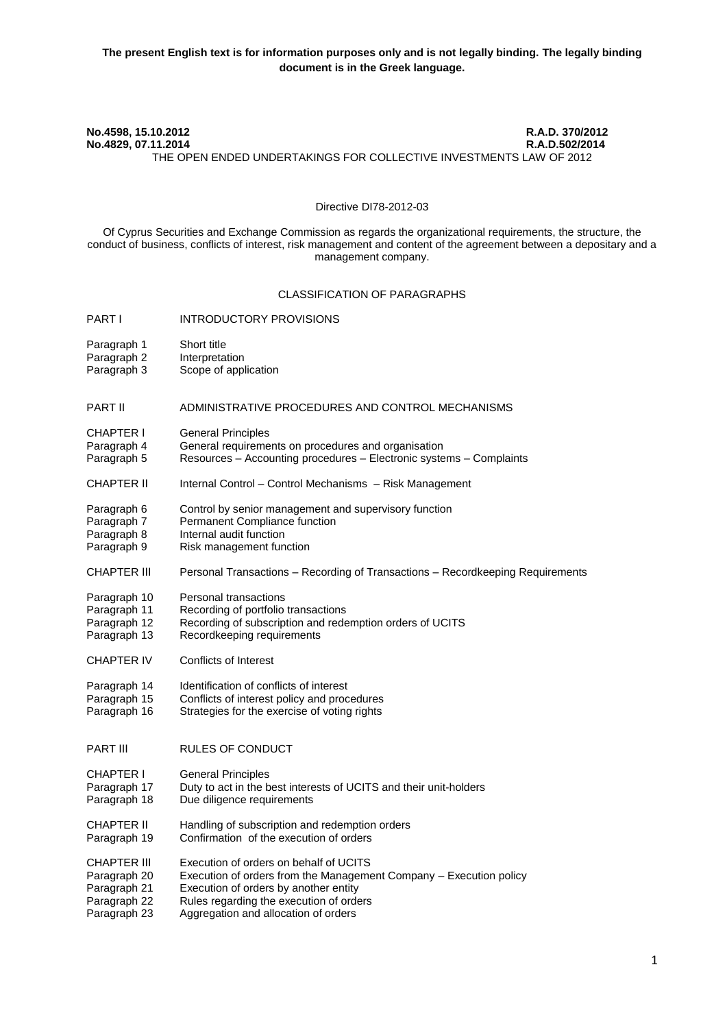**The present English text is for information purposes only and is not legally binding. The legally binding document is in the Greek language.**

**No.4598, 15.10.2012 R.A.D. 370/2012**
**No.4829, 07.11.2014 R.A.D.502/2014**

THE OPEN ENDED UNDERTAKINGS FOR COLLECTIVE INVESTMENTS LAW OF 2012

Directive DI78-2012-03

Of Cyprus Securities and Exchange Commission as regards the organizational requirements, the structure, the conduct of business, conflicts of interest, risk management and content of the agreement between a depositary and a management company.

CLASSIFICATION OF PARAGRAPHS

| | |
|---|---|
| PART I | INTRODUCTORY PROVISIONS |
| Paragraph 1 | Short title |
| Paragraph 2 | Interpretation |
| Paragraph 3 | Scope of application |
| PART II | ADMINISTRATIVE PROCEDURES AND CONTROL MECHANISMS |
| CHAPTER I | General Principles |
| Paragraph 4 | General requirements on procedures and organisation |
| Paragraph 5 | Resources – Accounting procedures – Electronic systems – Complaints |
| CHAPTER II | Internal Control – Control Mechanisms – Risk Management |
| Paragraph 6 | Control by senior management and supervisory function |
| Paragraph 7 | Permanent Compliance function |
| Paragraph 8 | Internal audit function |
| Paragraph 9 | Risk management function |
| CHAPTER III | Personal Transactions – Recording of Transactions – Recordkeeping Requirements |
| Paragraph 10 | Personal transactions |
| Paragraph 11 | Recording of portfolio transactions |
| Paragraph 12 | Recording of subscription and redemption orders of UCITS |
| Paragraph 13 | Recordkeeping requirements |
| CHAPTER IV | Conflicts of Interest |
| Paragraph 14 | Identification of conflicts of interest |
| Paragraph 15 | Conflicts of interest policy and procedures |
| Paragraph 16 | Strategies for the exercise of voting rights |
| PART III | RULES OF CONDUCT |
| CHAPTER I | General Principles |
| Paragraph 17 | Duty to act in the best interests of UCITS and their unit-holders |
| Paragraph 18 | Due diligence requirements |
| CHAPTER II | Handling of subscription and redemption orders |
| Paragraph 19 | Confirmation of the execution of orders |
| CHAPTER III | Execution of orders on behalf of UCITS |
| Paragraph 20 | Execution of orders from the Management Company – Execution policy |
| Paragraph 21 | Execution of orders by another entity |
| Paragraph 22 | Rules regarding the execution of orders |
| Paragraph 23 | Aggregation and allocation of orders |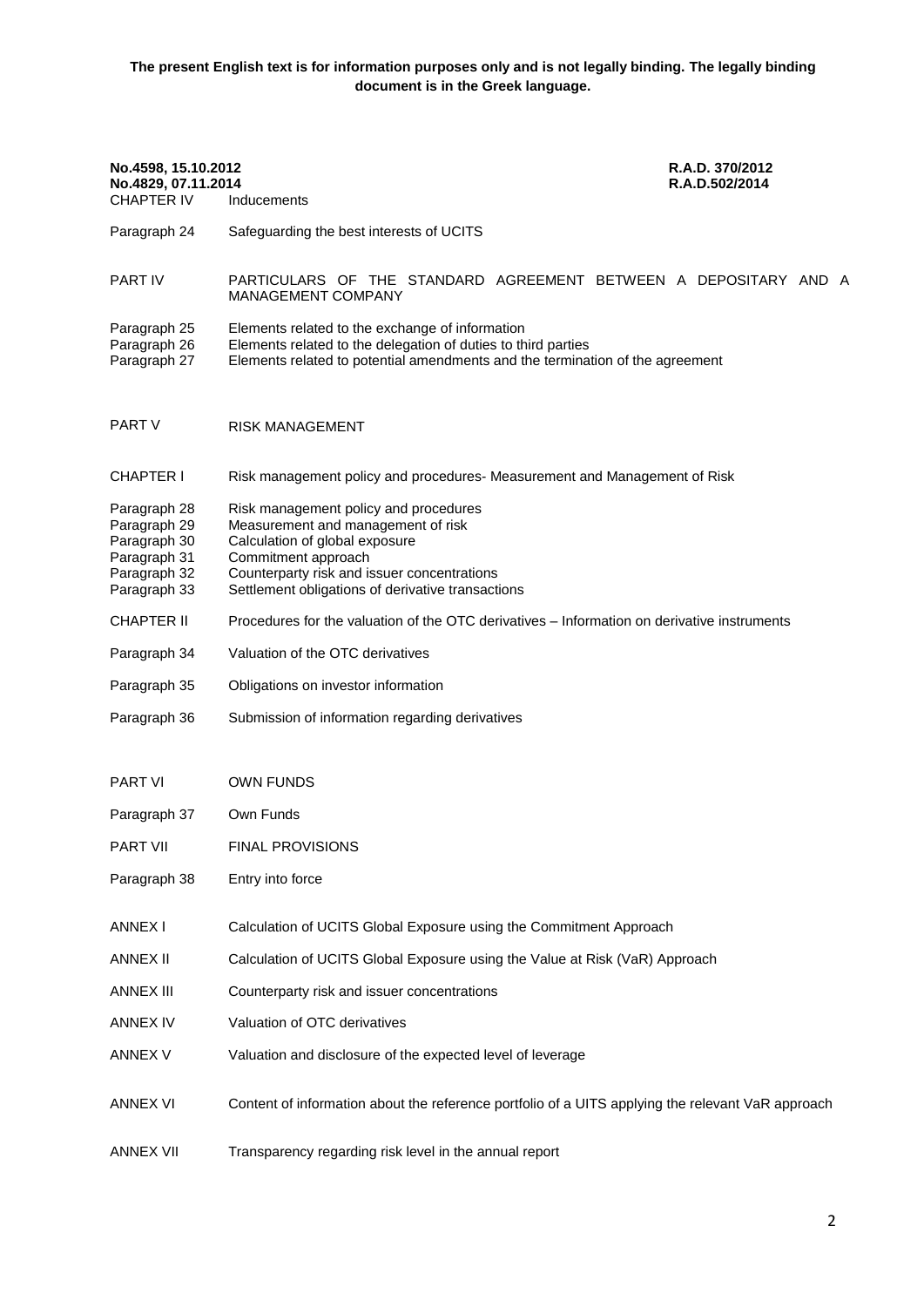**The present English text is for information purposes only and is not legally binding. The legally binding document is in the Greek language.**

**No.4598, 15.10.2012** **R.A.D. 370/2012**
**No.4829, 07.11.2014** **R.A.D.502/2014**

| | |
|---|---|
| CHAPTER IV | Inducements |
| Paragraph 24 | Safeguarding the best interests of UCITS |
| PART IV | PARTICULARS OF THE STANDARD AGREEMENT BETWEEN A DEPOSITARY AND A MANAGEMENT COMPANY |
| Paragraph 25 | Elements related to the exchange of information |
| Paragraph 26 | Elements related to the delegation of duties to third parties |
| Paragraph 27 | Elements related to potential amendments and the termination of the agreement |
| PART V | RISK MANAGEMENT |
| CHAPTER I | Risk management policy and procedures- Measurement and Management of Risk |
| Paragraph 28 | Risk management policy and procedures |
| Paragraph 29 | Measurement and management of risk |
| Paragraph 30 | Calculation of global exposure |
| Paragraph 31 | Commitment approach |
| Paragraph 32 | Counterparty risk and issuer concentrations |
| Paragraph 33 | Settlement obligations of derivative transactions |
| CHAPTER II | Procedures for the valuation of the OTC derivatives – Information on derivative instruments |
| Paragraph 34 | Valuation of the OTC derivatives |
| Paragraph 35 | Obligations on investor information |
| Paragraph 36 | Submission of information regarding derivatives |
| PART VI | OWN FUNDS |
| Paragraph 37 | Own Funds |
| PART VII | FINAL PROVISIONS |
| Paragraph 38 | Entry into force |
| ANNEX I | Calculation of UCITS Global Exposure using the Commitment Approach |
| ANNEX II | Calculation of UCITS Global Exposure using the Value at Risk (VaR) Approach |
| ANNEX III | Counterparty risk and issuer concentrations |
| ANNEX IV | Valuation of OTC derivatives |
| ANNEX V | Valuation and disclosure of the expected level of leverage |
| ANNEX VI | Content of information about the reference portfolio of a UITS applying the relevant VaR approach |
| ANNEX VII | Transparency regarding risk level in the annual report |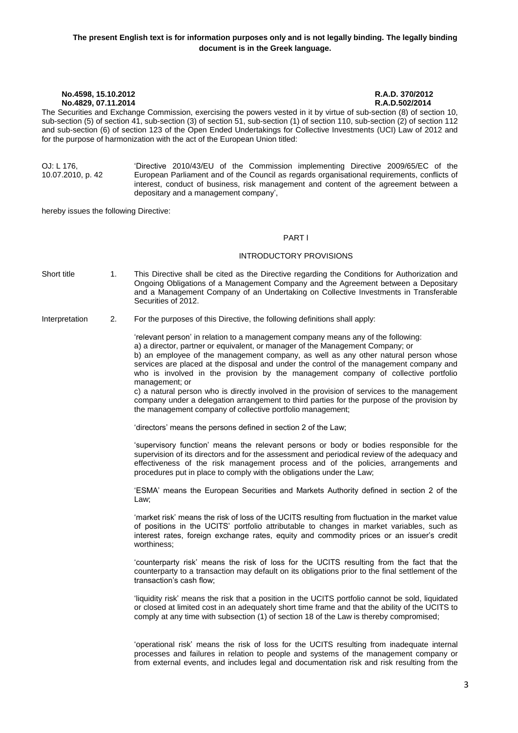**The present English text is for information purposes only and is not legally binding. The legally binding document is in the Greek language.**

**No.4598, 15.10.2012** **R.A.D. 370/2012**
**No.4829, 07.11.2014** **R.A.D.502/2014**

The Securities and Exchange Commission, exercising the powers vested in it by virtue of sub-section (8) of section 10, sub-section (5) of section 41, sub-section (3) of section 51, sub-section (1) of section 110, sub-section (2) of section 112 and sub-section (6) of section 123 of the Open Ended Undertakings for Collective Investments (UCI) Law of 2012 and for the purpose of harmonization with the act of the European Union titled:

OJ: L 176, 10.07.2010, p. 42 — 'Directive 2010/43/EU of the Commission implementing Directive 2009/65/EC of the European Parliament and of the Council as regards organisational requirements, conflicts of interest, conduct of business, risk management and content of the agreement between a depositary and a management company',

hereby issues the following Directive:

PART I

INTRODUCTORY PROVISIONS

Short title

1. This Directive shall be cited as the Directive regarding the Conditions for Authorization and Ongoing Obligations of a Management Company and the Agreement between a Depositary and a Management Company of an Undertaking on Collective Investments in Transferable Securities of 2012.

Interpretation

2. For the purposes of this Directive, the following definitions shall apply:

'relevant person' in relation to a management company means any of the following:
a) a director, partner or equivalent, or manager of the Management Company; or
b) an employee of the management company, as well as any other natural person whose services are placed at the disposal and under the control of the management company and who is involved in the provision by the management company of collective portfolio management; or
c) a natural person who is directly involved in the provision of services to the management company under a delegation arrangement to third parties for the purpose of the provision by the management company of collective portfolio management;

'directors' means the persons defined in section 2 of the Law;

'supervisory function' means the relevant persons or body or bodies responsible for the supervision of its directors and for the assessment and periodical review of the adequacy and effectiveness of the risk management process and of the policies, arrangements and procedures put in place to comply with the obligations under the Law;

'ESMA' means the European Securities and Markets Authority defined in section 2 of the Law;

'market risk' means the risk of loss of the UCITS resulting from fluctuation in the market value of positions in the UCITS' portfolio attributable to changes in market variables, such as interest rates, foreign exchange rates, equity and commodity prices or an issuer's credit worthiness;

'counterparty risk' means the risk of loss for the UCITS resulting from the fact that the counterparty to a transaction may default on its obligations prior to the final settlement of the transaction's cash flow;

'liquidity risk' means the risk that a position in the UCITS portfolio cannot be sold, liquidated or closed at limited cost in an adequately short time frame and that the ability of the UCITS to comply at any time with subsection (1) of section 18 of the Law is thereby compromised;

'operational risk' means the risk of loss for the UCITS resulting from inadequate internal processes and failures in relation to people and systems of the management company or from external events, and includes legal and documentation risk and risk resulting from the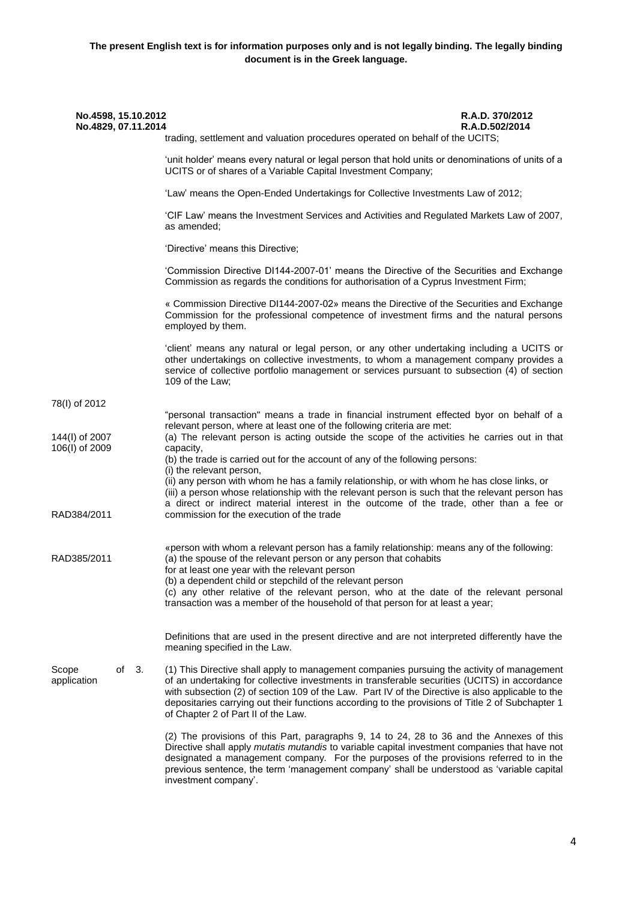**The present English text is for information purposes only and is not legally binding. The legally binding document is in the Greek language.**

trading, settlement and valuation procedures operated on behalf of the UCITS;

'unit holder' means every natural or legal person that hold units or denominations of units of a UCITS or of shares of a Variable Capital Investment Company;

'Law' means the Open-Ended Undertakings for Collective Investments Law of 2012;

'CIF Law' means the Investment Services and Activities and Regulated Markets Law of 2007, as amended;

'Directive' means this Directive;

'Commission Directive DI144-2007-01' means the Directive of the Securities and Exchange Commission as regards the conditions for authorisation of a Cyprus Investment Firm;

« Commission Directive DI144-2007-02» means the Directive of the Securities and Exchange Commission for the professional competence of investment firms and the natural persons employed by them.

'client' means any natural or legal person, or any other undertaking including a UCITS or other undertakings on collective investments, to whom a management company provides a service of collective portfolio management or services pursuant to subsection (4) of section 109 of the Law;

78(I) of 2012

144(I) of 2007
106(I) of 2009

RAD384/2011

RAD385/2011

"personal transaction" means a trade in financial instrument effected byor on behalf of a relevant person, where at least one of the following criteria are met:
(a) The relevant person is acting outside the scope of the activities he carries out in that capacity,
(b) the trade is carried out for the account of any of the following persons:
(i) the relevant person,
(ii) any person with whom he has a family relationship, or with whom he has close links, or
(iii) a person whose relationship with the relevant person is such that the relevant person has a direct or indirect material interest in the outcome of the trade, other than a fee or commission for the execution of the trade

«person with whom a relevant person has a family relationship: means any of the following:
(a) the spouse of the relevant person or any person that cohabits for at least one year with the relevant person
(b) a dependent child or stepchild of the relevant person
(c) any other relative of the relevant person, who at the date of the relevant personal transaction was a member of the household of that person for at least a year;

Definitions that are used in the present directive and are not interpreted differently have the meaning specified in the Law.

Scope of application

3. (1) This Directive shall apply to management companies pursuing the activity of management of an undertaking for collective investments in transferable securities (UCITS) in accordance with subsection (2) of section 109 of the Law. Part IV of the Directive is also applicable to the depositaries carrying out their functions according to the provisions of Title 2 of Subchapter 1 of Chapter 2 of Part II of the Law.

(2) The provisions of this Part, paragraphs 9, 14 to 24, 28 to 36 and the Annexes of this Directive shall apply *mutatis mutandis* to variable capital investment companies that have not designated a management company. For the purposes of the provisions referred to in the previous sentence, the term 'management company' shall be understood as 'variable capital investment company'.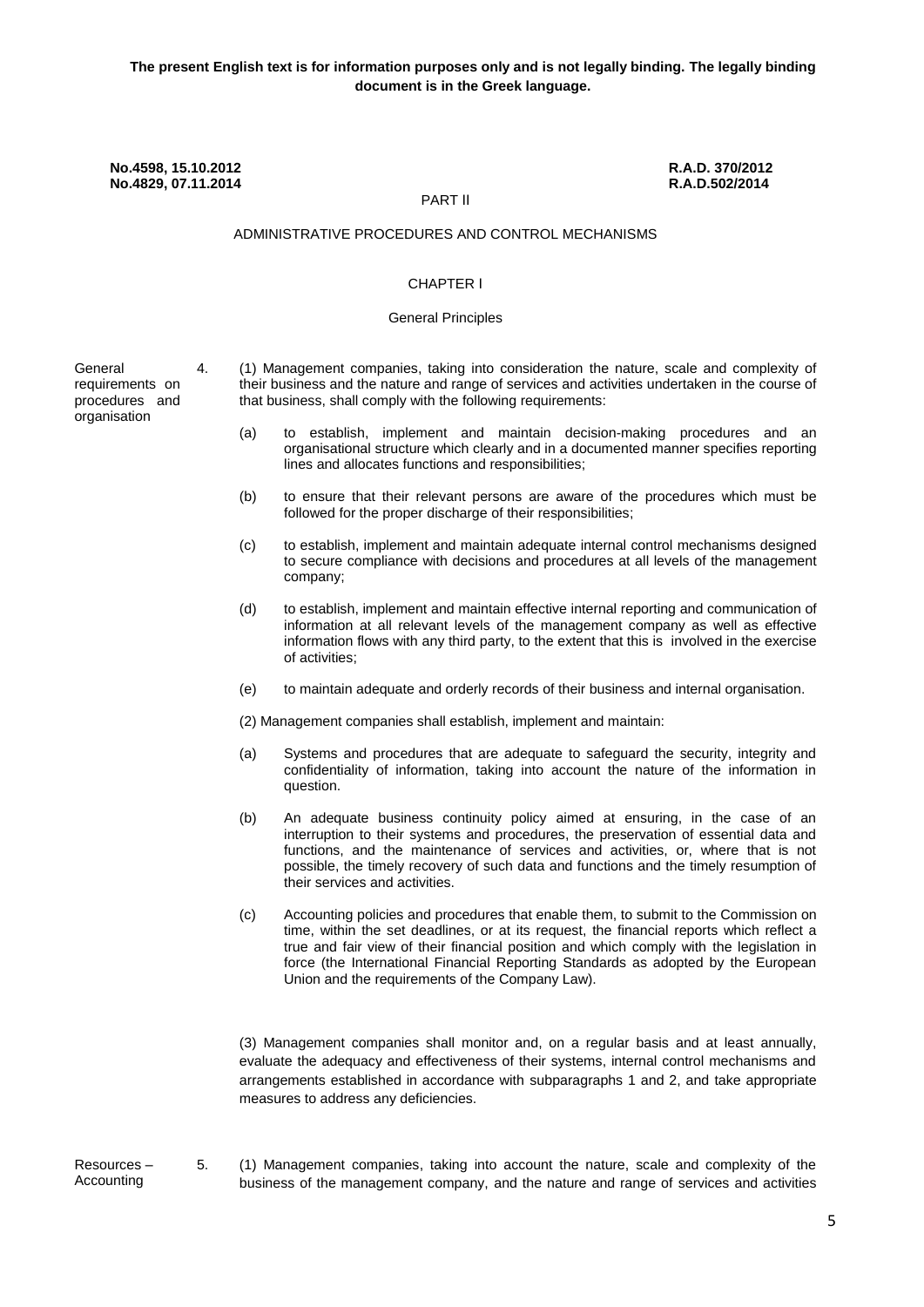**The present English text is for information purposes only and is not legally binding. The legally binding document is in the Greek language.**

**No.4598, 15.10.2012** **R.A.D. 370/2012**
**No.4829, 07.11.2014** **R.A.D.502/2014**

PART II

ADMINISTRATIVE PROCEDURES AND CONTROL MECHANISMS

CHAPTER I

General Principles

General requirements on procedures and organisation

4. (1) Management companies, taking into consideration the nature, scale and complexity of their business and the nature and range of services and activities undertaken in the course of that business, shall comply with the following requirements:

(a) to establish, implement and maintain decision-making procedures and an organisational structure which clearly and in a documented manner specifies reporting lines and allocates functions and responsibilities;

(b) to ensure that their relevant persons are aware of the procedures which must be followed for the proper discharge of their responsibilities;

(c) to establish, implement and maintain adequate internal control mechanisms designed to secure compliance with decisions and procedures at all levels of the management company;

(d) to establish, implement and maintain effective internal reporting and communication of information at all relevant levels of the management company as well as effective information flows with any third party, to the extent that this is involved in the exercise of activities;

(e) to maintain adequate and orderly records of their business and internal organisation.

(2) Management companies shall establish, implement and maintain:

(a) Systems and procedures that are adequate to safeguard the security, integrity and confidentiality of information, taking into account the nature of the information in question.

(b) An adequate business continuity policy aimed at ensuring, in the case of an interruption to their systems and procedures, the preservation of essential data and functions, and the maintenance of services and activities, or, where that is not possible, the timely recovery of such data and functions and the timely resumption of their services and activities.

(c) Accounting policies and procedures that enable them, to submit to the Commission on time, within the set deadlines, or at its request, the financial reports which reflect a true and fair view of their financial position and which comply with the legislation in force (the International Financial Reporting Standards as adopted by the European Union and the requirements of the Company Law).

(3) Management companies shall monitor and, on a regular basis and at least annually, evaluate the adequacy and effectiveness of their systems, internal control mechanisms and arrangements established in accordance with subparagraphs 1 and 2, and take appropriate measures to address any deficiencies.

Resources – Accounting

5. (1) Management companies, taking into account the nature, scale and complexity of the business of the management company, and the nature and range of services and activities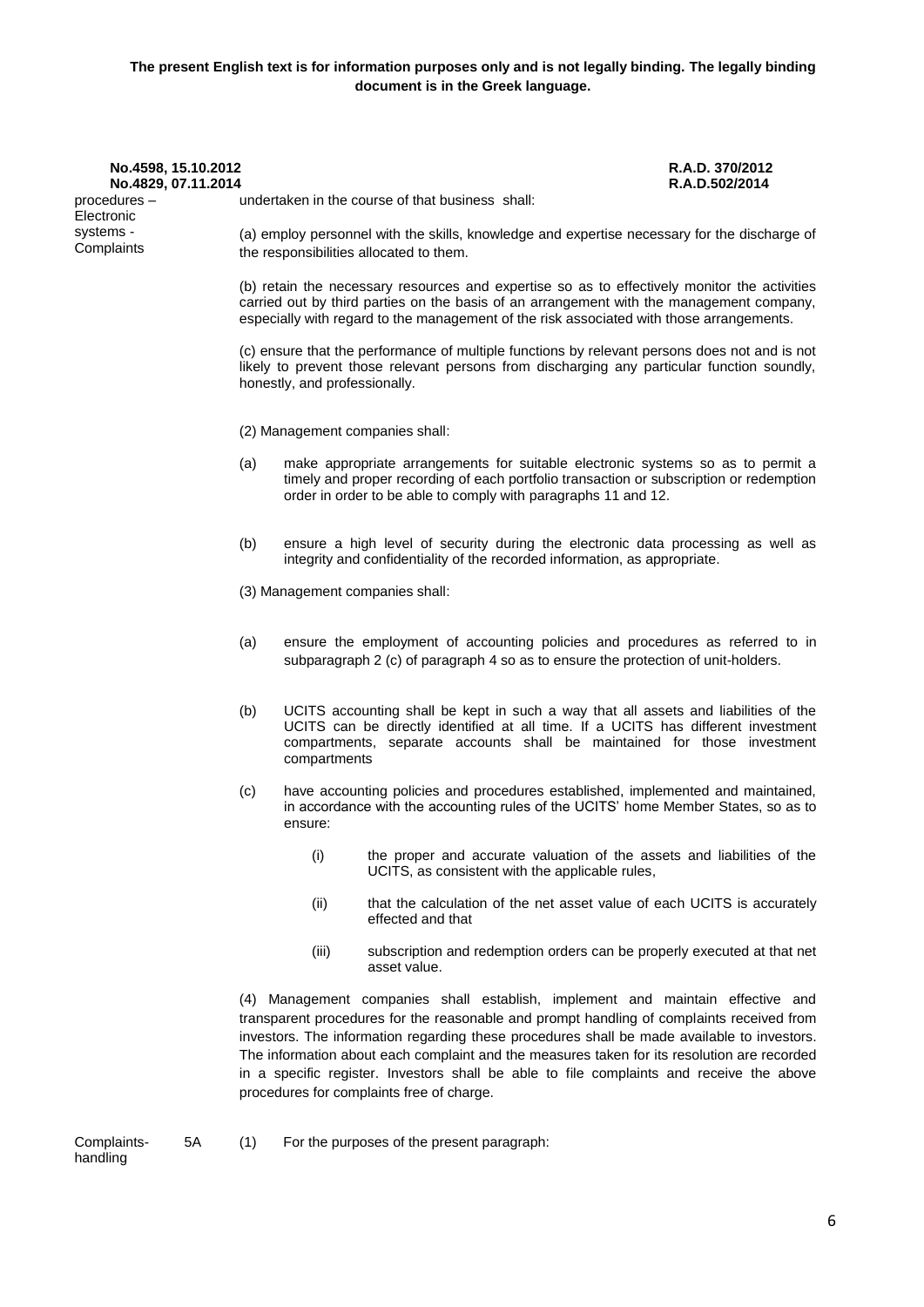**The present English text is for information purposes only and is not legally binding. The legally binding document is in the Greek language.**

**No.4598, 15.10.2012** **R.A.D. 370/2012**
**No.4829, 07.11.2014** **R.A.D.502/2014**

procedures – Electronic systems - Complaints

undertaken in the course of that business shall:

(a) employ personnel with the skills, knowledge and expertise necessary for the discharge of the responsibilities allocated to them.

(b) retain the necessary resources and expertise so as to effectively monitor the activities carried out by third parties on the basis of an arrangement with the management company, especially with regard to the management of the risk associated with those arrangements.

(c) ensure that the performance of multiple functions by relevant persons does not and is not likely to prevent those relevant persons from discharging any particular function soundly, honestly, and professionally.

(2) Management companies shall:

(a) make appropriate arrangements for suitable electronic systems so as to permit a timely and proper recording of each portfolio transaction or subscription or redemption order in order to be able to comply with paragraphs 11 and 12.

(b) ensure a high level of security during the electronic data processing as well as integrity and confidentiality of the recorded information, as appropriate.

(3) Management companies shall:

(a) ensure the employment of accounting policies and procedures as referred to in subparagraph 2 (c) of paragraph 4 so as to ensure the protection of unit-holders.

(b) UCITS accounting shall be kept in such a way that all assets and liabilities of the UCITS can be directly identified at all time. If a UCITS has different investment compartments, separate accounts shall be maintained for those investment compartments

(c) have accounting policies and procedures established, implemented and maintained, in accordance with the accounting rules of the UCITS' home Member States, so as to ensure:

(i) the proper and accurate valuation of the assets and liabilities of the UCITS, as consistent with the applicable rules,

(ii) that the calculation of the net asset value of each UCITS is accurately effected and that

(iii) subscription and redemption orders can be properly executed at that net asset value.

(4) Management companies shall establish, implement and maintain effective and transparent procedures for the reasonable and prompt handling of complaints received from investors. The information regarding these procedures shall be made available to investors. The information about each complaint and the measures taken for its resolution are recorded in a specific register. Investors shall be able to file complaints and receive the above procedures for complaints free of charge.

Complaints-handling

5A (1) For the purposes of the present paragraph: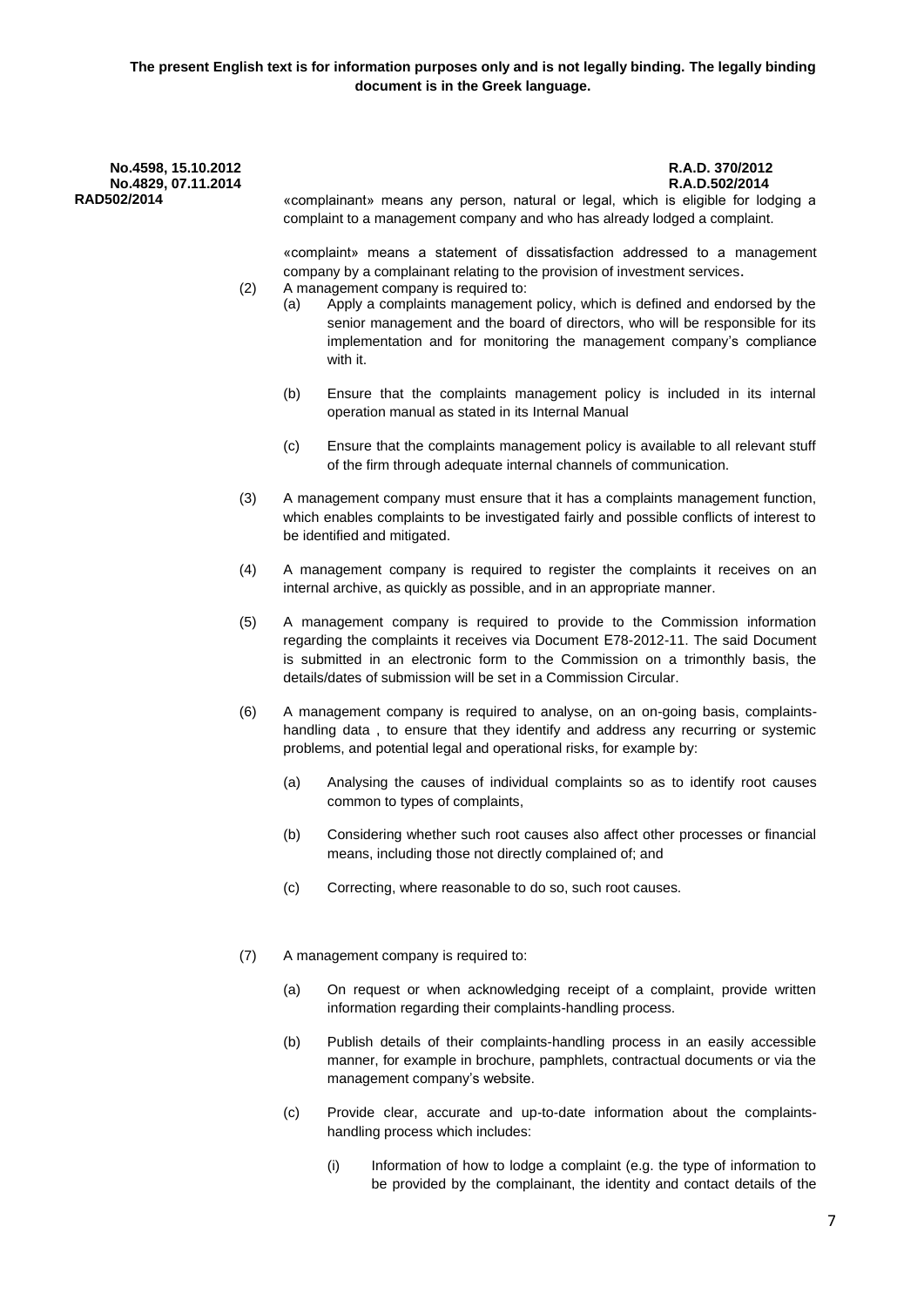**The present English text is for information purposes only and is not legally binding. The legally binding document is in the Greek language.**

**No.4598, 15.10.2012**
**No.4829, 07.11.2014**
**RAD502/2014**

**R.A.D. 370/2012**
**R.A.D.502/2014**

«complainant» means any person, natural or legal, which is eligible for lodging a complaint to a management company and who has already lodged a complaint.

«complaint» means a statement of dissatisfaction addressed to a management company by a complainant relating to the provision of investment services.

(2) A management company is required to:

(a) Apply a complaints management policy, which is defined and endorsed by the senior management and the board of directors, who will be responsible for its implementation and for monitoring the management company's compliance with it.

(b) Ensure that the complaints management policy is included in its internal operation manual as stated in its Internal Manual

(c) Ensure that the complaints management policy is available to all relevant stuff of the firm through adequate internal channels of communication.

(3) A management company must ensure that it has a complaints management function, which enables complaints to be investigated fairly and possible conflicts of interest to be identified and mitigated.

(4) A management company is required to register the complaints it receives on an internal archive, as quickly as possible, and in an appropriate manner.

(5) A management company is required to provide to the Commission information regarding the complaints it receives via Document E78-2012-11. The said Document is submitted in an electronic form to the Commission on a trimonthly basis, the details/dates of submission will be set in a Commission Circular.

(6) A management company is required to analyse, on an on-going basis, complaints-handling data , to ensure that they identify and address any recurring or systemic problems, and potential legal and operational risks, for example by:

(a) Analysing the causes of individual complaints so as to identify root causes common to types of complaints,

(b) Considering whether such root causes also affect other processes or financial means, including those not directly complained of; and

(c) Correcting, where reasonable to do so, such root causes.

(7) A management company is required to:

(a) On request or when acknowledging receipt of a complaint, provide written information regarding their complaints-handling process.

(b) Publish details of their complaints-handling process in an easily accessible manner, for example in brochure, pamphlets, contractual documents or via the management company's website.

(c) Provide clear, accurate and up-to-date information about the complaints-handling process which includes:

(i) Information of how to lodge a complaint (e.g. the type of information to be provided by the complainant, the identity and contact details of the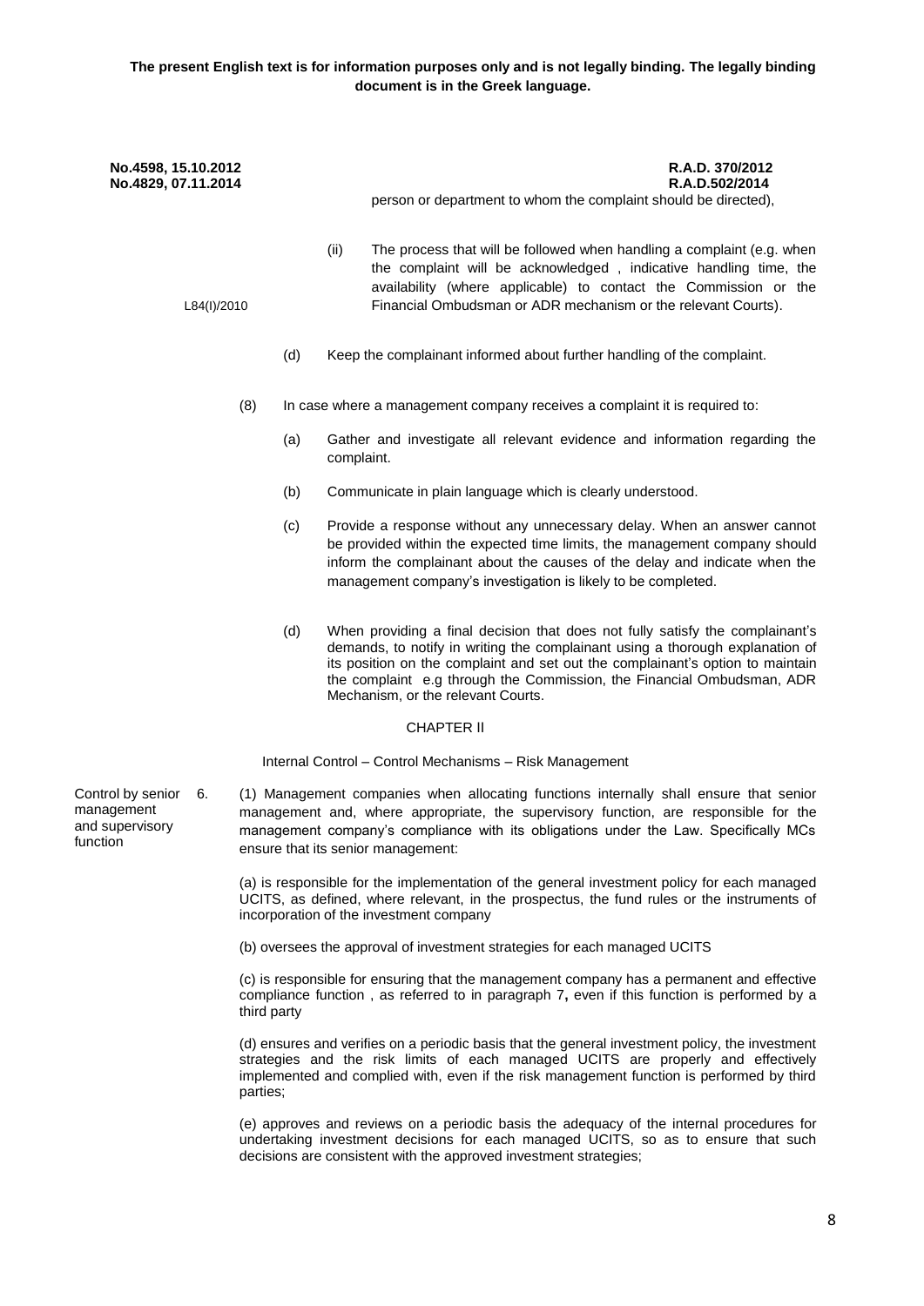person or department to whom the complaint should be directed),

(ii) The process that will be followed when handling a complaint (e.g. when the complaint will be acknowledged , indicative handling time, the availability (where applicable) to contact the Commission or the Financial Ombudsman or ADR mechanism or the relevant Courts).

L84(I)/2010

(d) Keep the complainant informed about further handling of the complaint.

(8) In case where a management company receives a complaint it is required to:

(a) Gather and investigate all relevant evidence and information regarding the complaint.

(b) Communicate in plain language which is clearly understood.

(c) Provide a response without any unnecessary delay. When an answer cannot be provided within the expected time limits, the management company should inform the complainant about the causes of the delay and indicate when the management company's investigation is likely to be completed.

(d) When providing a final decision that does not fully satisfy the complainant's demands, to notify in writing the complainant using a thorough explanation of its position on the complaint and set out the complainant's option to maintain the complaint e.g through the Commission, the Financial Ombudsman, ADR Mechanism, or the relevant Courts.

## CHAPTER II

### Internal Control – Control Mechanisms – Risk Management

Control by senior management and supervisory function

6. (1) Management companies when allocating functions internally shall ensure that senior management and, where appropriate, the supervisory function, are responsible for the management company's compliance with its obligations under the Law. Specifically MCs ensure that its senior management:

(a) is responsible for the implementation of the general investment policy for each managed UCITS, as defined, where relevant, in the prospectus, the fund rules or the instruments of incorporation of the investment company

(b) oversees the approval of investment strategies for each managed UCITS

(c) is responsible for ensuring that the management company has a permanent and effective compliance function , as referred to in paragraph 7**,** even if this function is performed by a third party

(d) ensures and verifies on a periodic basis that the general investment policy, the investment strategies and the risk limits of each managed UCITS are properly and effectively implemented and complied with, even if the risk management function is performed by third parties;

(e) approves and reviews on a periodic basis the adequacy of the internal procedures for undertaking investment decisions for each managed UCITS, so as to ensure that such decisions are consistent with the approved investment strategies;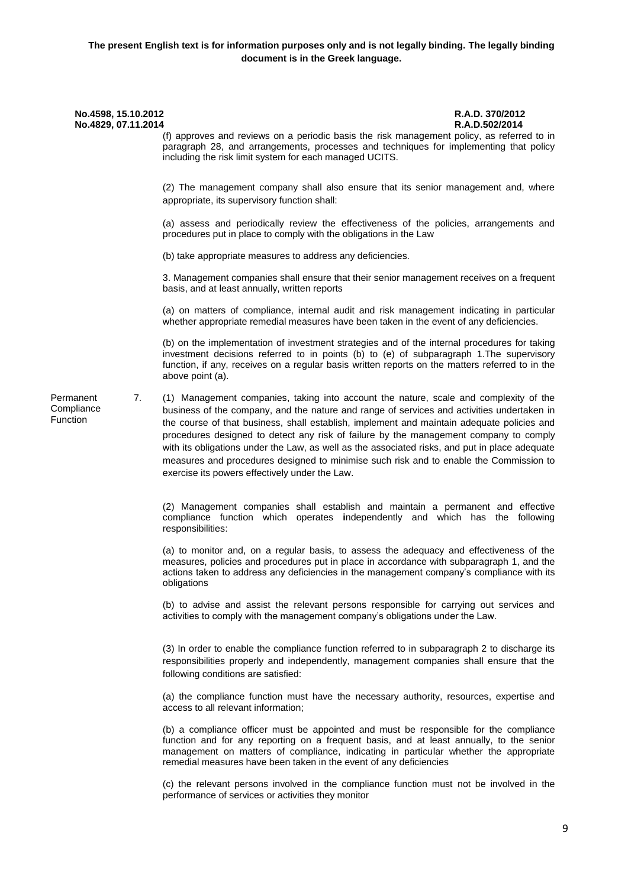**The present English text is for information purposes only and is not legally binding. The legally binding document is in the Greek language.**

**No.4598, 15.10.2012** **R.A.D. 370/2012**
**No.4829, 07.11.2014** **R.A.D.502/2014**

(f) approves and reviews on a periodic basis the risk management policy, as referred to in paragraph 28, and arrangements, processes and techniques for implementing that policy including the risk limit system for each managed UCITS.

(2) The management company shall also ensure that its senior management and, where appropriate, its supervisory function shall:

(a) assess and periodically review the effectiveness of the policies, arrangements and procedures put in place to comply with the obligations in the Law

(b) take appropriate measures to address any deficiencies.

3. Management companies shall ensure that their senior management receives on a frequent basis, and at least annually, written reports

(a) on matters of compliance, internal audit and risk management indicating in particular whether appropriate remedial measures have been taken in the event of any deficiencies.

(b) on the implementation of investment strategies and of the internal procedures for taking investment decisions referred to in points (b) to (e) of subparagraph 1.The supervisory function, if any, receives on a regular basis written reports on the matters referred to in the above point (a).

Permanent Compliance Function

7. (1) Management companies, taking into account the nature, scale and complexity of the business of the company, and the nature and range of services and activities undertaken in the course of that business, shall establish, implement and maintain adequate policies and procedures designed to detect any risk of failure by the management company to comply with its obligations under the Law, as well as the associated risks, and put in place adequate measures and procedures designed to minimise such risk and to enable the Commission to exercise its powers effectively under the Law.

(2) Management companies shall establish and maintain a permanent and effective compliance function which operates independently and which has the following responsibilities:

(a) to monitor and, on a regular basis, to assess the adequacy and effectiveness of the measures, policies and procedures put in place in accordance with subparagraph 1, and the actions taken to address any deficiencies in the management company's compliance with its obligations

(b) to advise and assist the relevant persons responsible for carrying out services and activities to comply with the management company's obligations under the Law.

(3) In order to enable the compliance function referred to in subparagraph 2 to discharge its responsibilities properly and independently, management companies shall ensure that the following conditions are satisfied:

(a) the compliance function must have the necessary authority, resources, expertise and access to all relevant information;

(b) a compliance officer must be appointed and must be responsible for the compliance function and for any reporting on a frequent basis, and at least annually, to the senior management on matters of compliance, indicating in particular whether the appropriate remedial measures have been taken in the event of any deficiencies

(c) the relevant persons involved in the compliance function must not be involved in the performance of services or activities they monitor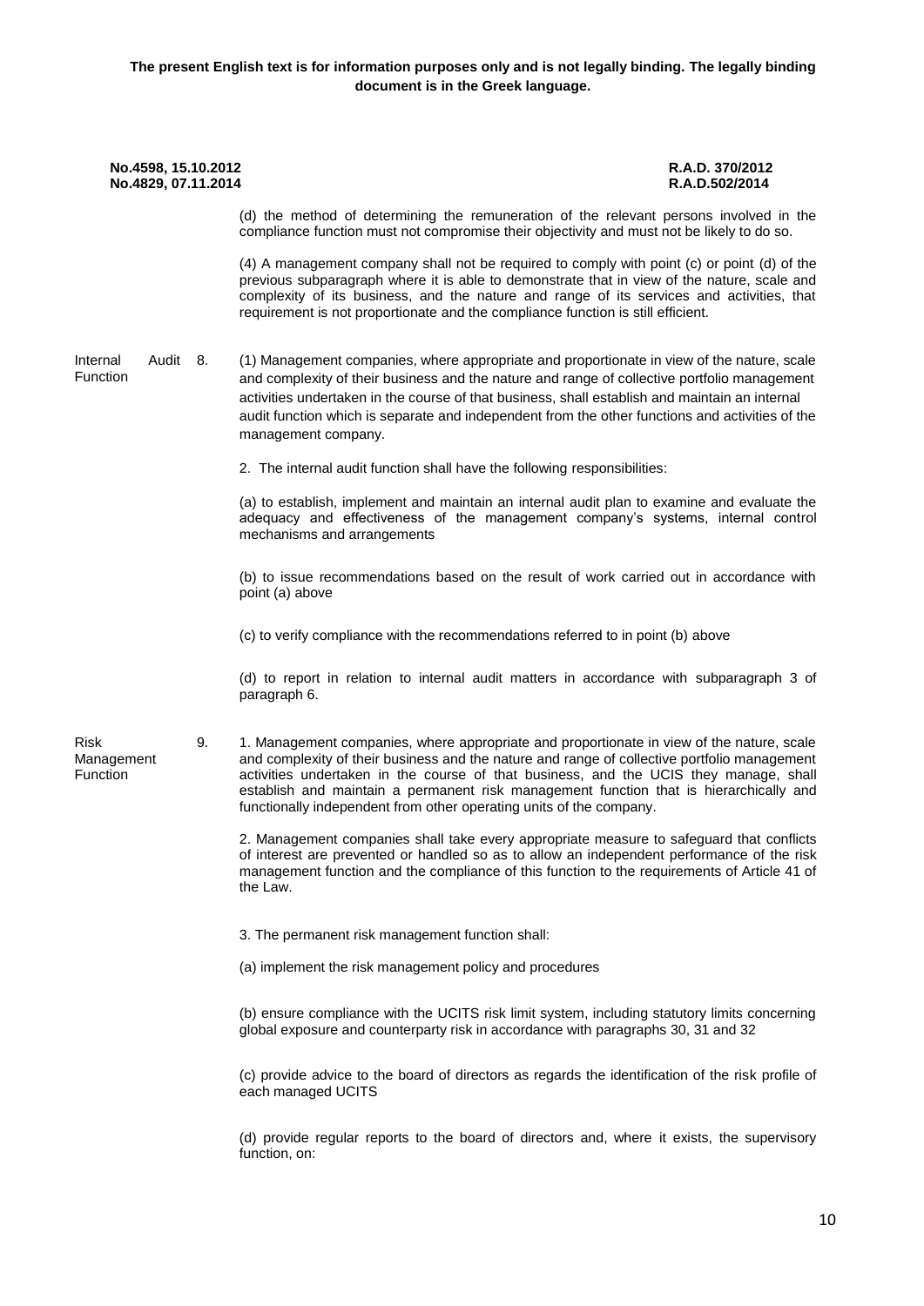(d) the method of determining the remuneration of the relevant persons involved in the compliance function must not compromise their objectivity and must not be likely to do so.

(4) A management company shall not be required to comply with point (c) or point (d) of the previous subparagraph where it is able to demonstrate that in view of the nature, scale and complexity of its business, and the nature and range of its services and activities, that requirement is not proportionate and the compliance function is still efficient.

**Internal Audit Function**

8. (1) Management companies, where appropriate and proportionate in view of the nature, scale and complexity of their business and the nature and range of collective portfolio management activities undertaken in the course of that business, shall establish and maintain an internal audit function which is separate and independent from the other functions and activities of the management company.

2. The internal audit function shall have the following responsibilities:

(a) to establish, implement and maintain an internal audit plan to examine and evaluate the adequacy and effectiveness of the management company's systems, internal control mechanisms and arrangements

(b) to issue recommendations based on the result of work carried out in accordance with point (a) above

(c) to verify compliance with the recommendations referred to in point (b) above

(d) to report in relation to internal audit matters in accordance with subparagraph 3 of paragraph 6.

**Risk Management Function**

9. 1. Management companies, where appropriate and proportionate in view of the nature, scale and complexity of their business and the nature and range of collective portfolio management activities undertaken in the course of that business, and the UCIS they manage, shall establish and maintain a permanent risk management function that is hierarchically and functionally independent from other operating units of the company.

2. Management companies shall take every appropriate measure to safeguard that conflicts of interest are prevented or handled so as to allow an independent performance of the risk management function and the compliance of this function to the requirements of Article 41 of the Law.

3. The permanent risk management function shall:

(a) implement the risk management policy and procedures

(b) ensure compliance with the UCITS risk limit system, including statutory limits concerning global exposure and counterparty risk in accordance with paragraphs 30, 31 and 32

(c) provide advice to the board of directors as regards the identification of the risk profile of each managed UCITS

(d) provide regular reports to the board of directors and, where it exists, the supervisory function, on: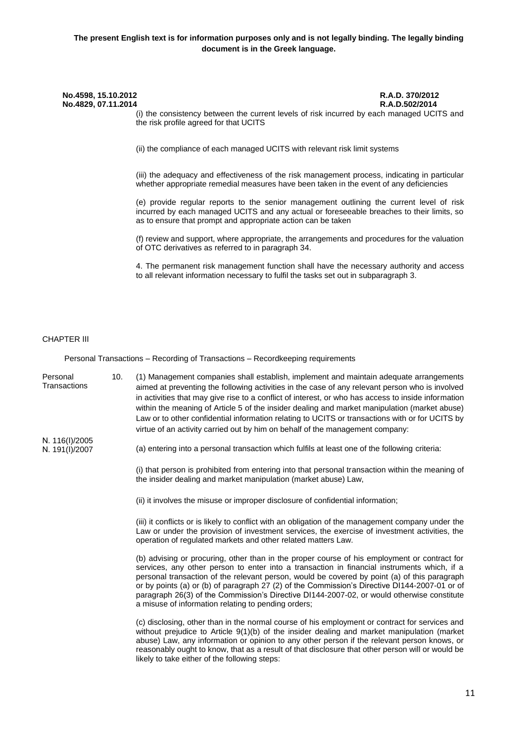**The present English text is for information purposes only and is not legally binding. The legally binding document is in the Greek language.**

**No.4598, 15.10.2012** **R.A.D. 370/2012**
**No.4829, 07.11.2014** **R.A.D.502/2014**

(i) the consistency between the current levels of risk incurred by each managed UCITS and the risk profile agreed for that UCITS

(ii) the compliance of each managed UCITS with relevant risk limit systems

(iii) the adequacy and effectiveness of the risk management process, indicating in particular whether appropriate remedial measures have been taken in the event of any deficiencies

(e) provide regular reports to the senior management outlining the current level of risk incurred by each managed UCITS and any actual or foreseeable breaches to their limits, so as to ensure that prompt and appropriate action can be taken

(f) review and support, where appropriate, the arrangements and procedures for the valuation of OTC derivatives as referred to in paragraph 34.

4. The permanent risk management function shall have the necessary authority and access to all relevant information necessary to fulfil the tasks set out in subparagraph 3.

CHAPTER III

Personal Transactions – Recording of Transactions – Recordkeeping requirements

Personal Transactions

10. (1) Management companies shall establish, implement and maintain adequate arrangements aimed at preventing the following activities in the case of any relevant person who is involved in activities that may give rise to a conflict of interest, or who has access to inside information within the meaning of Article 5 of the insider dealing and market manipulation (market abuse) Law or to other confidential information relating to UCITS or transactions with or for UCITS by virtue of an activity carried out by him on behalf of the management company:

N. 116(I)/2005
N. 191(I)/2007

(a) entering into a personal transaction which fulfils at least one of the following criteria:

(i) that person is prohibited from entering into that personal transaction within the meaning of the insider dealing and market manipulation (market abuse) Law,

(ii) it involves the misuse or improper disclosure of confidential information;

(iii) it conflicts or is likely to conflict with an obligation of the management company under the Law or under the provision of investment services, the exercise of investment activities, the operation of regulated markets and other related matters Law.

(b) advising or procuring, other than in the proper course of his employment or contract for services, any other person to enter into a transaction in financial instruments which, if a personal transaction of the relevant person, would be covered by point (a) of this paragraph or by points (a) or (b) of paragraph 27 (2) of the Commission's Directive DI144-2007-01 or of paragraph 26(3) of the Commission's Directive DI144-2007-02, or would otherwise constitute a misuse of information relating to pending orders;

(c) disclosing, other than in the normal course of his employment or contract for services and without prejudice to Article 9(1)(b) of the insider dealing and market manipulation (market abuse) Law, any information or opinion to any other person if the relevant person knows, or reasonably ought to know, that as a result of that disclosure that other person will or would be likely to take either of the following steps: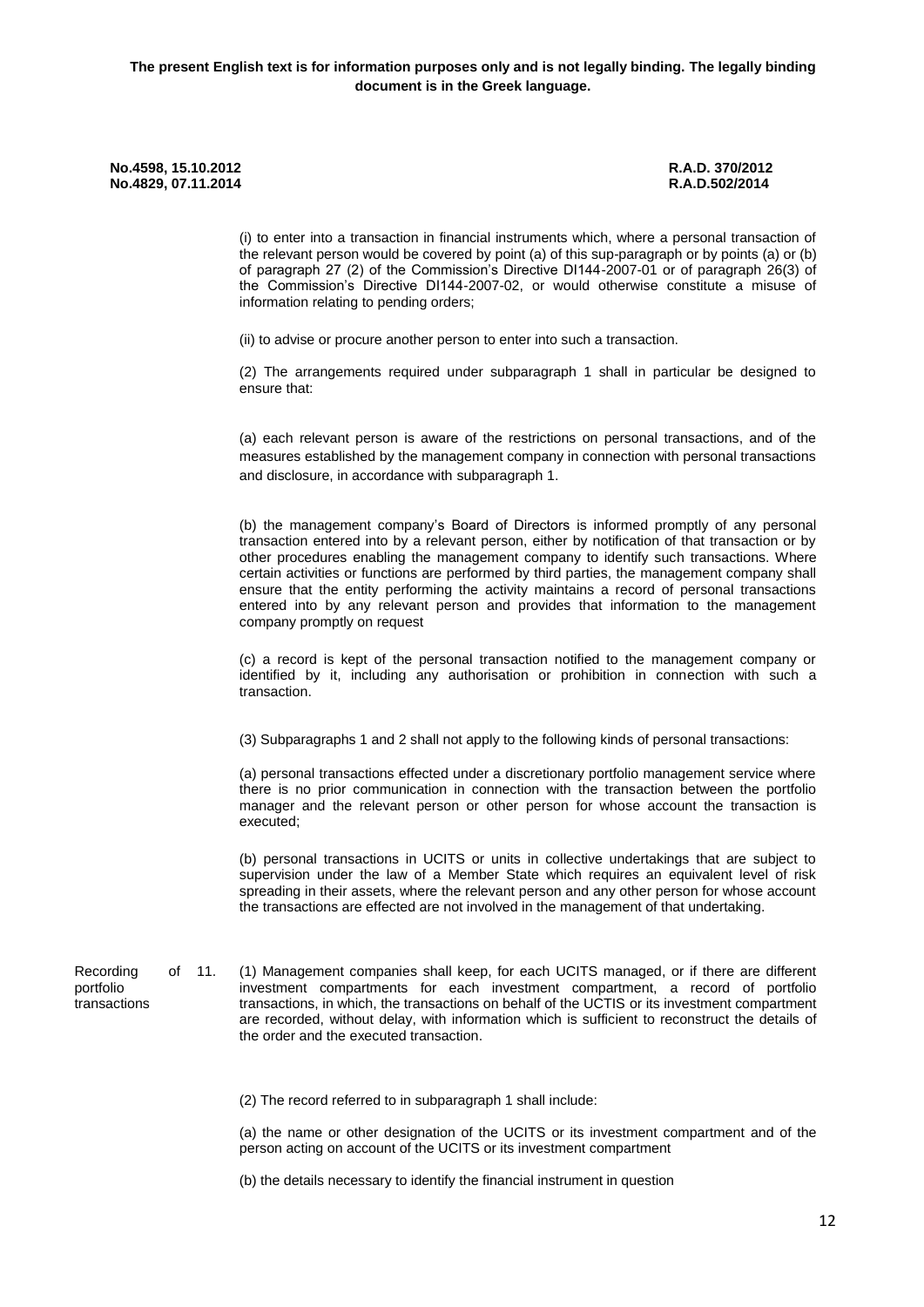**The present English text is for information purposes only and is not legally binding. The legally binding document is in the Greek language.**

**No.4598, 15.10.2012** **R.A.D. 370/2012**
**No.4829, 07.11.2014** **R.A.D.502/2014**

(i) to enter into a transaction in financial instruments which, where a personal transaction of the relevant person would be covered by point (a) of this sup-paragraph or by points (a) or (b) of paragraph 27 (2) of the Commission's Directive DI144-2007-01 or of paragraph 26(3) of the Commission's Directive DI144-2007-02, or would otherwise constitute a misuse of information relating to pending orders;

(ii) to advise or procure another person to enter into such a transaction.

(2) The arrangements required under subparagraph 1 shall in particular be designed to ensure that:

(a) each relevant person is aware of the restrictions on personal transactions, and of the measures established by the management company in connection with personal transactions and disclosure, in accordance with subparagraph 1.

(b) the management company's Board of Directors is informed promptly of any personal transaction entered into by a relevant person, either by notification of that transaction or by other procedures enabling the management company to identify such transactions. Where certain activities or functions are performed by third parties, the management company shall ensure that the entity performing the activity maintains a record of personal transactions entered into by any relevant person and provides that information to the management company promptly on request

(c) a record is kept of the personal transaction notified to the management company or identified by it, including any authorisation or prohibition in connection with such a transaction.

(3) Subparagraphs 1 and 2 shall not apply to the following kinds of personal transactions:

(a) personal transactions effected under a discretionary portfolio management service where there is no prior communication in connection with the transaction between the portfolio manager and the relevant person or other person for whose account the transaction is executed;

(b) personal transactions in UCITS or units in collective undertakings that are subject to supervision under the law of a Member State which requires an equivalent level of risk spreading in their assets, where the relevant person and any other person for whose account the transactions are effected are not involved in the management of that undertaking.

Recording of portfolio transactions

11. (1) Management companies shall keep, for each UCITS managed, or if there are different investment compartments for each investment compartment, a record of portfolio transactions, in which, the transactions on behalf of the UCTIS or its investment compartment are recorded, without delay, with information which is sufficient to reconstruct the details of the order and the executed transaction.

(2) The record referred to in subparagraph 1 shall include:

(a) the name or other designation of the UCITS or its investment compartment and of the person acting on account of the UCITS or its investment compartment

(b) the details necessary to identify the financial instrument in question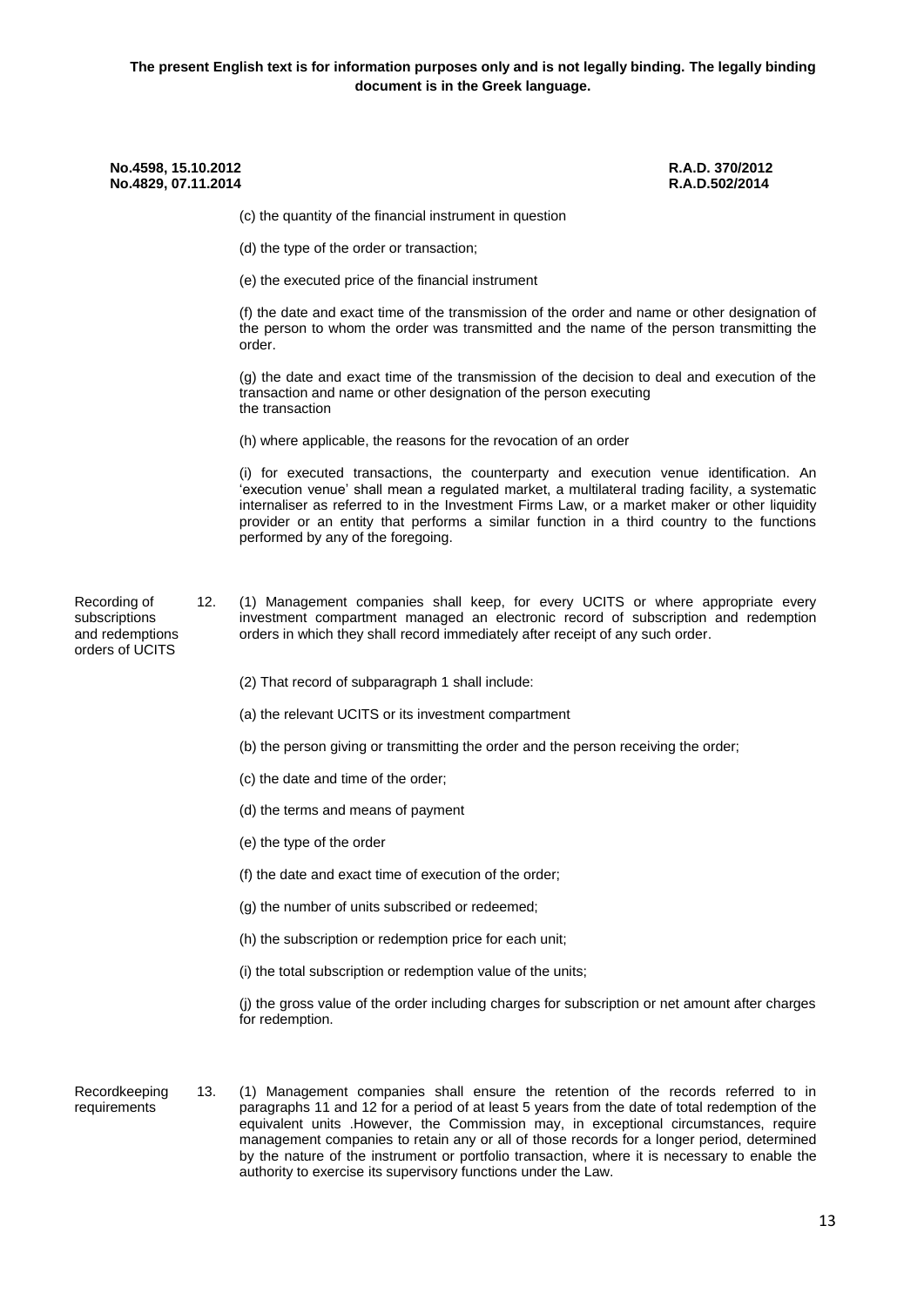(c) the quantity of the financial instrument in question

(d) the type of the order or transaction;

(e) the executed price of the financial instrument

(f) the date and exact time of the transmission of the order and name or other designation of the person to whom the order was transmitted and the name of the person transmitting the order.

(g) the date and exact time of the transmission of the decision to deal and execution of the transaction and name or other designation of the person executing the transaction

(h) where applicable, the reasons for the revocation of an order

(i) for executed transactions, the counterparty and execution venue identification. An 'execution venue' shall mean a regulated market, a multilateral trading facility, a systematic internaliser as referred to in the Investment Firms Law, or a market maker or other liquidity provider or an entity that performs a similar function in a third country to the functions performed by any of the foregoing.

**Recording of subscriptions and redemptions orders of UCITS**

12. (1) Management companies shall keep, for every UCITS or where appropriate every investment compartment managed an electronic record of subscription and redemption orders in which they shall record immediately after receipt of any such order.

(2) That record of subparagraph 1 shall include:

(a) the relevant UCITS or its investment compartment

(b) the person giving or transmitting the order and the person receiving the order;

(c) the date and time of the order;

(d) the terms and means of payment

(e) the type of the order

(f) the date and exact time of execution of the order;

(g) the number of units subscribed or redeemed;

(h) the subscription or redemption price for each unit;

(i) the total subscription or redemption value of the units;

(j) the gross value of the order including charges for subscription or net amount after charges for redemption.

**Recordkeeping requirements**

13. (1) Management companies shall ensure the retention of the records referred to in paragraphs 11 and 12 for a period of at least 5 years from the date of total redemption of the equivalent units .However, the Commission may, in exceptional circumstances, require management companies to retain any or all of those records for a longer period, determined by the nature of the instrument or portfolio transaction, where it is necessary to enable the authority to exercise its supervisory functions under the Law.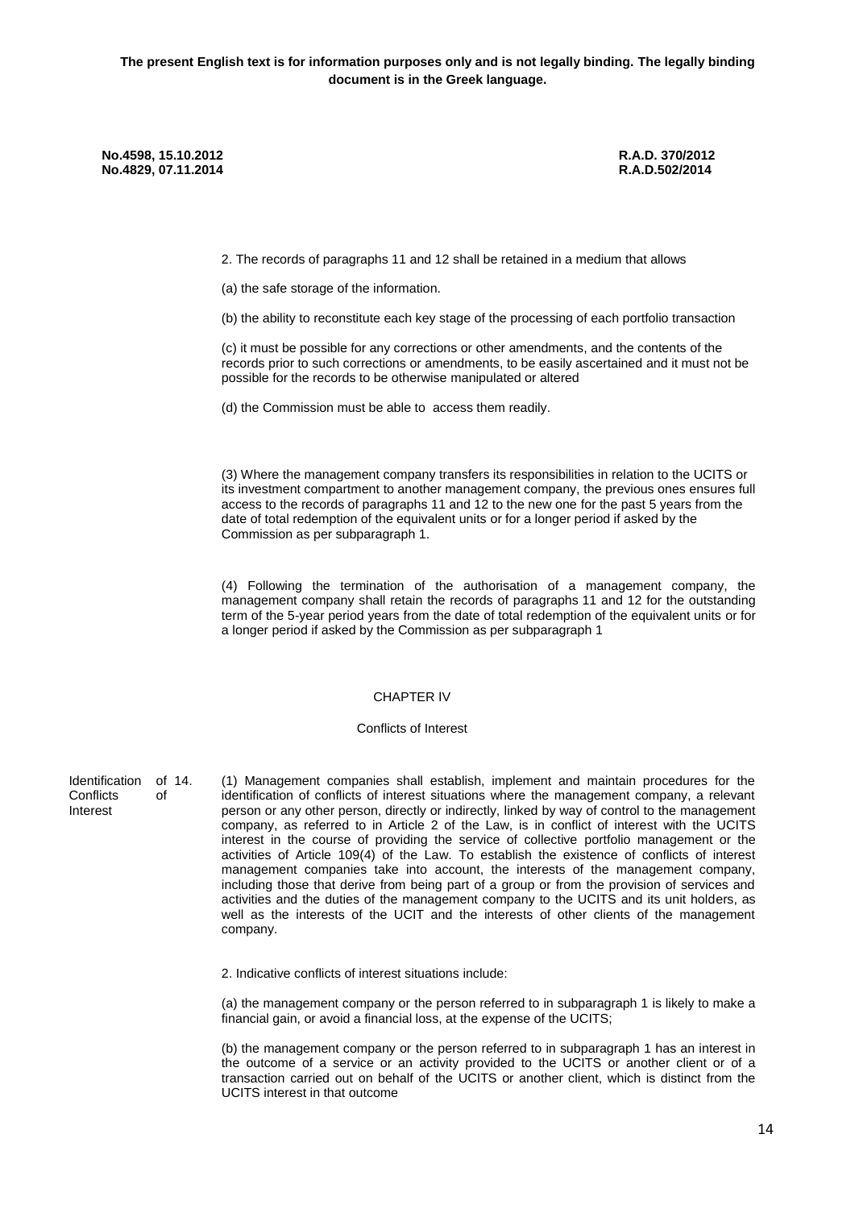**The present English text is for information purposes only and is not legally binding. The legally binding document is in the Greek language.**

**No.4598, 15.10.2012 R.A.D. 370/2012**
**No.4829, 07.11.2014 R.A.D.502/2014**

2. The records of paragraphs 11 and 12 shall be retained in a medium that allows

(a) the safe storage of the information.

(b) the ability to reconstitute each key stage of the processing of each portfolio transaction

(c) it must be possible for any corrections or other amendments, and the contents of the records prior to such corrections or amendments, to be easily ascertained and it must not be possible for the records to be otherwise manipulated or altered

(d) the Commission must be able to access them readily.

(3) Where the management company transfers its responsibilities in relation to the UCITS or its investment compartment to another management company, the previous ones ensures full access to the records of paragraphs 11 and 12 to the new one for the past 5 years from the date of total redemption of the equivalent units or for a longer period if asked by the Commission as per subparagraph 1.

(4) Following the termination of the authorisation of a management company, the management company shall retain the records of paragraphs 11 and 12 for the outstanding term of the 5-year period years from the date of total redemption of the equivalent units or for a longer period if asked by the Commission as per subparagraph 1

## CHAPTER IV

### Conflicts of Interest

Identification of Conflicts of Interest

14. (1) Management companies shall establish, implement and maintain procedures for the identification of conflicts of interest situations where the management company, a relevant person or any other person, directly or indirectly, linked by way of control to the management company, as referred to in Article 2 of the Law, is in conflict of interest with the UCITS interest in the course of providing the service of collective portfolio management or the activities of Article 109(4) of the Law. To establish the existence of conflicts of interest management companies take into account, the interests of the management company, including those that derive from being part of a group or from the provision of services and activities and the duties of the management company to the UCITS and its unit holders, as well as the interests of the UCIT and the interests of other clients of the management company.

2. Indicative conflicts of interest situations include:

(a) the management company or the person referred to in subparagraph 1 is likely to make a financial gain, or avoid a financial loss, at the expense of the UCITS;

(b) the management company or the person referred to in subparagraph 1 has an interest in the outcome of a service or an activity provided to the UCITS or another client or of a transaction carried out on behalf of the UCITS or another client, which is distinct from the UCITS interest in that outcome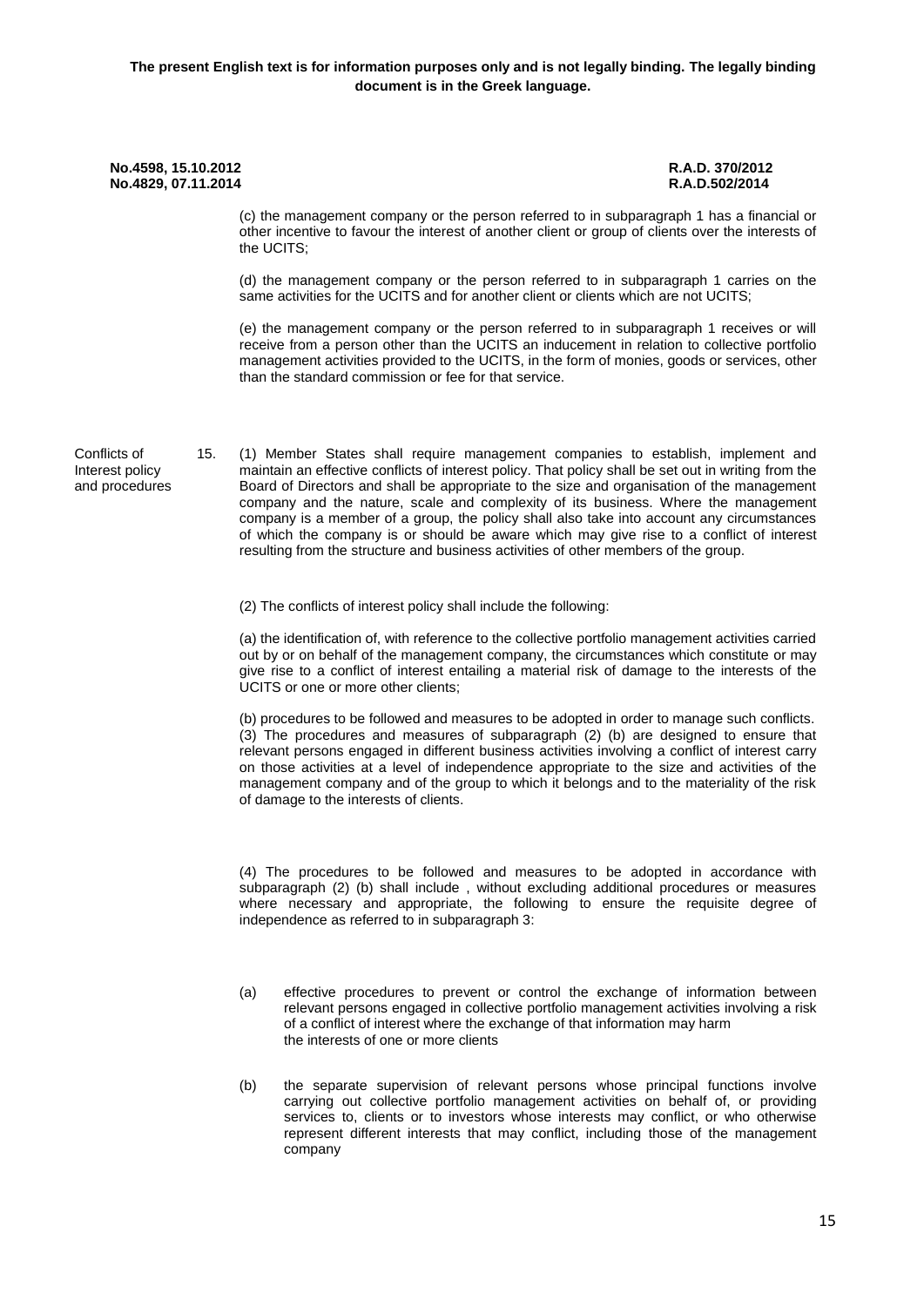(c) the management company or the person referred to in subparagraph 1 has a financial or other incentive to favour the interest of another client or group of clients over the interests of the UCITS;

(d) the management company or the person referred to in subparagraph 1 carries on the same activities for the UCITS and for another client or clients which are not UCITS;

(e) the management company or the person referred to in subparagraph 1 receives or will receive from a person other than the UCITS an inducement in relation to collective portfolio management activities provided to the UCITS, in the form of monies, goods or services, other than the standard commission or fee for that service.

**Conflicts of Interest policy and procedures**

15. (1) Member States shall require management companies to establish, implement and maintain an effective conflicts of interest policy. That policy shall be set out in writing from the Board of Directors and shall be appropriate to the size and organisation of the management company and the nature, scale and complexity of its business. Where the management company is a member of a group, the policy shall also take into account any circumstances of which the company is or should be aware which may give rise to a conflict of interest resulting from the structure and business activities of other members of the group.

(2) The conflicts of interest policy shall include the following:

(a) the identification of, with reference to the collective portfolio management activities carried out by or on behalf of the management company, the circumstances which constitute or may give rise to a conflict of interest entailing a material risk of damage to the interests of the UCITS or one or more other clients;

(b) procedures to be followed and measures to be adopted in order to manage such conflicts.

(3) The procedures and measures of subparagraph (2) (b) are designed to ensure that relevant persons engaged in different business activities involving a conflict of interest carry on those activities at a level of independence appropriate to the size and activities of the management company and of the group to which it belongs and to the materiality of the risk of damage to the interests of clients.

(4) The procedures to be followed and measures to be adopted in accordance with subparagraph (2) (b) shall include , without excluding additional procedures or measures where necessary and appropriate, the following to ensure the requisite degree of independence as referred to in subparagraph 3:

(a) effective procedures to prevent or control the exchange of information between relevant persons engaged in collective portfolio management activities involving a risk of a conflict of interest where the exchange of that information may harm the interests of one or more clients

(b) the separate supervision of relevant persons whose principal functions involve carrying out collective portfolio management activities on behalf of, or providing services to, clients or to investors whose interests may conflict, or who otherwise represent different interests that may conflict, including those of the management company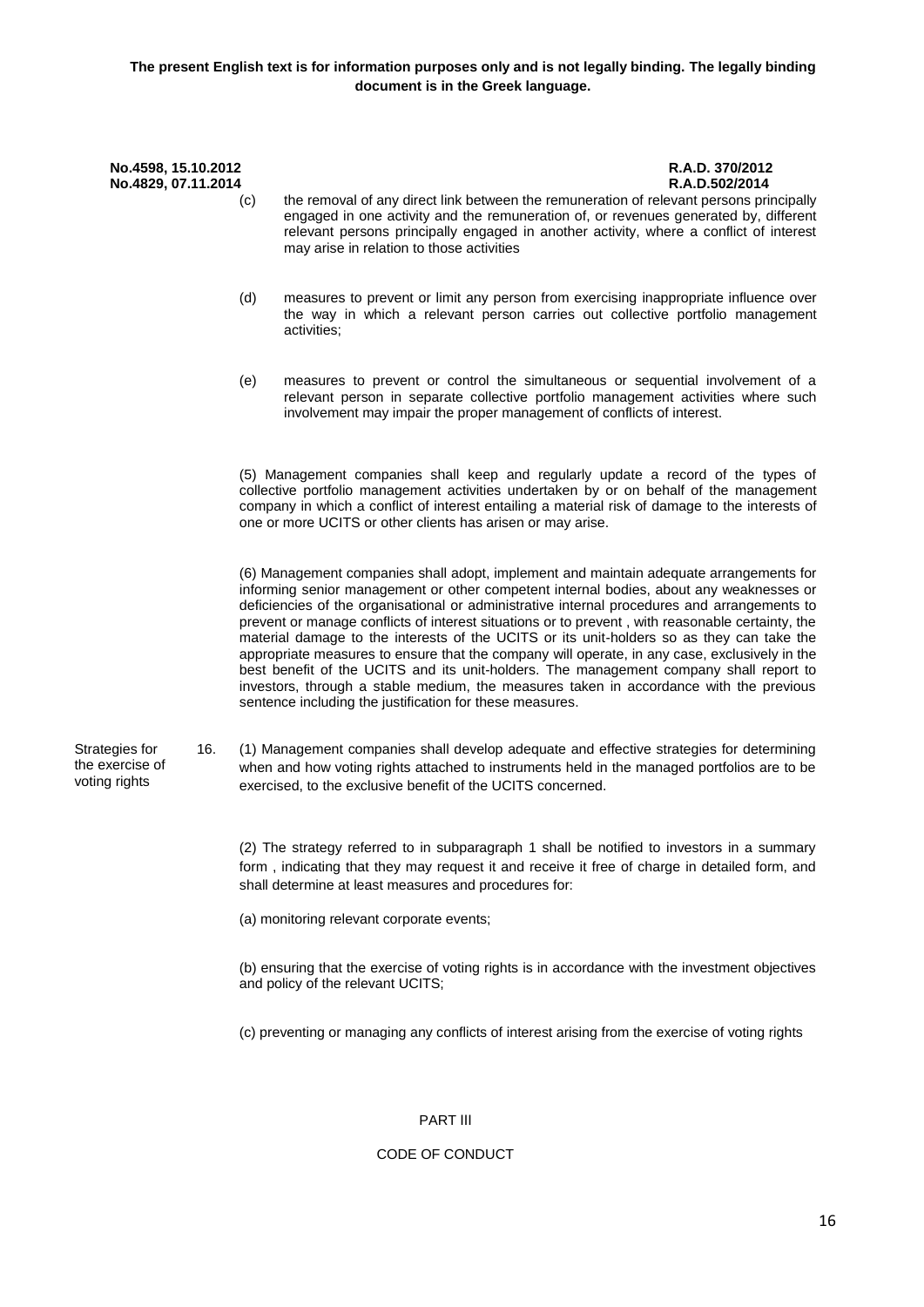**The present English text is for information purposes only and is not legally binding. The legally binding document is in the Greek language.**

**No.4598, 15.10.2012** **R.A.D. 370/2012**
**No.4829, 07.11.2014** **R.A.D.502/2014**

(c) the removal of any direct link between the remuneration of relevant persons principally engaged in one activity and the remuneration of, or revenues generated by, different relevant persons principally engaged in another activity, where a conflict of interest may arise in relation to those activities

(d) measures to prevent or limit any person from exercising inappropriate influence over the way in which a relevant person carries out collective portfolio management activities;

(e) measures to prevent or control the simultaneous or sequential involvement of a relevant person in separate collective portfolio management activities where such involvement may impair the proper management of conflicts of interest.

(5) Management companies shall keep and regularly update a record of the types of collective portfolio management activities undertaken by or on behalf of the management company in which a conflict of interest entailing a material risk of damage to the interests of one or more UCITS or other clients has arisen or may arise.

(6) Management companies shall adopt, implement and maintain adequate arrangements for informing senior management or other competent internal bodies, about any weaknesses or deficiencies of the organisational or administrative internal procedures and arrangements to prevent or manage conflicts of interest situations or to prevent , with reasonable certainty, the material damage to the interests of the UCITS or its unit-holders so as they can take the appropriate measures to ensure that the company will operate, in any case, exclusively in the best benefit of the UCITS and its unit-holders. The management company shall report to investors, through a stable medium, the measures taken in accordance with the previous sentence including the justification for these measures.

Strategies for the exercise of voting rights

16. (1) Management companies shall develop adequate and effective strategies for determining when and how voting rights attached to instruments held in the managed portfolios are to be exercised, to the exclusive benefit of the UCITS concerned.

(2) The strategy referred to in subparagraph 1 shall be notified to investors in a summary form , indicating that they may request it and receive it free of charge in detailed form, and shall determine at least measures and procedures for:

(a) monitoring relevant corporate events;

(b) ensuring that the exercise of voting rights is in accordance with the investment objectives and policy of the relevant UCITS;

(c) preventing or managing any conflicts of interest arising from the exercise of voting rights

## PART III

## CODE OF CONDUCT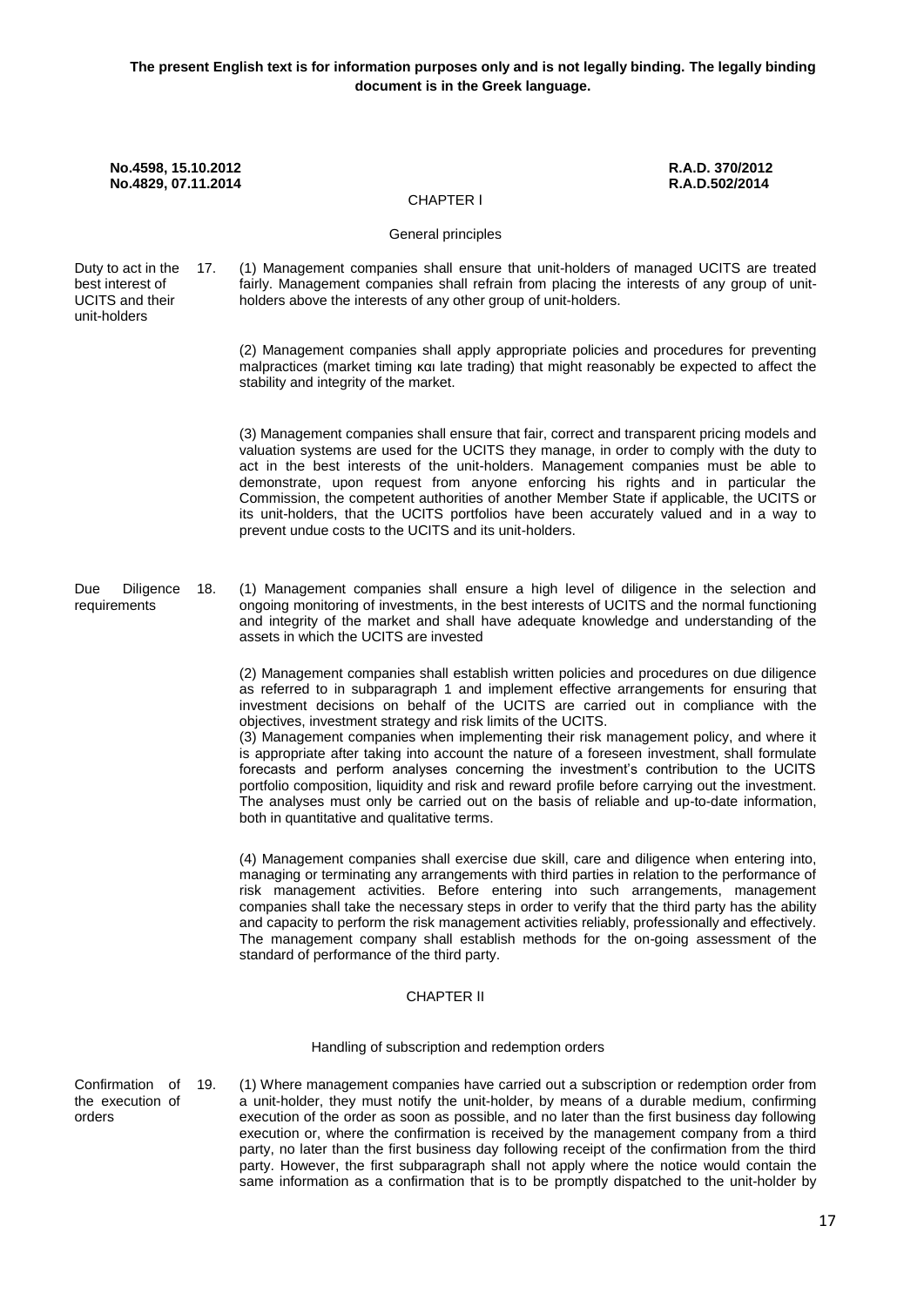**The present English text is for information purposes only and is not legally binding. The legally binding document is in the Greek language.**

**No.4598, 15.10.2012** **R.A.D. 370/2012**
**No.4829, 07.11.2014** **R.A.D.502/2014**

## CHAPTER I

### General principles

**Duty to act in the best interest of UCITS and their unit-holders**

17. (1) Management companies shall ensure that unit-holders of managed UCITS are treated fairly. Management companies shall refrain from placing the interests of any group of unit-holders above the interests of any other group of unit-holders.

(2) Management companies shall apply appropriate policies and procedures for preventing malpractices (market timing και late trading) that might reasonably be expected to affect the stability and integrity of the market.

(3) Management companies shall ensure that fair, correct and transparent pricing models and valuation systems are used for the UCITS they manage, in order to comply with the duty to act in the best interests of the unit-holders. Management companies must be able to demonstrate, upon request from anyone enforcing his rights and in particular the Commission, the competent authorities of another Member State if applicable, the UCITS or its unit-holders, that the UCITS portfolios have been accurately valued and in a way to prevent undue costs to the UCITS and its unit-holders.

**Due Diligence requirements**

18. (1) Management companies shall ensure a high level of diligence in the selection and ongoing monitoring of investments, in the best interests of UCITS and the normal functioning and integrity of the market and shall have adequate knowledge and understanding of the assets in which the UCITS are invested

(2) Management companies shall establish written policies and procedures on due diligence as referred to in subparagraph 1 and implement effective arrangements for ensuring that investment decisions on behalf of the UCITS are carried out in compliance with the objectives, investment strategy and risk limits of the UCITS.

(3) Management companies when implementing their risk management policy, and where it is appropriate after taking into account the nature of a foreseen investment, shall formulate forecasts and perform analyses concerning the investment's contribution to the UCITS portfolio composition, liquidity and risk and reward profile before carrying out the investment. The analyses must only be carried out on the basis of reliable and up-to-date information, both in quantitative and qualitative terms.

(4) Management companies shall exercise due skill, care and diligence when entering into, managing or terminating any arrangements with third parties in relation to the performance of risk management activities. Before entering into such arrangements, management companies shall take the necessary steps in order to verify that the third party has the ability and capacity to perform the risk management activities reliably, professionally and effectively. The management company shall establish methods for the on-going assessment of the standard of performance of the third party.

## CHAPTER II

### Handling of subscription and redemption orders

**Confirmation of the execution of orders**

19. (1) Where management companies have carried out a subscription or redemption order from a unit-holder, they must notify the unit-holder, by means of a durable medium, confirming execution of the order as soon as possible, and no later than the first business day following execution or, where the confirmation is received by the management company from a third party, no later than the first business day following receipt of the confirmation from the third party. However, the first subparagraph shall not apply where the notice would contain the same information as a confirmation that is to be promptly dispatched to the unit-holder by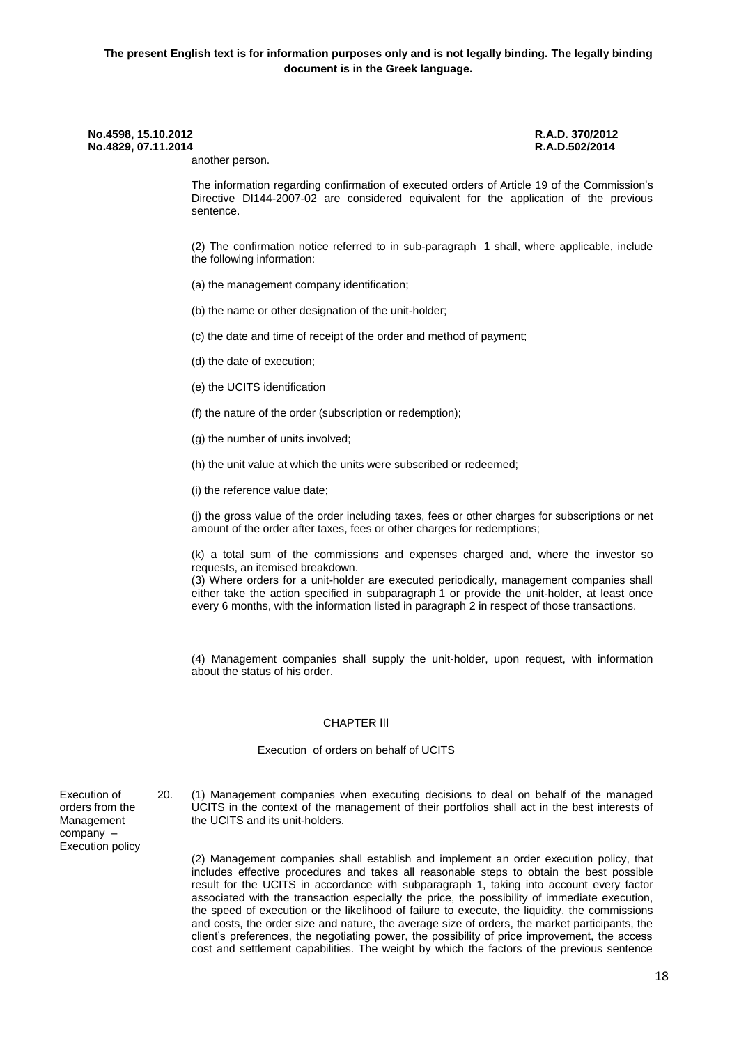another person.

The information regarding confirmation of executed orders of Article 19 of the Commission's Directive DI144-2007-02 are considered equivalent for the application of the previous sentence.

(2) The confirmation notice referred to in sub-paragraph 1 shall, where applicable, include the following information:

(a) the management company identification;

(b) the name or other designation of the unit-holder;

(c) the date and time of receipt of the order and method of payment;

(d) the date of execution;

(e) the UCITS identification

(f) the nature of the order (subscription or redemption);

(g) the number of units involved;

(h) the unit value at which the units were subscribed or redeemed;

(i) the reference value date;

(j) the gross value of the order including taxes, fees or other charges for subscriptions or net amount of the order after taxes, fees or other charges for redemptions;

(k) a total sum of the commissions and expenses charged and, where the investor so requests, an itemised breakdown.

(3) Where orders for a unit-holder are executed periodically, management companies shall either take the action specified in subparagraph 1 or provide the unit-holder, at least once every 6 months, with the information listed in paragraph 2 in respect of those transactions.

(4) Management companies shall supply the unit-holder, upon request, with information about the status of his order.

## CHAPTER III

### Execution of orders on behalf of UCITS

*Execution of orders from the Management company – Execution policy*

20. (1) Management companies when executing decisions to deal on behalf of the managed UCITS in the context of the management of their portfolios shall act in the best interests of the UCITS and its unit-holders.

(2) Management companies shall establish and implement an order execution policy, that includes effective procedures and takes all reasonable steps to obtain the best possible result for the UCITS in accordance with subparagraph 1, taking into account every factor associated with the transaction especially the price, the possibility of immediate execution, the speed of execution or the likelihood of failure to execute, the liquidity, the commissions and costs, the order size and nature, the average size of orders, the market participants, the client's preferences, the negotiating power, the possibility of price improvement, the access cost and settlement capabilities. The weight by which the factors of the previous sentence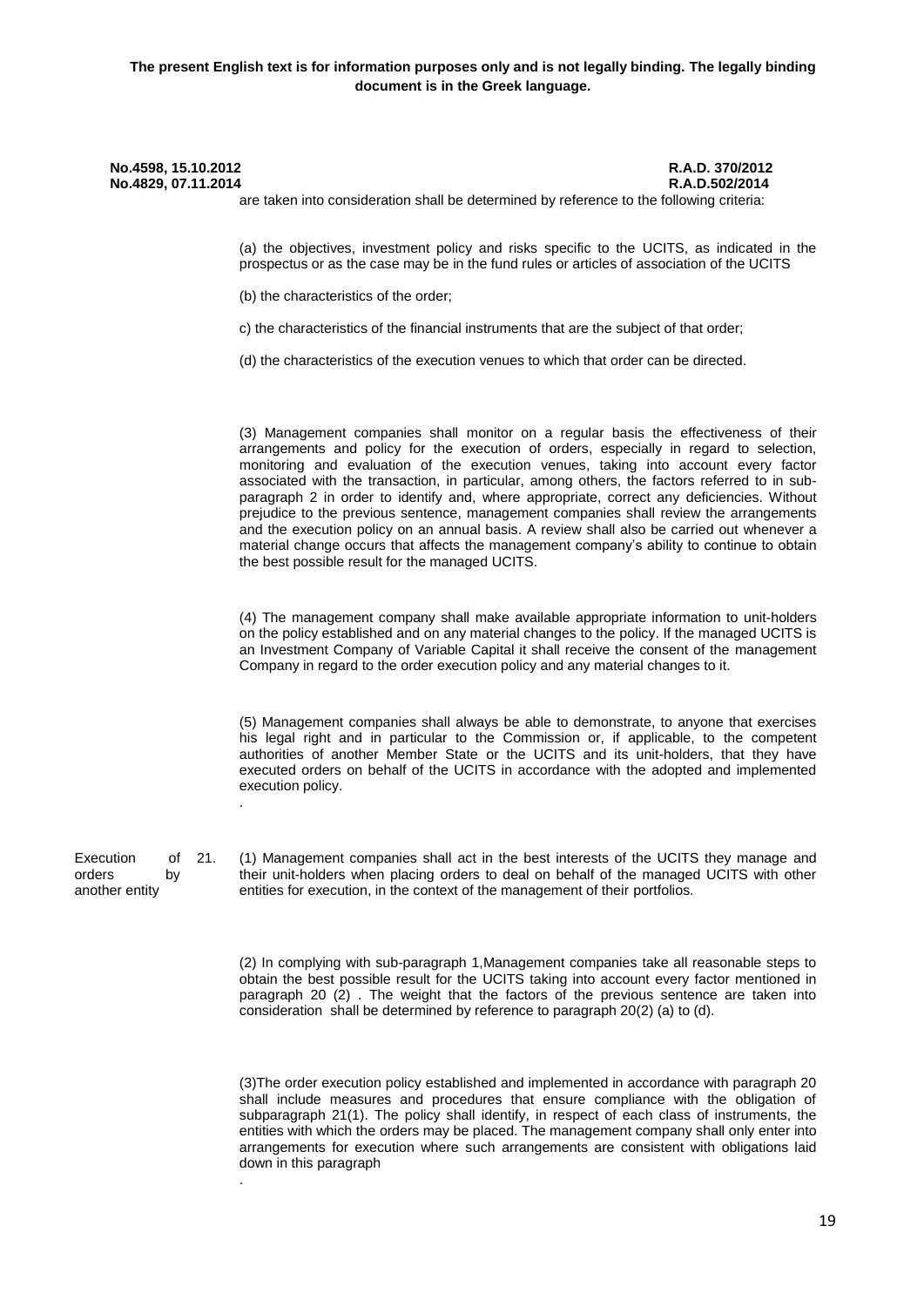are taken into consideration shall be determined by reference to the following criteria:

(a) the objectives, investment policy and risks specific to the UCITS, as indicated in the prospectus or as the case may be in the fund rules or articles of association of the UCITS

(b) the characteristics of the order;

c) the characteristics of the financial instruments that are the subject of that order;

(d) the characteristics of the execution venues to which that order can be directed.

(3) Management companies shall monitor on a regular basis the effectiveness of their arrangements and policy for the execution of orders, especially in regard to selection, monitoring and evaluation of the execution venues, taking into account every factor associated with the transaction, in particular, among others, the factors referred to in sub-paragraph 2 in order to identify and, where appropriate, correct any deficiencies. Without prejudice to the previous sentence, management companies shall review the arrangements and the execution policy on an annual basis. A review shall also be carried out whenever a material change occurs that affects the management company's ability to continue to obtain the best possible result for the managed UCITS.

(4) The management company shall make available appropriate information to unit-holders on the policy established and on any material changes to the policy. If the managed UCITS is an Investment Company of Variable Capital it shall receive the consent of the management Company in regard to the order execution policy and any material changes to it.

(5) Management companies shall always be able to demonstrate, to anyone that exercises his legal right and in particular to the Commission or, if applicable, to the competent authorities of another Member State or the UCITS and its unit-holders, that they have executed orders on behalf of the UCITS in accordance with the adopted and implemented execution policy.

.

**Execution of orders by another entity**

21. (1) Management companies shall act in the best interests of the UCITS they manage and their unit-holders when placing orders to deal on behalf of the managed UCITS with other entities for execution, in the context of the management of their portfolios.

(2) In complying with sub-paragraph 1,Management companies take all reasonable steps to obtain the best possible result for the UCITS taking into account every factor mentioned in paragraph 20 (2) . The weight that the factors of the previous sentence are taken into consideration shall be determined by reference to paragraph 20(2) (a) to (d).

(3)The order execution policy established and implemented in accordance with paragraph 20 shall include measures and procedures that ensure compliance with the obligation of subparagraph 21(1). The policy shall identify, in respect of each class of instruments, the entities with which the orders may be placed. The management company shall only enter into arrangements for execution where such arrangements are consistent with obligations laid down in this paragraph

.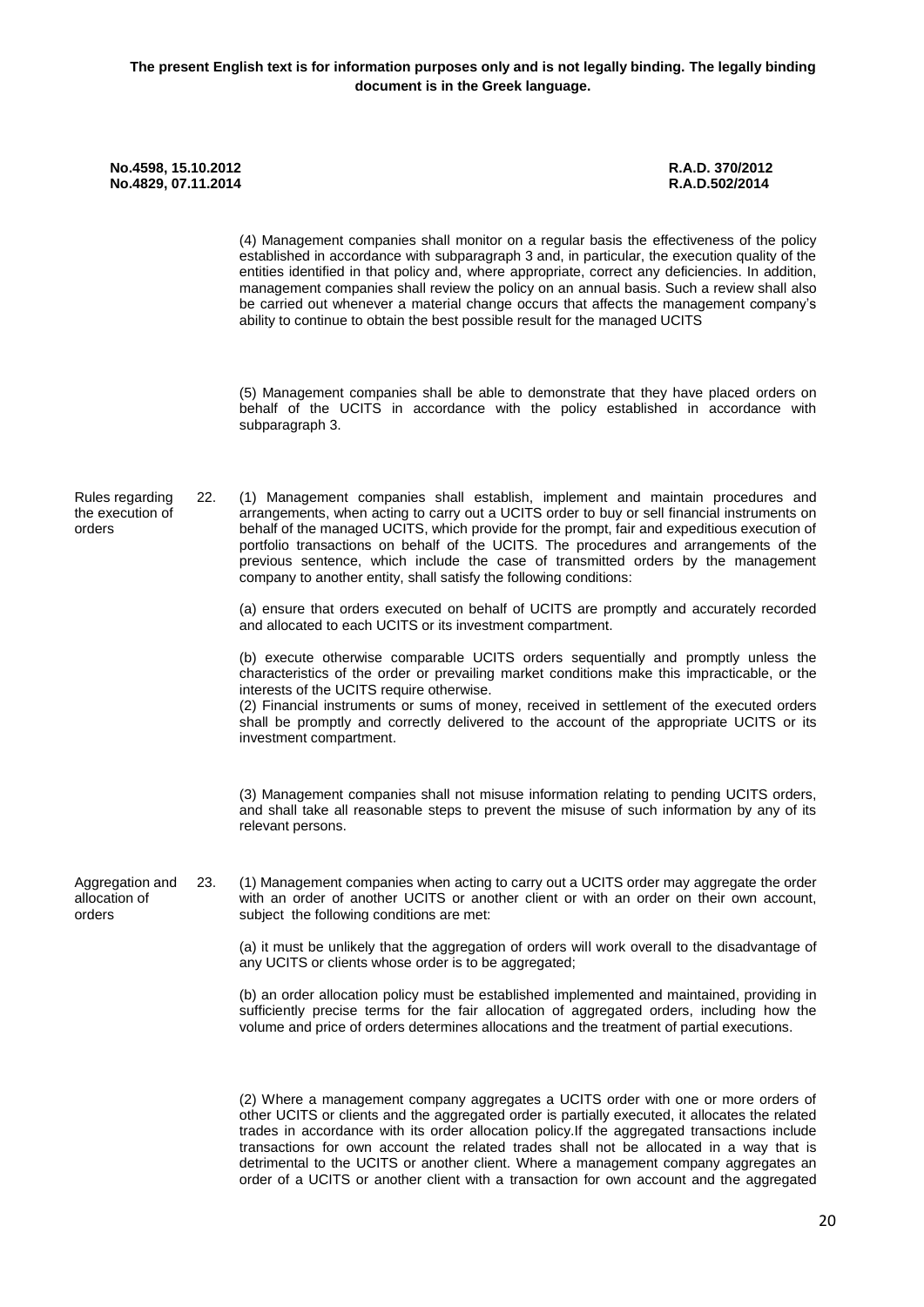**The present English text is for information purposes only and is not legally binding. The legally binding document is in the Greek language.**

**No.4598, 15.10.2012** **R.A.D. 370/2012**
**No.4829, 07.11.2014** **R.A.D.502/2014**

(4) Management companies shall monitor on a regular basis the effectiveness of the policy established in accordance with subparagraph 3 and, in particular, the execution quality of the entities identified in that policy and, where appropriate, correct any deficiencies. In addition, management companies shall review the policy on an annual basis. Such a review shall also be carried out whenever a material change occurs that affects the management company's ability to continue to obtain the best possible result for the managed UCITS

(5) Management companies shall be able to demonstrate that they have placed orders on behalf of the UCITS in accordance with the policy established in accordance with subparagraph 3.

Rules regarding the execution of orders

22. (1) Management companies shall establish, implement and maintain procedures and arrangements, when acting to carry out a UCITS order to buy or sell financial instruments on behalf of the managed UCITS, which provide for the prompt, fair and expeditious execution of portfolio transactions on behalf of the UCITS. The procedures and arrangements of the previous sentence, which include the case of transmitted orders by the management company to another entity, shall satisfy the following conditions:

(a) ensure that orders executed on behalf of UCITS are promptly and accurately recorded and allocated to each UCITS or its investment compartment.

(b) execute otherwise comparable UCITS orders sequentially and promptly unless the characteristics of the order or prevailing market conditions make this impracticable, or the interests of the UCITS require otherwise.

(2) Financial instruments or sums of money, received in settlement of the executed orders shall be promptly and correctly delivered to the account of the appropriate UCITS or its investment compartment.

(3) Management companies shall not misuse information relating to pending UCITS orders, and shall take all reasonable steps to prevent the misuse of such information by any of its relevant persons.

Aggregation and allocation of orders

23. (1) Management companies when acting to carry out a UCITS order may aggregate the order with an order of another UCITS or another client or with an order on their own account, subject the following conditions are met:

(a) it must be unlikely that the aggregation of orders will work overall to the disadvantage of any UCITS or clients whose order is to be aggregated;

(b) an order allocation policy must be established implemented and maintained, providing in sufficiently precise terms for the fair allocation of aggregated orders, including how the volume and price of orders determines allocations and the treatment of partial executions.

(2) Where a management company aggregates a UCITS order with one or more orders of other UCITS or clients and the aggregated order is partially executed, it allocates the related trades in accordance with its order allocation policy.If the aggregated transactions include transactions for own account the related trades shall not be allocated in a way that is detrimental to the UCITS or another client. Where a management company aggregates an order of a UCITS or another client with a transaction for own account and the aggregated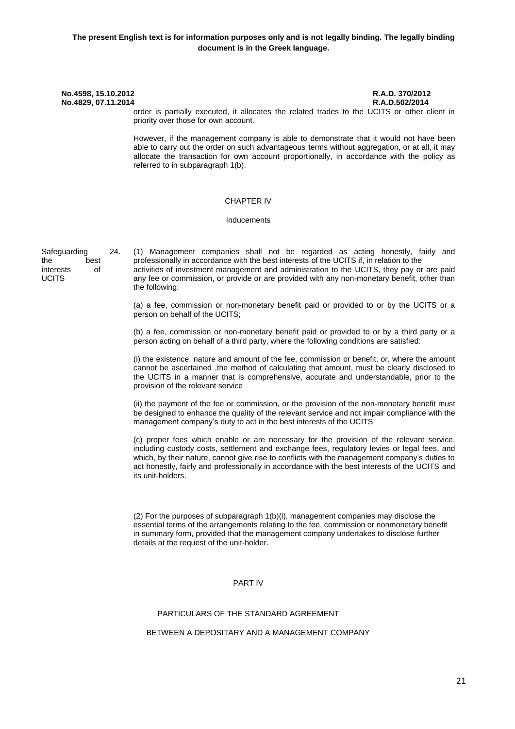order is partially executed, it allocates the related trades to the UCITS or other client in priority over those for own account.

However, if the management company is able to demonstrate that it would not have been able to carry out the order on such advantageous terms without aggregation, or at all, it may allocate the transaction for own account proportionally, in accordance with the policy as referred to in subparagraph 1(b).

## CHAPTER IV

### Inducements

**Safeguarding the best interests of UCITS**

24. (1) Management companies shall not be regarded as acting honestly, fairly and professionally in accordance with the best interests of the UCITS if, in relation to the activities of investment management and administration to the UCITS, they pay or are paid any fee or commission, or provide or are provided with any non-monetary benefit, other than the following:

(a) a fee, commission or non-monetary benefit paid or provided to or by the UCITS or a person on behalf of the UCITS;

(b) a fee, commission or non-monetary benefit paid or provided to or by a third party or a person acting on behalf of a third party, where the following conditions are satisfied:

(i) the existence, nature and amount of the fee, commission or benefit, or, where the amount cannot be ascertained ,the method of calculating that amount, must be clearly disclosed to the UCITS in a manner that is comprehensive, accurate and understandable, prior to the provision of the relevant service

(ii) the payment of the fee or commission, or the provision of the non-monetary benefit must be designed to enhance the quality of the relevant service and not impair compliance with the management company's duty to act in the best interests of the UCITS

(c) proper fees which enable or are necessary for the provision of the relevant service, including custody costs, settlement and exchange fees, regulatory levies or legal fees, and which, by their nature, cannot give rise to conflicts with the management company's duties to act honestly, fairly and professionally in accordance with the best interests of the UCITS and its unit-holders.

(2) For the purposes of subparagraph 1(b)(i), management companies may disclose the essential terms of the arrangements relating to the fee, commission or nonmonetary benefit in summary form, provided that the management company undertakes to disclose further details at the request of the unit-holder.

## PART IV

### PARTICULARS OF THE STANDARD AGREEMENT

### BETWEEN A DEPOSITARY AND A MANAGEMENT COMPANY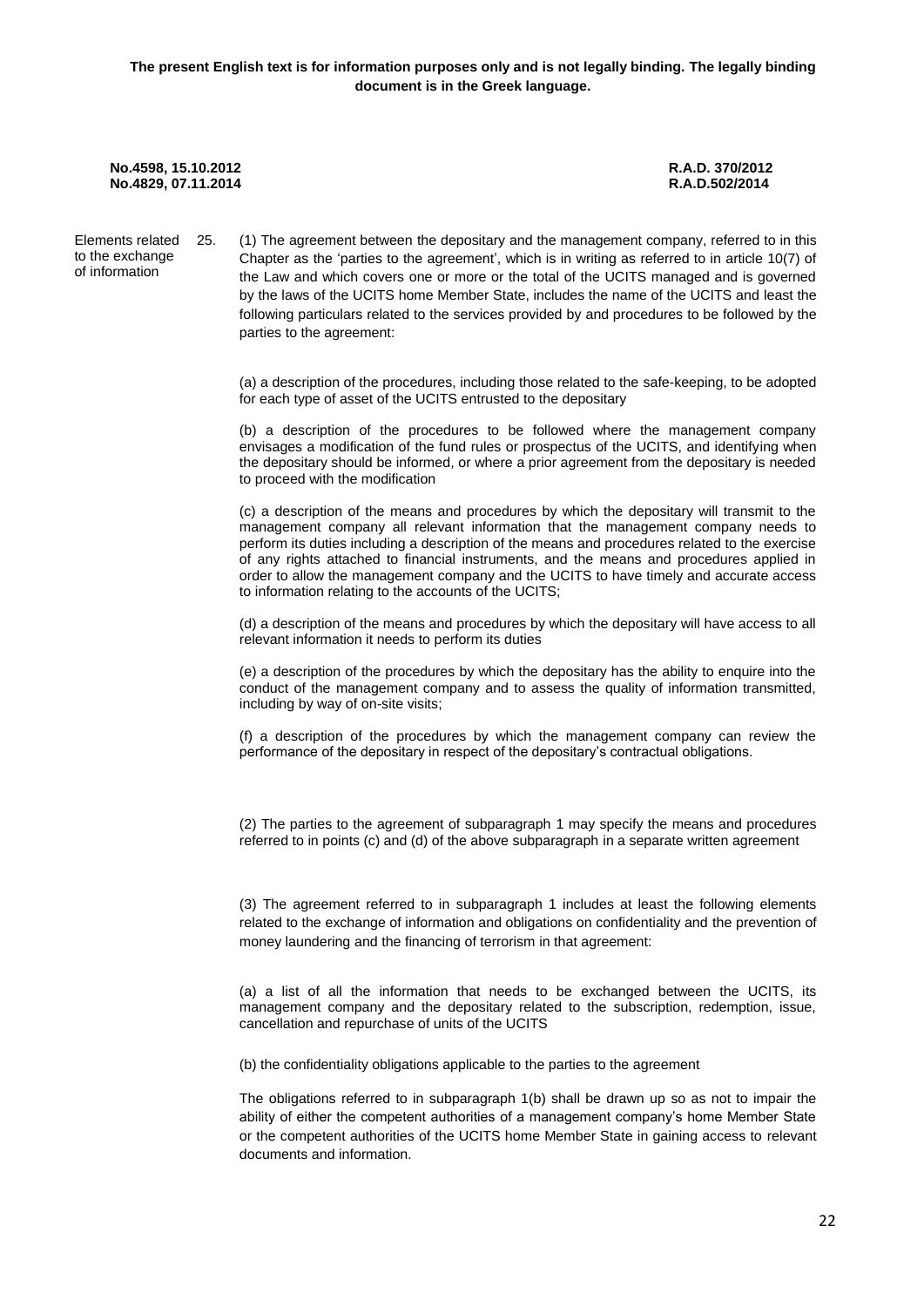**The present English text is for information purposes only and is not legally binding. The legally binding document is in the Greek language.**

**No.4598, 15.10.2012** **R.A.D. 370/2012**
**No.4829, 07.11.2014** **R.A.D.502/2014**

Elements related to the exchange of information

25. (1) The agreement between the depositary and the management company, referred to in this Chapter as the 'parties to the agreement', which is in writing as referred to in article 10(7) of the Law and which covers one or more or the total of the UCITS managed and is governed by the laws of the UCITS home Member State, includes the name of the UCITS and least the following particulars related to the services provided by and procedures to be followed by the parties to the agreement:

(a) a description of the procedures, including those related to the safe-keeping, to be adopted for each type of asset of the UCITS entrusted to the depositary

(b) a description of the procedures to be followed where the management company envisages a modification of the fund rules or prospectus of the UCITS, and identifying when the depositary should be informed, or where a prior agreement from the depositary is needed to proceed with the modification

(c) a description of the means and procedures by which the depositary will transmit to the management company all relevant information that the management company needs to perform its duties including a description of the means and procedures related to the exercise of any rights attached to financial instruments, and the means and procedures applied in order to allow the management company and the UCITS to have timely and accurate access to information relating to the accounts of the UCITS;

(d) a description of the means and procedures by which the depositary will have access to all relevant information it needs to perform its duties

(e) a description of the procedures by which the depositary has the ability to enquire into the conduct of the management company and to assess the quality of information transmitted, including by way of on-site visits;

(f) a description of the procedures by which the management company can review the performance of the depositary in respect of the depositary's contractual obligations.

(2) The parties to the agreement of subparagraph 1 may specify the means and procedures referred to in points (c) and (d) of the above subparagraph in a separate written agreement

(3) The agreement referred to in subparagraph 1 includes at least the following elements related to the exchange of information and obligations on confidentiality and the prevention of money laundering and the financing of terrorism in that agreement:

(a) a list of all the information that needs to be exchanged between the UCITS, its management company and the depositary related to the subscription, redemption, issue, cancellation and repurchase of units of the UCITS

(b) the confidentiality obligations applicable to the parties to the agreement

The obligations referred to in subparagraph 1(b) shall be drawn up so as not to impair the ability of either the competent authorities of a management company's home Member State or the competent authorities of the UCITS home Member State in gaining access to relevant documents and information.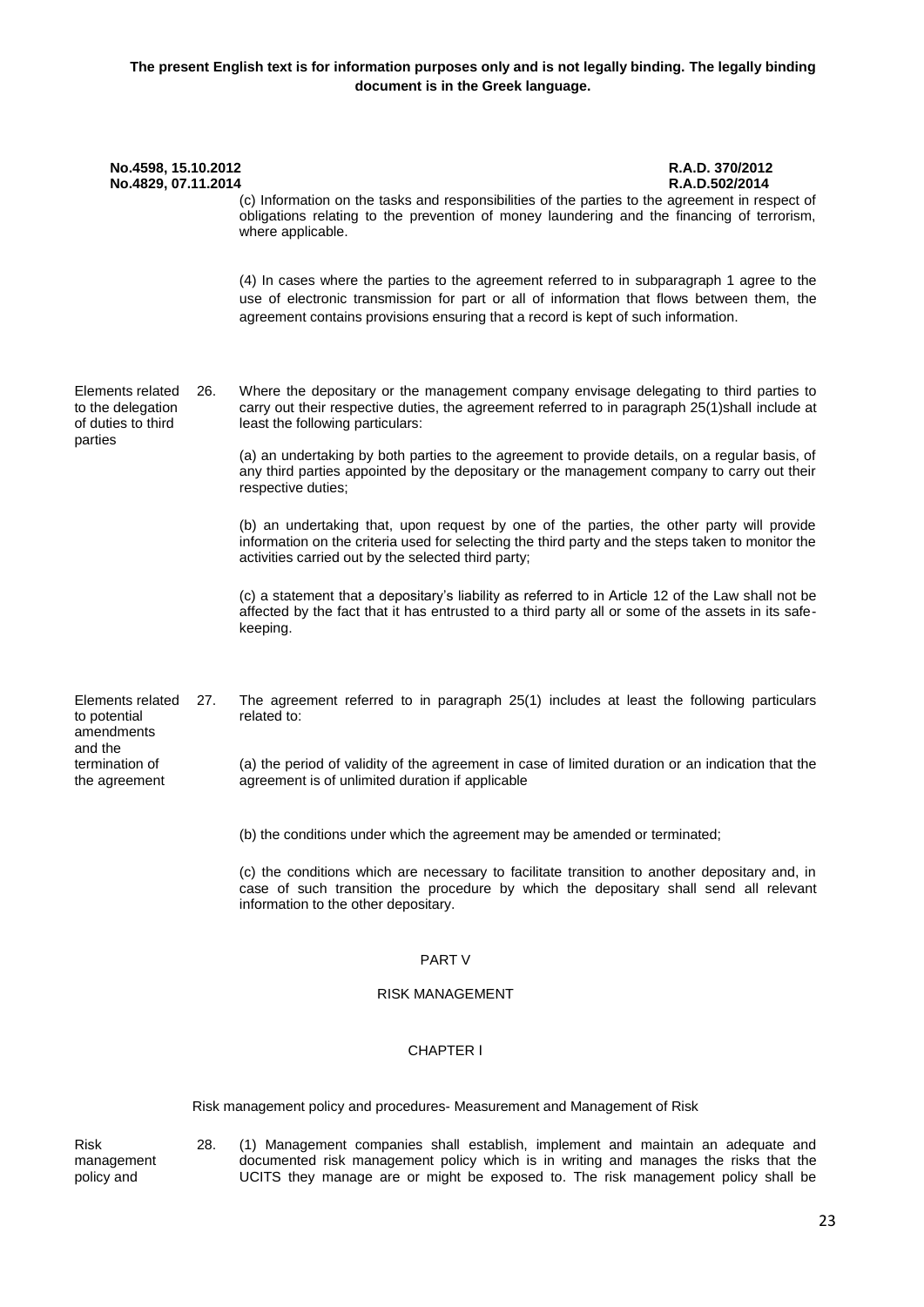**The present English text is for information purposes only and is not legally binding. The legally binding document is in the Greek language.**

**No.4598, 15.10.2012** **R.A.D. 370/2012**
**No.4829, 07.11.2014** **R.A.D.502/2014**

(c) Information on the tasks and responsibilities of the parties to the agreement in respect of obligations relating to the prevention of money laundering and the financing of terrorism, where applicable.

(4) In cases where the parties to the agreement referred to in subparagraph 1 agree to the use of electronic transmission for part or all of information that flows between them, the agreement contains provisions ensuring that a record is kept of such information.

Elements related to the delegation of duties to third parties

26. Where the depositary or the management company envisage delegating to third parties to carry out their respective duties, the agreement referred to in paragraph 25(1)shall include at least the following particulars:

(a) an undertaking by both parties to the agreement to provide details, on a regular basis, of any third parties appointed by the depositary or the management company to carry out their respective duties;

(b) an undertaking that, upon request by one of the parties, the other party will provide information on the criteria used for selecting the third party and the steps taken to monitor the activities carried out by the selected third party;

(c) a statement that a depositary's liability as referred to in Article 12 of the Law shall not be affected by the fact that it has entrusted to a third party all or some of the assets in its safe-keeping.

Elements related to potential amendments and the termination of the agreement

27. The agreement referred to in paragraph 25(1) includes at least the following particulars related to:

(a) the period of validity of the agreement in case of limited duration or an indication that the agreement is of unlimited duration if applicable

(b) the conditions under which the agreement may be amended or terminated;

(c) the conditions which are necessary to facilitate transition to another depositary and, in case of such transition the procedure by which the depositary shall send all relevant information to the other depositary.

PART V

RISK MANAGEMENT

CHAPTER I

Risk management policy and procedures- Measurement and Management of Risk

Risk management policy and

28. (1) Management companies shall establish, implement and maintain an adequate and documented risk management policy which is in writing and manages the risks that the UCITS they manage are or might be exposed to. The risk management policy shall be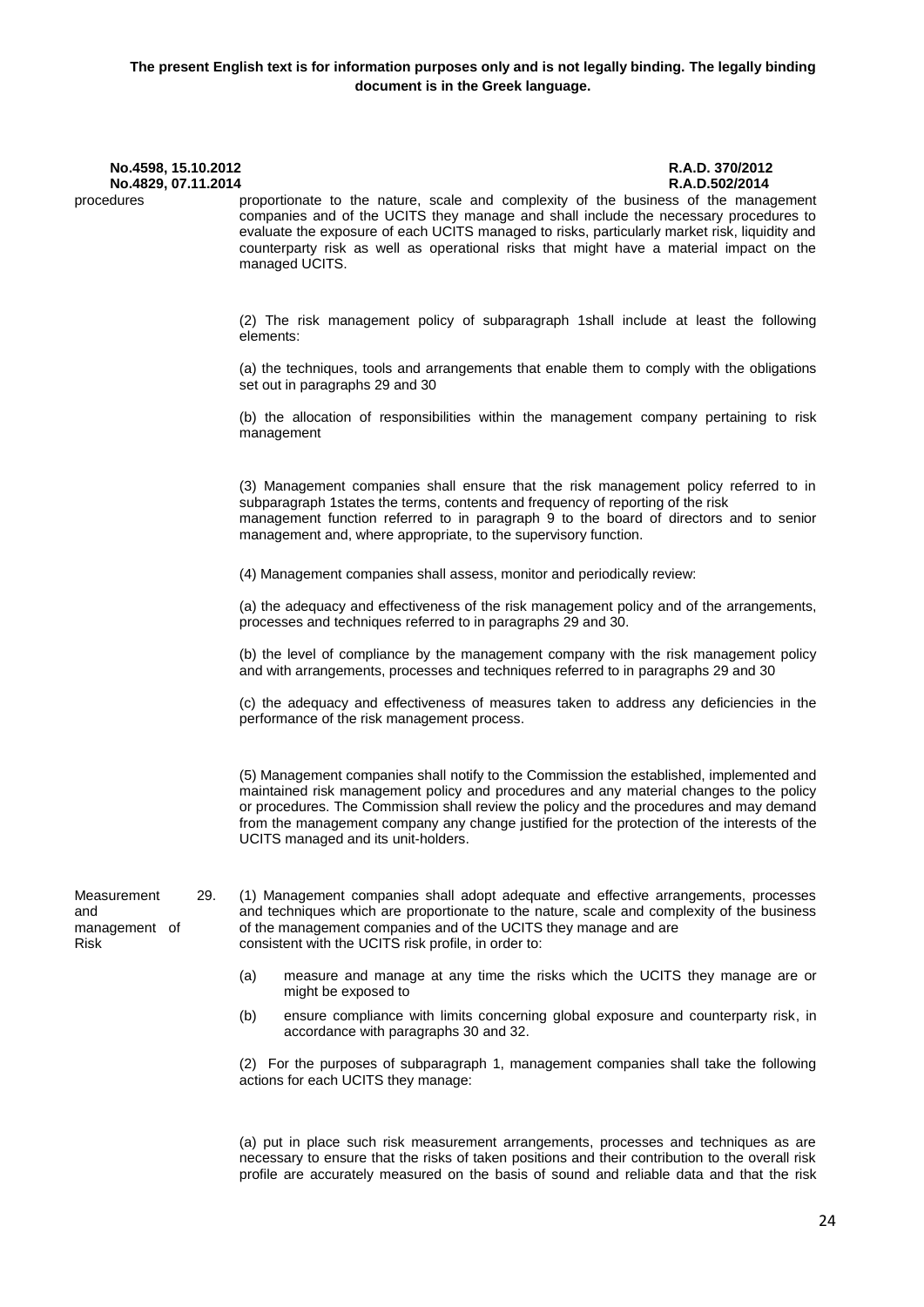**The present English text is for information purposes only and is not legally binding. The legally binding document is in the Greek language.**

**No.4598, 15.10.2012** **R.A.D. 370/2012**
**No.4829, 07.11.2014** **R.A.D.502/2014**

procedures

proportionate to the nature, scale and complexity of the business of the management companies and of the UCITS they manage and shall include the necessary procedures to evaluate the exposure of each UCITS managed to risks, particularly market risk, liquidity and counterparty risk as well as operational risks that might have a material impact on the managed UCITS.

(2) The risk management policy of subparagraph 1shall include at least the following elements:

(a) the techniques, tools and arrangements that enable them to comply with the obligations set out in paragraphs 29 and 30

(b) the allocation of responsibilities within the management company pertaining to risk management

(3) Management companies shall ensure that the risk management policy referred to in subparagraph 1states the terms, contents and frequency of reporting of the risk management function referred to in paragraph 9 to the board of directors and to senior management and, where appropriate, to the supervisory function.

(4) Management companies shall assess, monitor and periodically review:

(a) the adequacy and effectiveness of the risk management policy and of the arrangements, processes and techniques referred to in paragraphs 29 and 30.

(b) the level of compliance by the management company with the risk management policy and with arrangements, processes and techniques referred to in paragraphs 29 and 30

(c) the adequacy and effectiveness of measures taken to address any deficiencies in the performance of the risk management process.

(5) Management companies shall notify to the Commission the established, implemented and maintained risk management policy and procedures and any material changes to the policy or procedures. The Commission shall review the policy and the procedures and may demand from the management company any change justified for the protection of the interests of the UCITS managed and its unit-holders.

Measurement and management of Risk

29. (1) Management companies shall adopt adequate and effective arrangements, processes and techniques which are proportionate to the nature, scale and complexity of the business of the management companies and of the UCITS they manage and are consistent with the UCITS risk profile, in order to:

(a) measure and manage at any time the risks which the UCITS they manage are or might be exposed to

(b) ensure compliance with limits concerning global exposure and counterparty risk, in accordance with paragraphs 30 and 32.

(2) For the purposes of subparagraph 1, management companies shall take the following actions for each UCITS they manage:

(a) put in place such risk measurement arrangements, processes and techniques as are necessary to ensure that the risks of taken positions and their contribution to the overall risk profile are accurately measured on the basis of sound and reliable data and that the risk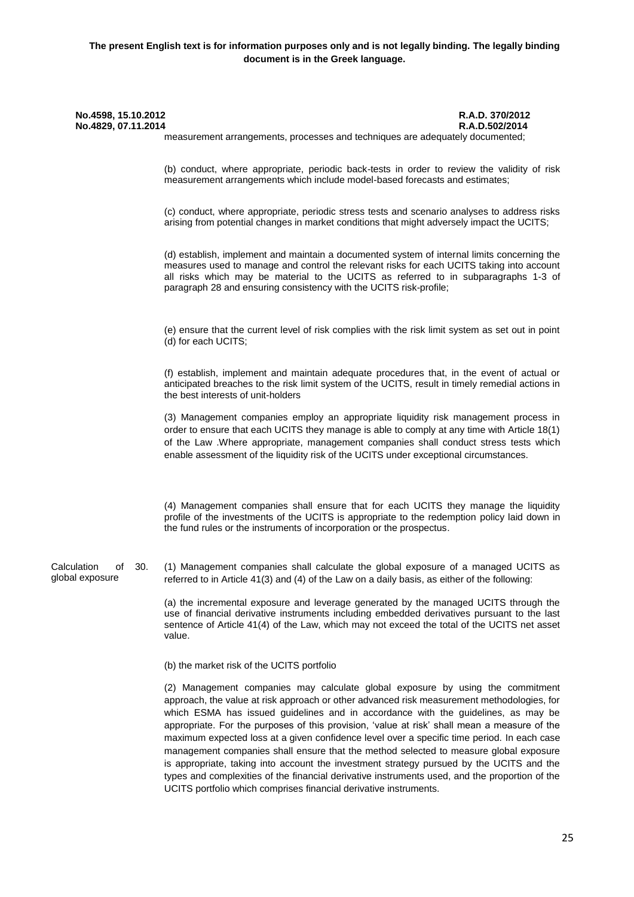measurement arrangements, processes and techniques are adequately documented;

(b) conduct, where appropriate, periodic back-tests in order to review the validity of risk measurement arrangements which include model-based forecasts and estimates;

(c) conduct, where appropriate, periodic stress tests and scenario analyses to address risks arising from potential changes in market conditions that might adversely impact the UCITS;

(d) establish, implement and maintain a documented system of internal limits concerning the measures used to manage and control the relevant risks for each UCITS taking into account all risks which may be material to the UCITS as referred to in subparagraphs 1-3 of paragraph 28 and ensuring consistency with the UCITS risk-profile;

(e) ensure that the current level of risk complies with the risk limit system as set out in point (d) for each UCITS;

(f) establish, implement and maintain adequate procedures that, in the event of actual or anticipated breaches to the risk limit system of the UCITS, result in timely remedial actions in the best interests of unit-holders

(3) Management companies employ an appropriate liquidity risk management process in order to ensure that each UCITS they manage is able to comply at any time with Article 18(1) of the Law .Where appropriate, management companies shall conduct stress tests which enable assessment of the liquidity risk of the UCITS under exceptional circumstances.

(4) Management companies shall ensure that for each UCITS they manage the liquidity profile of the investments of the UCITS is appropriate to the redemption policy laid down in the fund rules or the instruments of incorporation or the prospectus.

**Calculation of global exposure**

30. (1) Management companies shall calculate the global exposure of a managed UCITS as referred to in Article 41(3) and (4) of the Law on a daily basis, as either of the following:

(a) the incremental exposure and leverage generated by the managed UCITS through the use of financial derivative instruments including embedded derivatives pursuant to the last sentence of Article 41(4) of the Law, which may not exceed the total of the UCITS net asset value.

(b) the market risk of the UCITS portfolio

(2) Management companies may calculate global exposure by using the commitment approach, the value at risk approach or other advanced risk measurement methodologies, for which ESMA has issued guidelines and in accordance with the guidelines, as may be appropriate. For the purposes of this provision, 'value at risk' shall mean a measure of the maximum expected loss at a given confidence level over a specific time period. In each case management companies shall ensure that the method selected to measure global exposure is appropriate, taking into account the investment strategy pursued by the UCITS and the types and complexities of the financial derivative instruments used, and the proportion of the UCITS portfolio which comprises financial derivative instruments.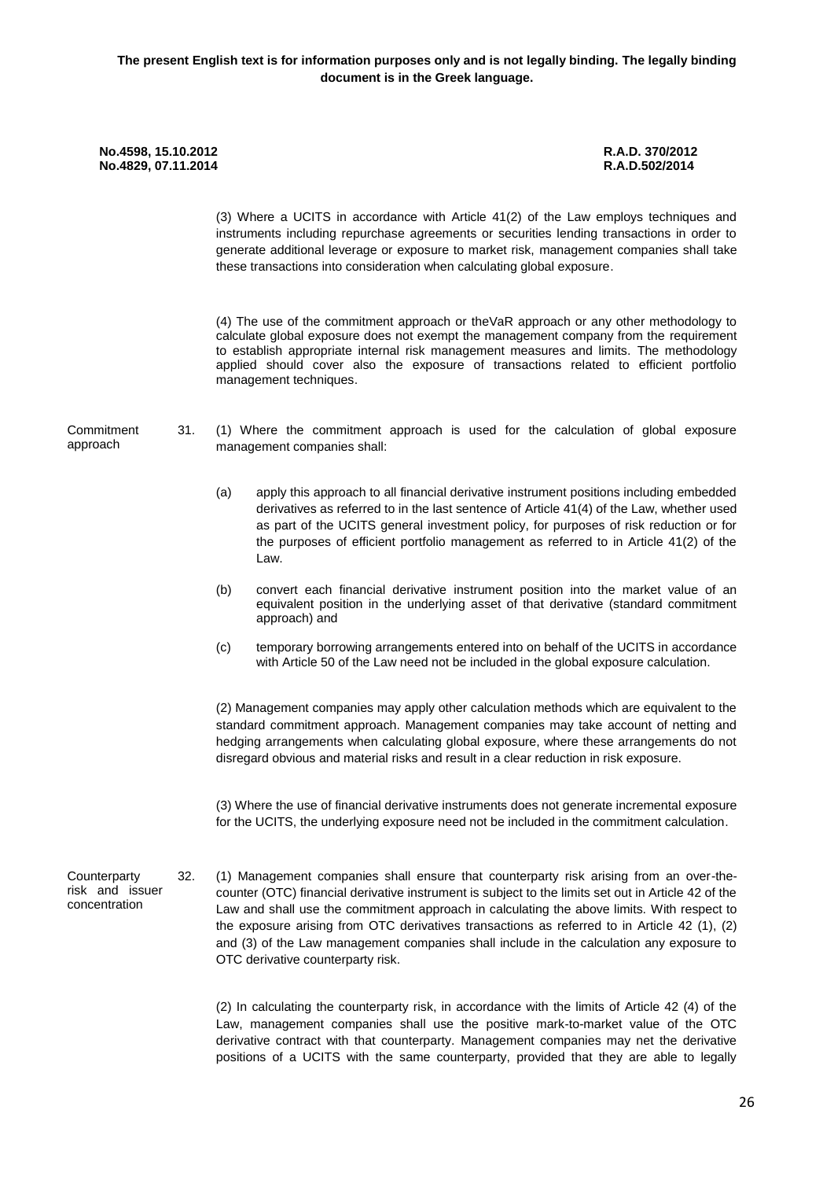(3) Where a UCITS in accordance with Article 41(2) of the Law employs techniques and instruments including repurchase agreements or securities lending transactions in order to generate additional leverage or exposure to market risk, management companies shall take these transactions into consideration when calculating global exposure.

(4) The use of the commitment approach or theVaR approach or any other methodology to calculate global exposure does not exempt the management company from the requirement to establish appropriate internal risk management measures and limits. The methodology applied should cover also the exposure of transactions related to efficient portfolio management techniques.

**Commitment approach**

31. (1) Where the commitment approach is used for the calculation of global exposure management companies shall:

(a) apply this approach to all financial derivative instrument positions including embedded derivatives as referred to in the last sentence of Article 41(4) of the Law, whether used as part of the UCITS general investment policy, for purposes of risk reduction or for the purposes of efficient portfolio management as referred to in Article 41(2) of the Law.

(b) convert each financial derivative instrument position into the market value of an equivalent position in the underlying asset of that derivative (standard commitment approach) and

(c) temporary borrowing arrangements entered into on behalf of the UCITS in accordance with Article 50 of the Law need not be included in the global exposure calculation.

(2) Management companies may apply other calculation methods which are equivalent to the standard commitment approach. Management companies may take account of netting and hedging arrangements when calculating global exposure, where these arrangements do not disregard obvious and material risks and result in a clear reduction in risk exposure.

(3) Where the use of financial derivative instruments does not generate incremental exposure for the UCITS, the underlying exposure need not be included in the commitment calculation.

**Counterparty risk and issuer concentration**

32. (1) Management companies shall ensure that counterparty risk arising from an over-the-counter (OTC) financial derivative instrument is subject to the limits set out in Article 42 of the Law and shall use the commitment approach in calculating the above limits. With respect to the exposure arising from OTC derivatives transactions as referred to in Article 42 (1), (2) and (3) of the Law management companies shall include in the calculation any exposure to OTC derivative counterparty risk.

(2) In calculating the counterparty risk, in accordance with the limits of Article 42 (4) of the Law, management companies shall use the positive mark-to-market value of the OTC derivative contract with that counterparty. Management companies may net the derivative positions of a UCITS with the same counterparty, provided that they are able to legally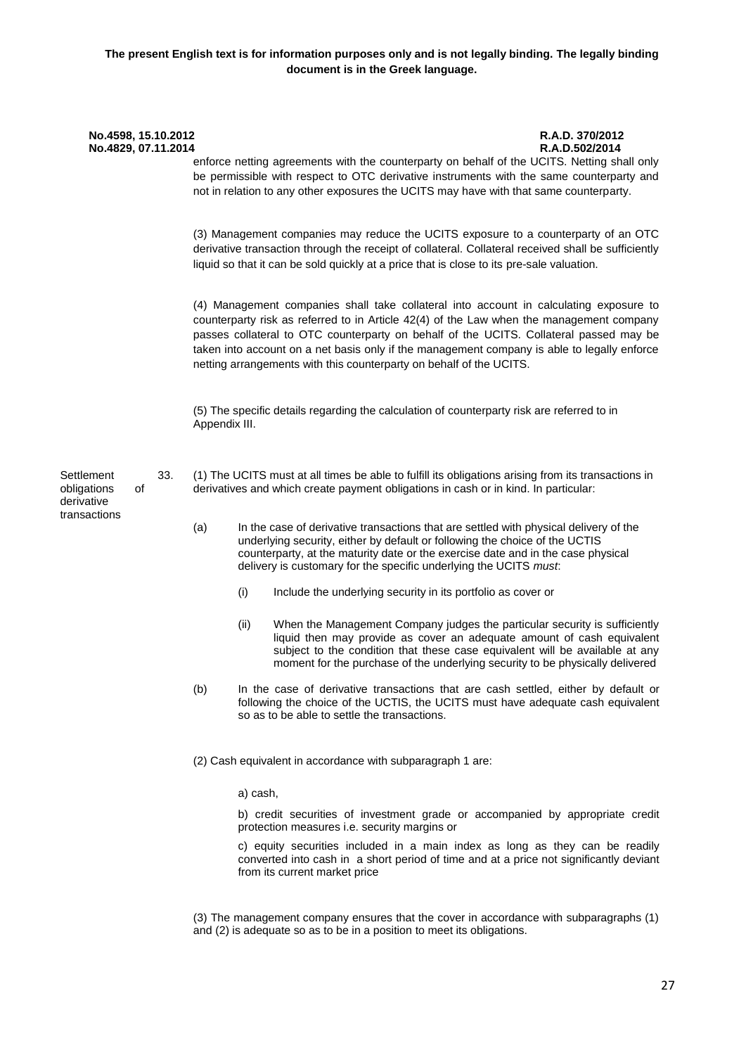enforce netting agreements with the counterparty on behalf of the UCITS. Netting shall only be permissible with respect to OTC derivative instruments with the same counterparty and not in relation to any other exposures the UCITS may have with that same counterparty.

(3) Management companies may reduce the UCITS exposure to a counterparty of an OTC derivative transaction through the receipt of collateral. Collateral received shall be sufficiently liquid so that it can be sold quickly at a price that is close to its pre-sale valuation.

(4) Management companies shall take collateral into account in calculating exposure to counterparty risk as referred to in Article 42(4) of the Law when the management company passes collateral to OTC counterparty on behalf of the UCITS. Collateral passed may be taken into account on a net basis only if the management company is able to legally enforce netting arrangements with this counterparty on behalf of the UCITS.

(5) The specific details regarding the calculation of counterparty risk are referred to in Appendix III.

**Settlement obligations of derivative transactions**

33. (1) The UCITS must at all times be able to fulfill its obligations arising from its transactions in derivatives and which create payment obligations in cash or in kind. In particular:

(a) In the case of derivative transactions that are settled with physical delivery of the underlying security, either by default or following the choice of the UCTIS counterparty, at the maturity date or the exercise date and in the case physical delivery is customary for the specific underlying the UCITS *must*:

(i) Include the underlying security in its portfolio as cover or

(ii) When the Management Company judges the particular security is sufficiently liquid then may provide as cover an adequate amount of cash equivalent subject to the condition that these case equivalent will be available at any moment for the purchase of the underlying security to be physically delivered

(b) In the case of derivative transactions that are cash settled, either by default or following the choice of the UCTIS, the UCITS must have adequate cash equivalent so as to be able to settle the transactions.

(2) Cash equivalent in accordance with subparagraph 1 are:

a) cash,

b) credit securities of investment grade or accompanied by appropriate credit protection measures i.e. security margins or

c) equity securities included in a main index as long as they can be readily converted into cash in a short period of time and at a price not significantly deviant from its current market price

(3) The management company ensures that the cover in accordance with subparagraphs (1) and (2) is adequate so as to be in a position to meet its obligations.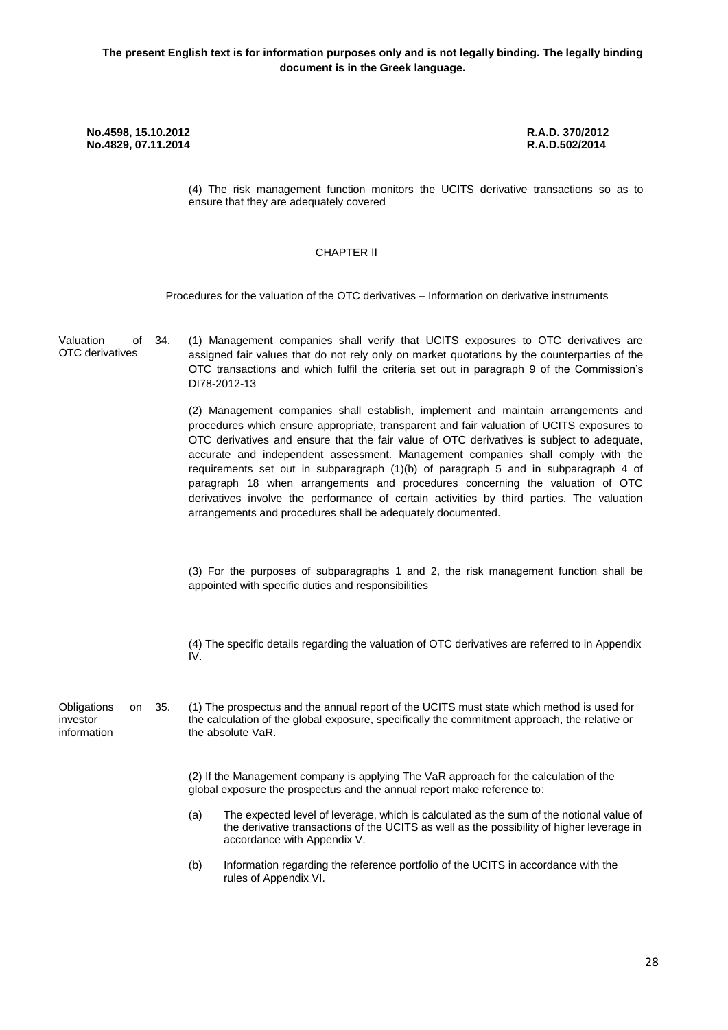(4) The risk management function monitors the UCITS derivative transactions so as to ensure that they are adequately covered

## CHAPTER II

Procedures for the valuation of the OTC derivatives – Information on derivative instruments

Valuation of OTC derivatives

34. (1) Management companies shall verify that UCITS exposures to OTC derivatives are assigned fair values that do not rely only on market quotations by the counterparties of the OTC transactions and which fulfil the criteria set out in paragraph 9 of the Commission's DI78-2012-13

(2) Management companies shall establish, implement and maintain arrangements and procedures which ensure appropriate, transparent and fair valuation of UCITS exposures to OTC derivatives and ensure that the fair value of OTC derivatives is subject to adequate, accurate and independent assessment. Management companies shall comply with the requirements set out in subparagraph (1)(b) of paragraph 5 and in subparagraph 4 of paragraph 18 when arrangements and procedures concerning the valuation of OTC derivatives involve the performance of certain activities by third parties. The valuation arrangements and procedures shall be adequately documented.

(3) For the purposes of subparagraphs 1 and 2, the risk management function shall be appointed with specific duties and responsibilities

(4) The specific details regarding the valuation of OTC derivatives are referred to in Appendix IV.

Obligations on investor information

35. (1) The prospectus and the annual report of the UCITS must state which method is used for the calculation of the global exposure, specifically the commitment approach, the relative or the absolute VaR.

(2) If the Management company is applying The VaR approach for the calculation of the global exposure the prospectus and the annual report make reference to:

(a) The expected level of leverage, which is calculated as the sum of the notional value of the derivative transactions of the UCITS as well as the possibility of higher leverage in accordance with Appendix V.

(b) Information regarding the reference portfolio of the UCITS in accordance with the rules of Appendix VI.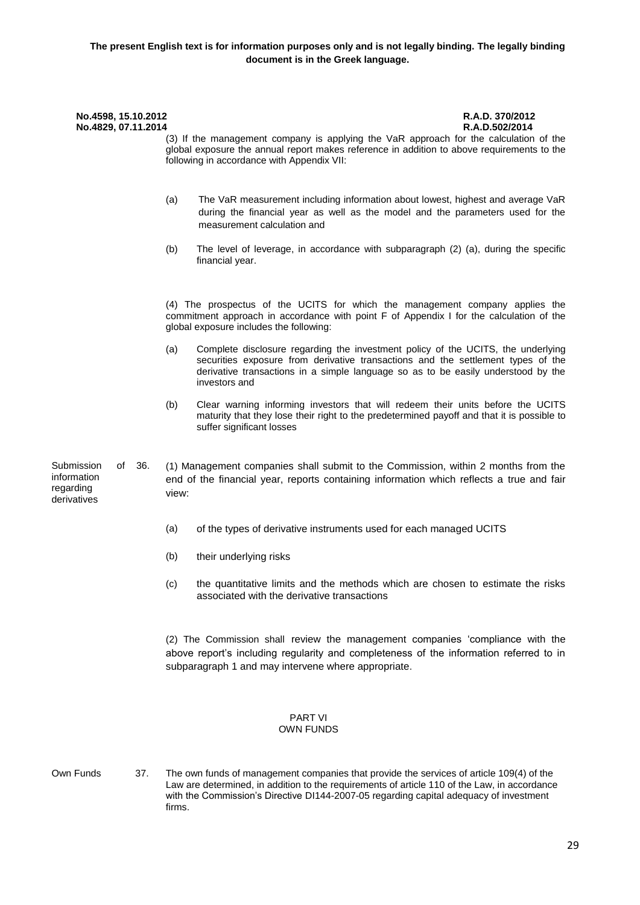**The present English text is for information purposes only and is not legally binding. The legally binding document is in the Greek language.**

**No.4598, 15.10.2012** **R.A.D. 370/2012**
**No.4829, 07.11.2014** **R.A.D.502/2014**

(3) If the management company is applying the VaR approach for the calculation of the global exposure the annual report makes reference in addition to above requirements to the following in accordance with Appendix VII:

(a) The VaR measurement including information about lowest, highest and average VaR during the financial year as well as the model and the parameters used for the measurement calculation and

(b) The level of leverage, in accordance with subparagraph (2) (a), during the specific financial year.

(4) The prospectus of the UCITS for which the management company applies the commitment approach in accordance with point F of Appendix I for the calculation of the global exposure includes the following:

(a) Complete disclosure regarding the investment policy of the UCITS, the underlying securities exposure from derivative transactions and the settlement types of the derivative transactions in a simple language so as to be easily understood by the investors and

(b) Clear warning informing investors that will redeem their units before the UCITS maturity that they lose their right to the predetermined payoff and that it is possible to suffer significant losses

Submission of information regarding derivatives

36. (1) Management companies shall submit to the Commission, within 2 months from the end of the financial year, reports containing information which reflects a true and fair view:

(a) of the types of derivative instruments used for each managed UCITS

(b) their underlying risks

(c) the quantitative limits and the methods which are chosen to estimate the risks associated with the derivative transactions

(2) The Commission shall review the management companies 'compliance with the above report's including regularity and completeness of the information referred to in subparagraph 1 and may intervene where appropriate.

## PART VI
## OWN FUNDS

Own Funds

37. The own funds of management companies that provide the services of article 109(4) of the Law are determined, in addition to the requirements of article 110 of the Law, in accordance with the Commission's Directive DI144-2007-05 regarding capital adequacy of investment firms.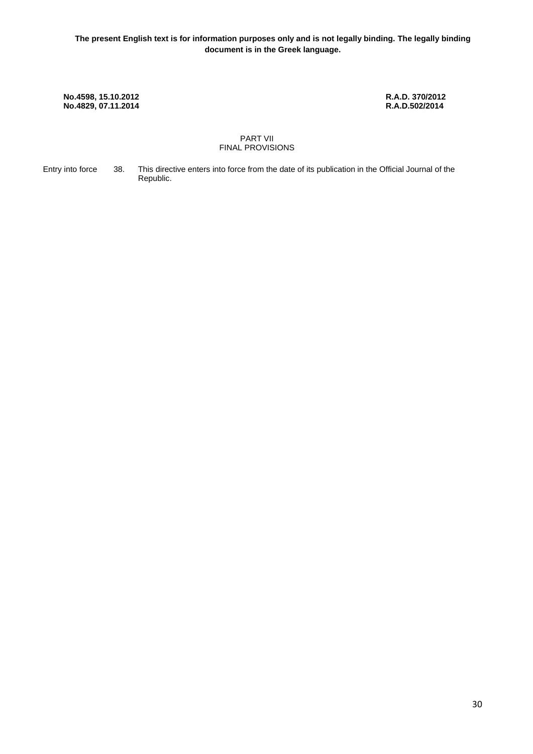**The present English text is for information purposes only and is not legally binding. The legally binding document is in the Greek language.**

| | |
|---|---|
| **No.4598, 15.10.2012** | **R.A.D. 370/2012** |
| **No.4829, 07.11.2014** | **R.A.D.502/2014** |

PART VII
FINAL PROVISIONS

Entry into force 38. This directive enters into force from the date of its publication in the Official Journal of the Republic.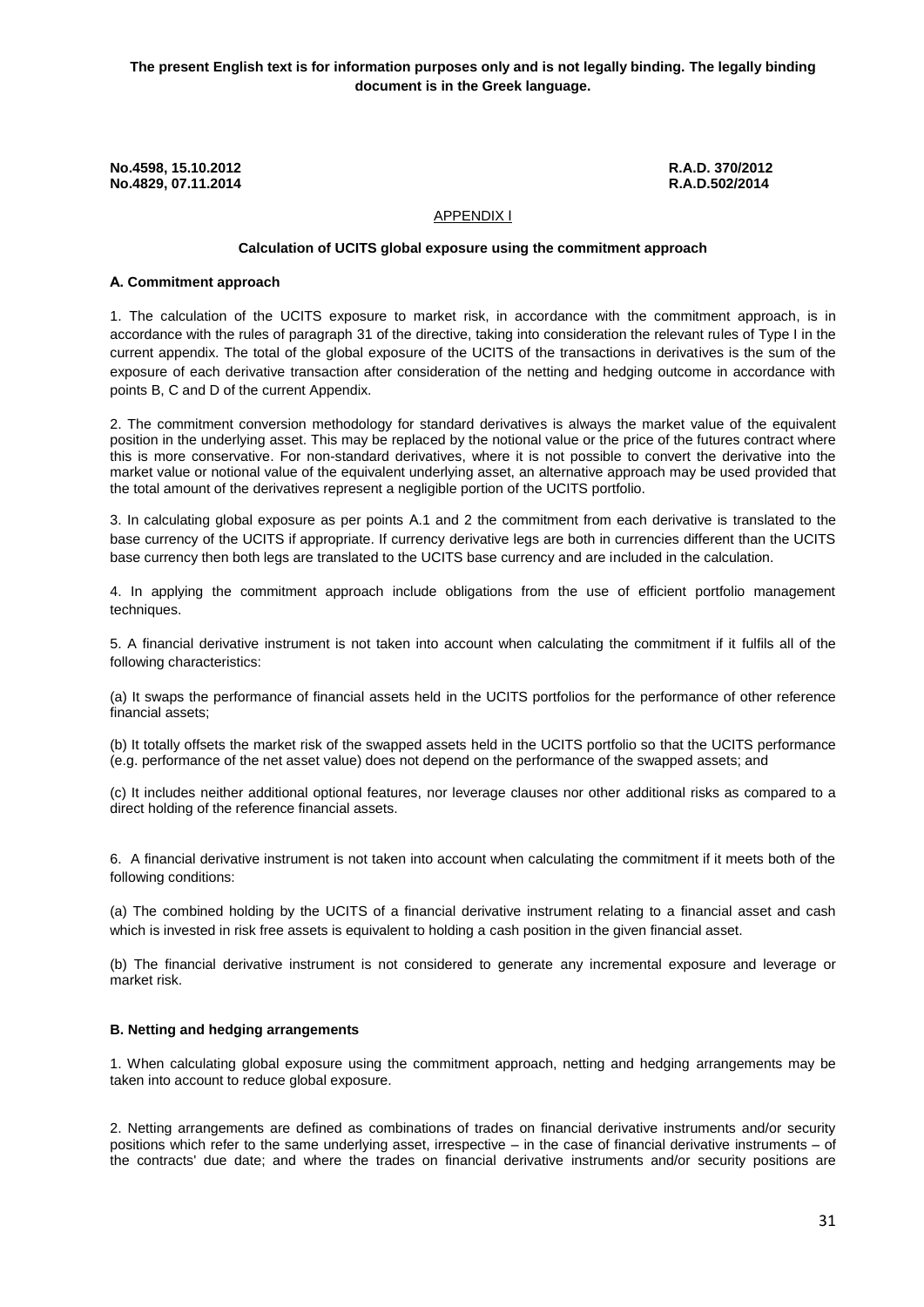**The present English text is for information purposes only and is not legally binding. The legally binding document is in the Greek language.**

| | |
|---|---|
| **No.4598, 15.10.2012** | **R.A.D. 370/2012** |
| **No.4829, 07.11.2014** | **R.A.D.502/2014** |

## APPENDIX I

### Calculation of UCITS global exposure using the commitment approach

**A. Commitment approach**

1. The calculation of the UCITS exposure to market risk, in accordance with the commitment approach, is in accordance with the rules of paragraph 31 of the directive, taking into consideration the relevant rules of Type I in the current appendix. The total of the global exposure of the UCITS of the transactions in derivatives is the sum of the exposure of each derivative transaction after consideration of the netting and hedging outcome in accordance with points B, C and D of the current Appendix.

2. The commitment conversion methodology for standard derivatives is always the market value of the equivalent position in the underlying asset. This may be replaced by the notional value or the price of the futures contract where this is more conservative. For non-standard derivatives, where it is not possible to convert the derivative into the market value or notional value of the equivalent underlying asset, an alternative approach may be used provided that the total amount of the derivatives represent a negligible portion of the UCITS portfolio.

3. In calculating global exposure as per points A.1 and 2 the commitment from each derivative is translated to the base currency of the UCITS if appropriate. If currency derivative legs are both in currencies different than the UCITS base currency then both legs are translated to the UCITS base currency and are included in the calculation.

4. In applying the commitment approach include obligations from the use of efficient portfolio management techniques.

5. A financial derivative instrument is not taken into account when calculating the commitment if it fulfils all of the following characteristics:

(a) It swaps the performance of financial assets held in the UCITS portfolios for the performance of other reference financial assets;

(b) It totally offsets the market risk of the swapped assets held in the UCITS portfolio so that the UCITS performance (e.g. performance of the net asset value) does not depend on the performance of the swapped assets; and

(c) It includes neither additional optional features, nor leverage clauses nor other additional risks as compared to a direct holding of the reference financial assets.

6. A financial derivative instrument is not taken into account when calculating the commitment if it meets both of the following conditions:

(a) The combined holding by the UCITS of a financial derivative instrument relating to a financial asset and cash which is invested in risk free assets is equivalent to holding a cash position in the given financial asset.

(b) The financial derivative instrument is not considered to generate any incremental exposure and leverage or market risk.

**B. Netting and hedging arrangements**

1. When calculating global exposure using the commitment approach, netting and hedging arrangements may be taken into account to reduce global exposure.

2. Netting arrangements are defined as combinations of trades on financial derivative instruments and/or security positions which refer to the same underlying asset, irrespective – in the case of financial derivative instruments – of the contracts' due date; and where the trades on financial derivative instruments and/or security positions are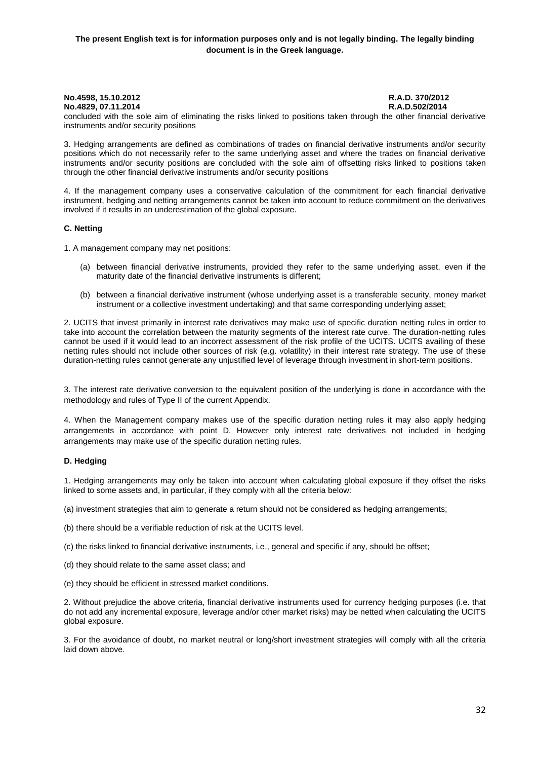concluded with the sole aim of eliminating the risks linked to positions taken through the other financial derivative instruments and/or security positions

3. Hedging arrangements are defined as combinations of trades on financial derivative instruments and/or security positions which do not necessarily refer to the same underlying asset and where the trades on financial derivative instruments and/or security positions are concluded with the sole aim of offsetting risks linked to positions taken through the other financial derivative instruments and/or security positions

4. If the management company uses a conservative calculation of the commitment for each financial derivative instrument, hedging and netting arrangements cannot be taken into account to reduce commitment on the derivatives involved if it results in an underestimation of the global exposure.

### C. Netting

1. A management company may net positions:

   (a) between financial derivative instruments, provided they refer to the same underlying asset, even if the maturity date of the financial derivative instruments is different;

   (b) between a financial derivative instrument (whose underlying asset is a transferable security, money market instrument or a collective investment undertaking) and that same corresponding underlying asset;

2. UCITS that invest primarily in interest rate derivatives may make use of specific duration netting rules in order to take into account the correlation between the maturity segments of the interest rate curve. The duration-netting rules cannot be used if it would lead to an incorrect assessment of the risk profile of the UCITS. UCITS availing of these netting rules should not include other sources of risk (e.g. volatility) in their interest rate strategy. The use of these duration-netting rules cannot generate any unjustified level of leverage through investment in short-term positions.

3. The interest rate derivative conversion to the equivalent position of the underlying is done in accordance with the methodology and rules of Type II of the current Appendix.

4. When the Management company makes use of the specific duration netting rules it may also apply hedging arrangements in accordance with point D. However only interest rate derivatives not included in hedging arrangements may make use of the specific duration netting rules.

### D. Hedging

1. Hedging arrangements may only be taken into account when calculating global exposure if they offset the risks linked to some assets and, in particular, if they comply with all the criteria below:

(a) investment strategies that aim to generate a return should not be considered as hedging arrangements;

(b) there should be a verifiable reduction of risk at the UCITS level.

(c) the risks linked to financial derivative instruments, i.e., general and specific if any, should be offset;

(d) they should relate to the same asset class; and

(e) they should be efficient in stressed market conditions.

2. Without prejudice the above criteria, financial derivative instruments used for currency hedging purposes (i.e. that do not add any incremental exposure, leverage and/or other market risks) may be netted when calculating the UCITS global exposure.

3. For the avoidance of doubt, no market neutral or long/short investment strategies will comply with all the criteria laid down above.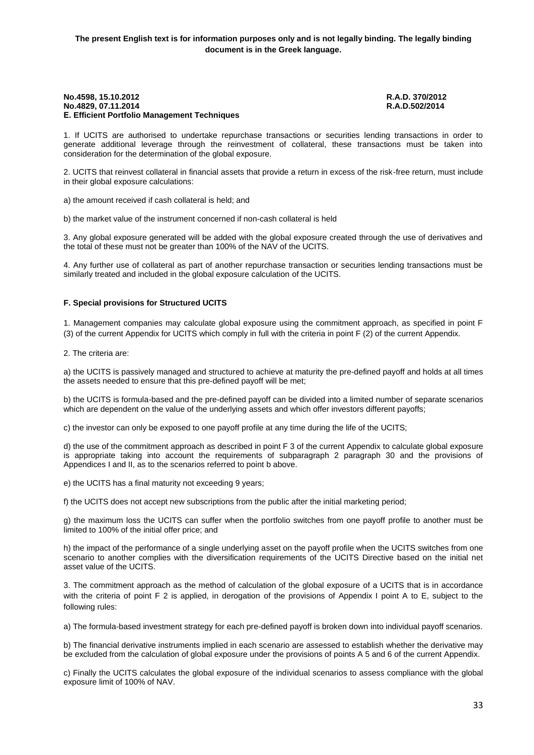**The present English text is for information purposes only and is not legally binding. The legally binding document is in the Greek language.**

**No.4598, 15.10.2012 R.A.D. 370/2012**
**No.4829, 07.11.2014 R.A.D.502/2014**

**E. Efficient Portfolio Management Techniques**

1. If UCITS are authorised to undertake repurchase transactions or securities lending transactions in order to generate additional leverage through the reinvestment of collateral, these transactions must be taken into consideration for the determination of the global exposure.

2. UCITS that reinvest collateral in financial assets that provide a return in excess of the risk-free return, must include in their global exposure calculations:

a) the amount received if cash collateral is held; and

b) the market value of the instrument concerned if non-cash collateral is held

3. Any global exposure generated will be added with the global exposure created through the use of derivatives and the total of these must not be greater than 100% of the NAV of the UCITS.

4. Any further use of collateral as part of another repurchase transaction or securities lending transactions must be similarly treated and included in the global exposure calculation of the UCITS.

**F. Special provisions for Structured UCITS**

1. Management companies may calculate global exposure using the commitment approach, as specified in point F (3) of the current Appendix for UCITS which comply in full with the criteria in point F (2) of the current Appendix.

2. The criteria are:

a) the UCITS is passively managed and structured to achieve at maturity the pre-defined payoff and holds at all times the assets needed to ensure that this pre-defined payoff will be met;

b) the UCITS is formula-based and the pre-defined payoff can be divided into a limited number of separate scenarios which are dependent on the value of the underlying assets and which offer investors different payoffs;

c) the investor can only be exposed to one payoff profile at any time during the life of the UCITS;

d) the use of the commitment approach as described in point F 3 of the current Appendix to calculate global exposure is appropriate taking into account the requirements of subparagraph 2 paragraph 30 and the provisions of Appendices I and II, as to the scenarios referred to point b above.

e) the UCITS has a final maturity not exceeding 9 years;

f) the UCITS does not accept new subscriptions from the public after the initial marketing period;

g) the maximum loss the UCITS can suffer when the portfolio switches from one payoff profile to another must be limited to 100% of the initial offer price; and

h) the impact of the performance of a single underlying asset on the payoff profile when the UCITS switches from one scenario to another complies with the diversification requirements of the UCITS Directive based on the initial net asset value of the UCITS.

3. The commitment approach as the method of calculation of the global exposure of a UCITS that is in accordance with the criteria of point F 2 is applied, in derogation of the provisions of Appendix I point A to E, subject to the following rules:

a) The formula-based investment strategy for each pre-defined payoff is broken down into individual payoff scenarios.

b) The financial derivative instruments implied in each scenario are assessed to establish whether the derivative may be excluded from the calculation of global exposure under the provisions of points A 5 and 6 of the current Appendix.

c) Finally the UCITS calculates the global exposure of the individual scenarios to assess compliance with the global exposure limit of 100% of NAV.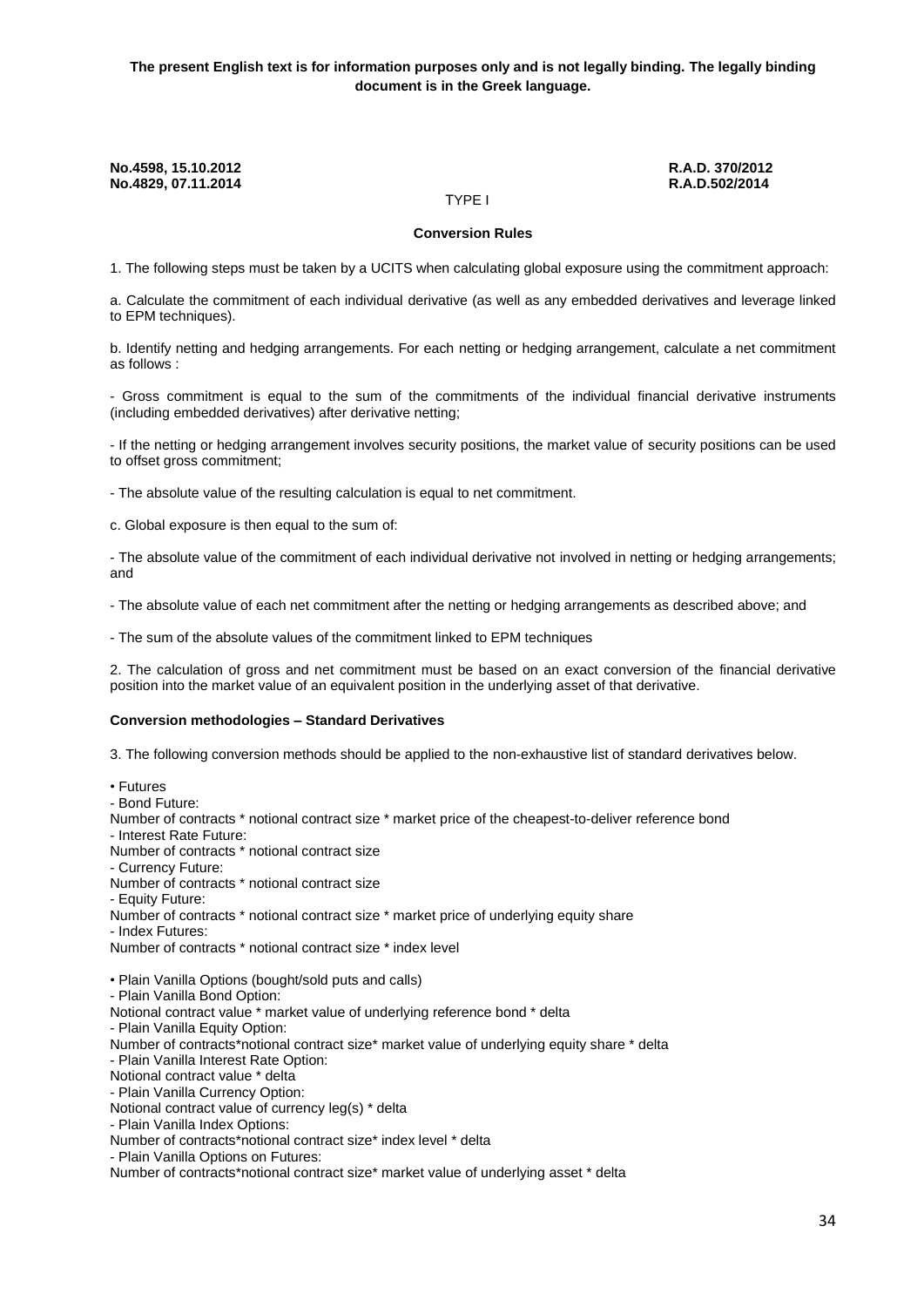**The present English text is for information purposes only and is not legally binding. The legally binding document is in the Greek language.**

**No.4598, 15.10.2012** **R.A.D. 370/2012**
**No.4829, 07.11.2014** **R.A.D.502/2014**

TYPE I

**Conversion Rules**

1. The following steps must be taken by a UCITS when calculating global exposure using the commitment approach:

a. Calculate the commitment of each individual derivative (as well as any embedded derivatives and leverage linked to EPM techniques).

b. Identify netting and hedging arrangements. For each netting or hedging arrangement, calculate a net commitment as follows :

- Gross commitment is equal to the sum of the commitments of the individual financial derivative instruments (including embedded derivatives) after derivative netting;

- If the netting or hedging arrangement involves security positions, the market value of security positions can be used to offset gross commitment;

- The absolute value of the resulting calculation is equal to net commitment.

c. Global exposure is then equal to the sum of:

- The absolute value of the commitment of each individual derivative not involved in netting or hedging arrangements; and

- The absolute value of each net commitment after the netting or hedging arrangements as described above; and

- The sum of the absolute values of the commitment linked to EPM techniques

2. The calculation of gross and net commitment must be based on an exact conversion of the financial derivative position into the market value of an equivalent position in the underlying asset of that derivative.

**Conversion methodologies – Standard Derivatives**

3. The following conversion methods should be applied to the non-exhaustive list of standard derivatives below.

• Futures
- Bond Future:
Number of contracts * notional contract size * market price of the cheapest-to-deliver reference bond
- Interest Rate Future:
Number of contracts * notional contract size
- Currency Future:
Number of contracts * notional contract size
- Equity Future:
Number of contracts * notional contract size * market price of underlying equity share
- Index Futures:
Number of contracts * notional contract size * index level

• Plain Vanilla Options (bought/sold puts and calls)
- Plain Vanilla Bond Option:
Notional contract value * market value of underlying reference bond * delta
- Plain Vanilla Equity Option:
Number of contracts*notional contract size* market value of underlying equity share * delta
- Plain Vanilla Interest Rate Option:
Notional contract value * delta
- Plain Vanilla Currency Option:
Notional contract value of currency leg(s) * delta
- Plain Vanilla Index Options:
Number of contracts*notional contract size* index level * delta
- Plain Vanilla Options on Futures:
Number of contracts*notional contract size* market value of underlying asset * delta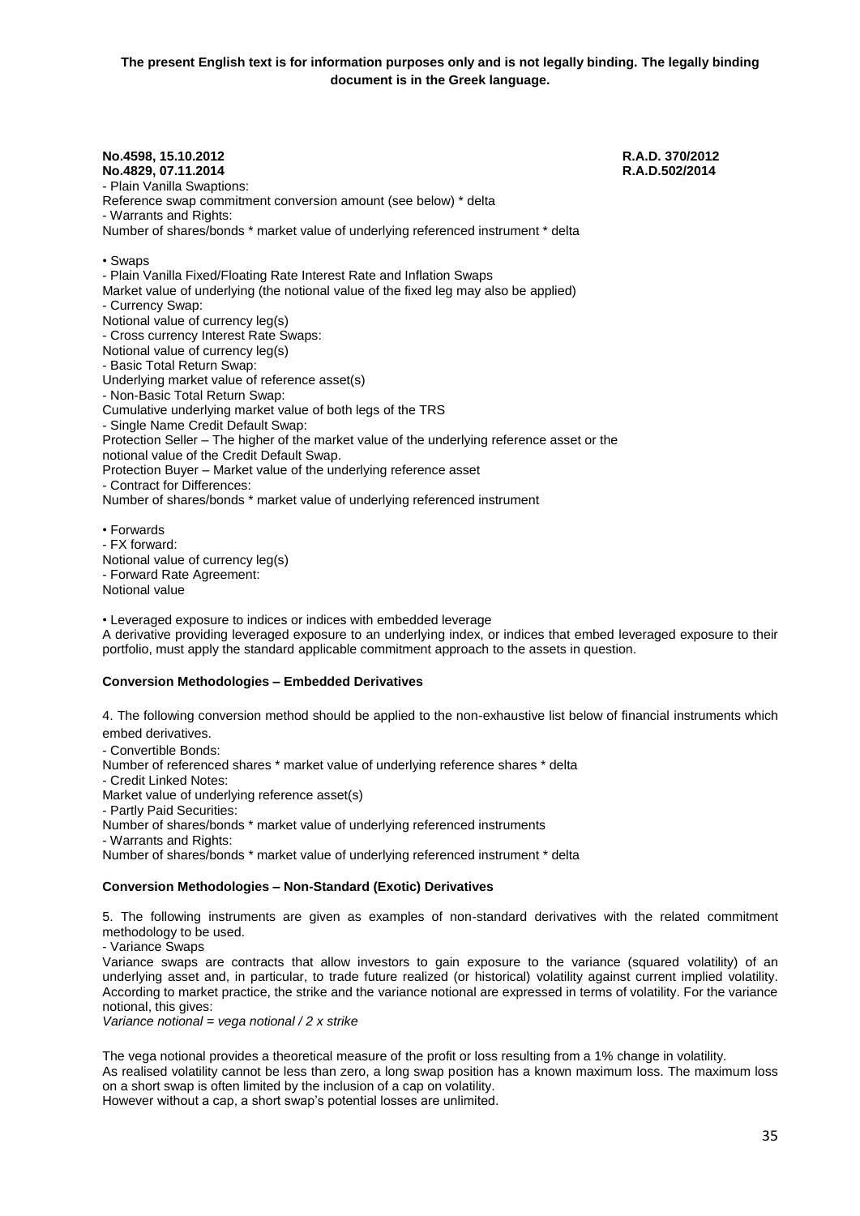**The present English text is for information purposes only and is not legally binding. The legally binding document is in the Greek language.**

**No.4598, 15.10.2012 R.A.D. 370/2012**
**No.4829, 07.11.2014 R.A.D.502/2014**

- Plain Vanilla Swaptions:
Reference swap commitment conversion amount (see below) * delta
- Warrants and Rights:
Number of shares/bonds * market value of underlying referenced instrument * delta

• Swaps
- Plain Vanilla Fixed/Floating Rate Interest Rate and Inflation Swaps
Market value of underlying (the notional value of the fixed leg may also be applied)
- Currency Swap:
Notional value of currency leg(s)
- Cross currency Interest Rate Swaps:
Notional value of currency leg(s)
- Basic Total Return Swap:
Underlying market value of reference asset(s)
- Non-Basic Total Return Swap:
Cumulative underlying market value of both legs of the TRS
- Single Name Credit Default Swap:
Protection Seller – The higher of the market value of the underlying reference asset or the notional value of the Credit Default Swap.
Protection Buyer – Market value of the underlying reference asset
- Contract for Differences:
Number of shares/bonds * market value of underlying referenced instrument

• Forwards
- FX forward:
Notional value of currency leg(s)
- Forward Rate Agreement:
Notional value

• Leveraged exposure to indices or indices with embedded leverage
A derivative providing leveraged exposure to an underlying index, or indices that embed leveraged exposure to their portfolio, must apply the standard applicable commitment approach to the assets in question.

**Conversion Methodologies – Embedded Derivatives**

4. The following conversion method should be applied to the non-exhaustive list below of financial instruments which embed derivatives.
- Convertible Bonds:
Number of referenced shares * market value of underlying reference shares * delta
- Credit Linked Notes:
Market value of underlying reference asset(s)
- Partly Paid Securities:
Number of shares/bonds * market value of underlying referenced instruments
- Warrants and Rights:
Number of shares/bonds * market value of underlying referenced instrument * delta

**Conversion Methodologies – Non-Standard (Exotic) Derivatives**

5. The following instruments are given as examples of non-standard derivatives with the related commitment methodology to be used.
- Variance Swaps
Variance swaps are contracts that allow investors to gain exposure to the variance (squared volatility) of an underlying asset and, in particular, to trade future realized (or historical) volatility against current implied volatility. According to market practice, the strike and the variance notional are expressed in terms of volatility. For the variance notional, this gives:
*Variance notional = vega notional / 2 x strike*

The vega notional provides a theoretical measure of the profit or loss resulting from a 1% change in volatility.
As realised volatility cannot be less than zero, a long swap position has a known maximum loss. The maximum loss on a short swap is often limited by the inclusion of a cap on volatility.
However without a cap, a short swap's potential losses are unlimited.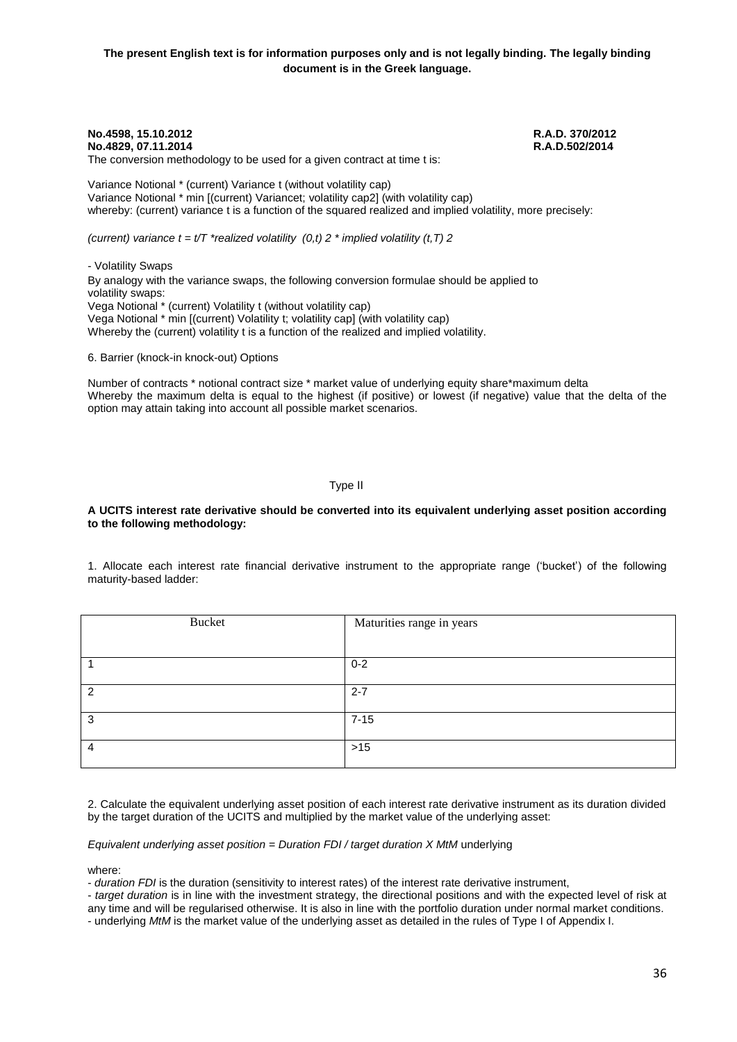**The present English text is for information purposes only and is not legally binding. The legally binding document is in the Greek language.**

**No.4598, 15.10.2012 R.A.D. 370/2012**
**No.4829, 07.11.2014 R.A.D.502/2014**

The conversion methodology to be used for a given contract at time t is:

Variance Notional * (current) Variance t (without volatility cap)
Variance Notional * min [(current) Variancet; volatility cap2] (with volatility cap)
whereby: (current) variance t is a function of the squared realized and implied volatility, more precisely:

*(current) variance t = t/T *realized volatility (0,t) 2 * implied volatility (t,T) 2*

- Volatility Swaps

By analogy with the variance swaps, the following conversion formulae should be applied to volatility swaps:
Vega Notional * (current) Volatility t (without volatility cap)
Vega Notional * min [(current) Volatility t; volatility cap] (with volatility cap)
Whereby the (current) volatility t is a function of the realized and implied volatility.

6. Barrier (knock-in knock-out) Options

Number of contracts * notional contract size * market value of underlying equity share*maximum delta
Whereby the maximum delta is equal to the highest (if positive) or lowest (if negative) value that the delta of the option may attain taking into account all possible market scenarios.

Type II

**A UCITS interest rate derivative should be converted into its equivalent underlying asset position according to the following methodology:**

1. Allocate each interest rate financial derivative instrument to the appropriate range ('bucket') of the following maturity-based ladder:

| Bucket | Maturities range in years |
|---|---|
| 1 | 0-2 |
| 2 | 2-7 |
| 3 | 7-15 |
| 4 | >15 |

2. Calculate the equivalent underlying asset position of each interest rate derivative instrument as its duration divided by the target duration of the UCITS and multiplied by the market value of the underlying asset:

*Equivalent underlying asset position = Duration FDI / target duration X MtM* underlying

where:

- *duration FDI* is the duration (sensitivity to interest rates) of the interest rate derivative instrument,
- *target duration* is in line with the investment strategy, the directional positions and with the expected level of risk at any time and will be regularised otherwise. It is also in line with the portfolio duration under normal market conditions.
- underlying *MtM* is the market value of the underlying asset as detailed in the rules of Type I of Appendix I.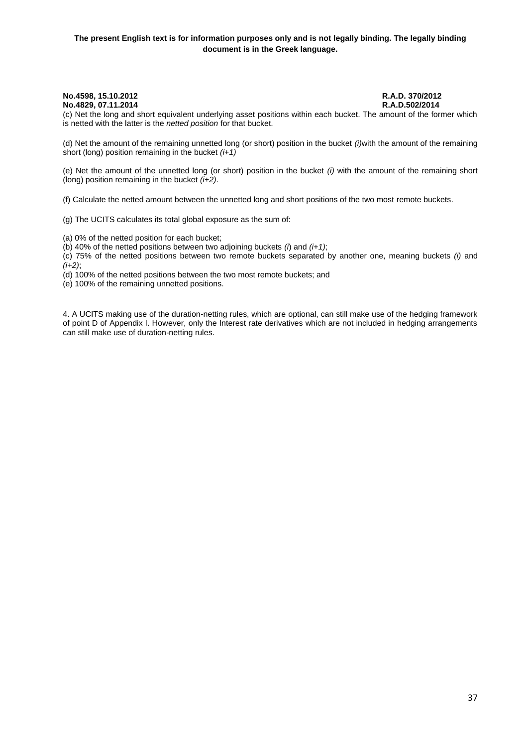(c) Net the long and short equivalent underlying asset positions within each bucket. The amount of the former which is netted with the latter is the *netted position* for that bucket.

(d) Net the amount of the remaining unnetted long (or short) position in the bucket *(i)* with the amount of the remaining short (long) position remaining in the bucket *(i+1)*

(e) Net the amount of the unnetted long (or short) position in the bucket *(i)* with the amount of the remaining short (long) position remaining in the bucket *(i+2)*.

(f) Calculate the netted amount between the unnetted long and short positions of the two most remote buckets.

(g) The UCITS calculates its total global exposure as the sum of:

(a) 0% of the netted position for each bucket;
(b) 40% of the netted positions between two adjoining buckets *(i)* and *(i+1)*;
(c) 75% of the netted positions between two remote buckets separated by another one, meaning buckets *(i)* and *(i+2)*;
(d) 100% of the netted positions between the two most remote buckets; and
(e) 100% of the remaining unnetted positions.

4. A UCITS making use of the duration-netting rules, which are optional, can still make use of the hedging framework of point D of Appendix I. However, only the Interest rate derivatives which are not included in hedging arrangements can still make use of duration-netting rules.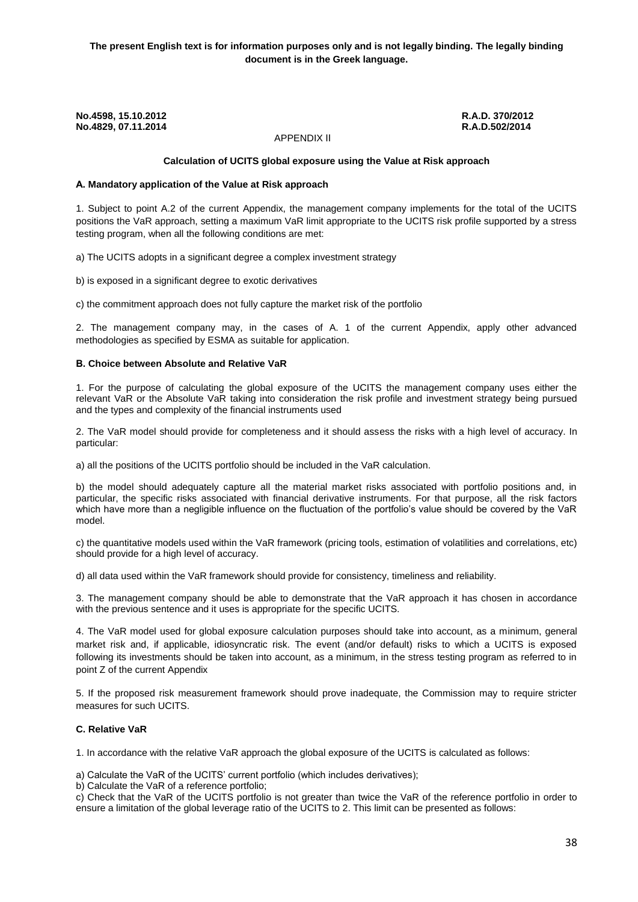**The present English text is for information purposes only and is not legally binding. The legally binding document is in the Greek language.**

**No.4598, 15.10.2012** **R.A.D. 370/2012**
**No.4829, 07.11.2014** **R.A.D.502/2014**

APPENDIX II

**Calculation of UCITS global exposure using the Value at Risk approach**

**A. Mandatory application of the Value at Risk approach**

1. Subject to point A.2 of the current Appendix, the management company implements for the total of the UCITS positions the VaR approach, setting a maximum VaR limit appropriate to the UCITS risk profile supported by a stress testing program, when all the following conditions are met:

a) The UCITS adopts in a significant degree a complex investment strategy

b) is exposed in a significant degree to exotic derivatives

c) the commitment approach does not fully capture the market risk of the portfolio

2. The management company may, in the cases of A. 1 of the current Appendix, apply other advanced methodologies as specified by ESMA as suitable for application.

**B. Choice between Absolute and Relative VaR**

1. For the purpose of calculating the global exposure of the UCITS the management company uses either the relevant VaR or the Absolute VaR taking into consideration the risk profile and investment strategy being pursued and the types and complexity of the financial instruments used

2. The VaR model should provide for completeness and it should assess the risks with a high level of accuracy. In particular:

a) all the positions of the UCITS portfolio should be included in the VaR calculation.

b) the model should adequately capture all the material market risks associated with portfolio positions and, in particular, the specific risks associated with financial derivative instruments. For that purpose, all the risk factors which have more than a negligible influence on the fluctuation of the portfolio's value should be covered by the VaR model.

c) the quantitative models used within the VaR framework (pricing tools, estimation of volatilities and correlations, etc) should provide for a high level of accuracy.

d) all data used within the VaR framework should provide for consistency, timeliness and reliability.

3. The management company should be able to demonstrate that the VaR approach it has chosen in accordance with the previous sentence and it uses is appropriate for the specific UCITS.

4. The VaR model used for global exposure calculation purposes should take into account, as a minimum, general market risk and, if applicable, idiosyncratic risk. The event (and/or default) risks to which a UCITS is exposed following its investments should be taken into account, as a minimum, in the stress testing program as referred to in point Z of the current Appendix

5. If the proposed risk measurement framework should prove inadequate, the Commission may to require stricter measures for such UCITS.

**C. Relative VaR**

1. In accordance with the relative VaR approach the global exposure of the UCITS is calculated as follows:

a) Calculate the VaR of the UCITS' current portfolio (which includes derivatives);
b) Calculate the VaR of a reference portfolio;
c) Check that the VaR of the UCITS portfolio is not greater than twice the VaR of the reference portfolio in order to ensure a limitation of the global leverage ratio of the UCITS to 2. This limit can be presented as follows: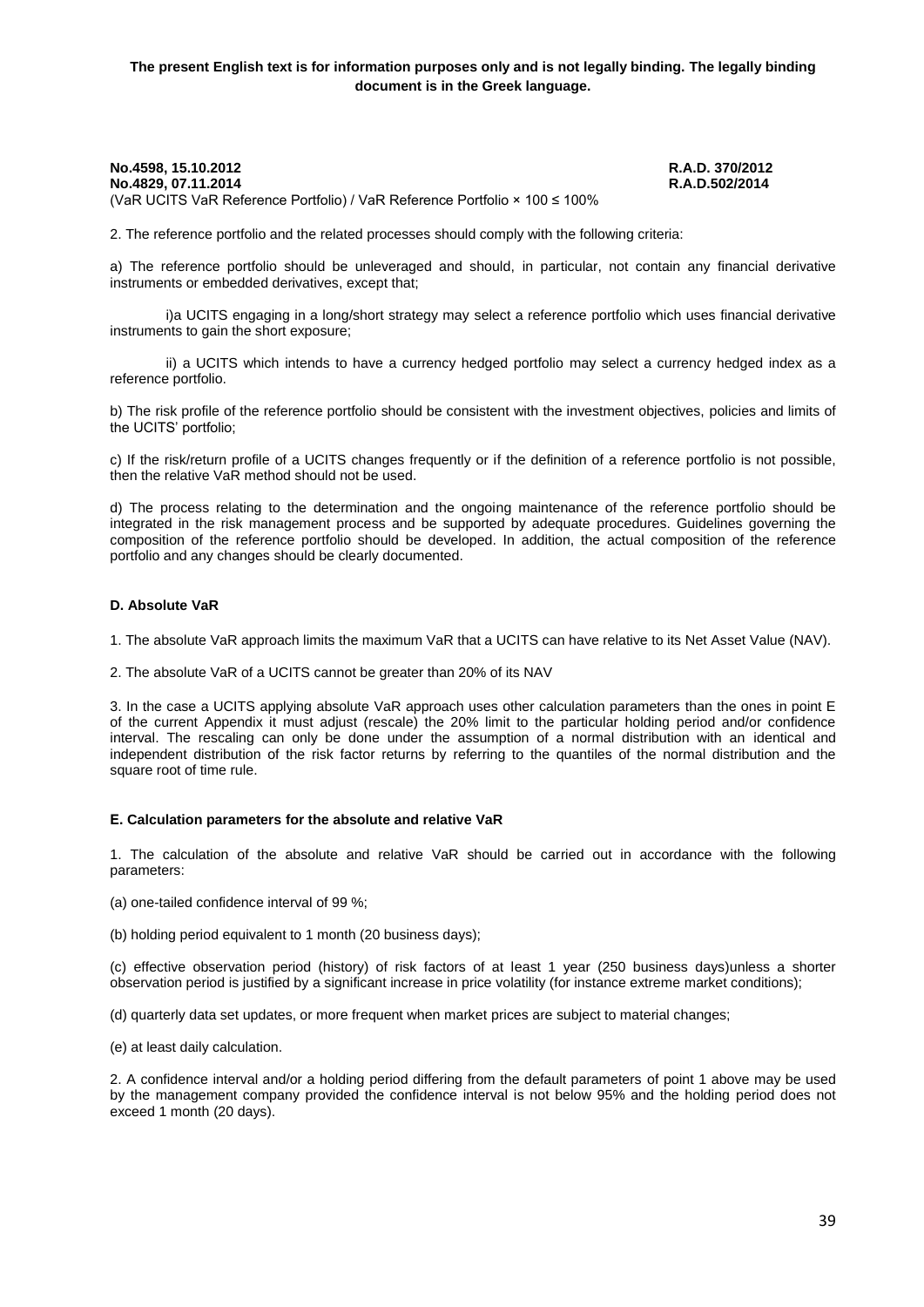**The present English text is for information purposes only and is not legally binding. The legally binding document is in the Greek language.**

**No.4598, 15.10.2012 R.A.D. 370/2012**
**No.4829, 07.11.2014 R.A.D.502/2014**

(VaR UCITS VaR Reference Portfolio) / VaR Reference Portfolio × 100 ≤ 100%

2. The reference portfolio and the related processes should comply with the following criteria:

a) The reference portfolio should be unleveraged and should, in particular, not contain any financial derivative instruments or embedded derivatives, except that;

i)a UCITS engaging in a long/short strategy may select a reference portfolio which uses financial derivative instruments to gain the short exposure;

ii) a UCITS which intends to have a currency hedged portfolio may select a currency hedged index as a reference portfolio.

b) The risk profile of the reference portfolio should be consistent with the investment objectives, policies and limits of the UCITS' portfolio;

c) If the risk/return profile of a UCITS changes frequently or if the definition of a reference portfolio is not possible, then the relative VaR method should not be used.

d) The process relating to the determination and the ongoing maintenance of the reference portfolio should be integrated in the risk management process and be supported by adequate procedures. Guidelines governing the composition of the reference portfolio should be developed. In addition, the actual composition of the reference portfolio and any changes should be clearly documented.

#### D. Absolute VaR

1. The absolute VaR approach limits the maximum VaR that a UCITS can have relative to its Net Asset Value (NAV).

2. The absolute VaR of a UCITS cannot be greater than 20% of its NAV

3. In the case a UCITS applying absolute VaR approach uses other calculation parameters than the ones in point E of the current Appendix it must adjust (rescale) the 20% limit to the particular holding period and/or confidence interval. The rescaling can only be done under the assumption of a normal distribution with an identical and independent distribution of the risk factor returns by referring to the quantiles of the normal distribution and the square root of time rule.

#### E. Calculation parameters for the absolute and relative VaR

1. The calculation of the absolute and relative VaR should be carried out in accordance with the following parameters:

(a) one-tailed confidence interval of 99 %;

(b) holding period equivalent to 1 month (20 business days);

(c) effective observation period (history) of risk factors of at least 1 year (250 business days)unless a shorter observation period is justified by a significant increase in price volatility (for instance extreme market conditions);

(d) quarterly data set updates, or more frequent when market prices are subject to material changes;

(e) at least daily calculation.

2. A confidence interval and/or a holding period differing from the default parameters of point 1 above may be used by the management company provided the confidence interval is not below 95% and the holding period does not exceed 1 month (20 days).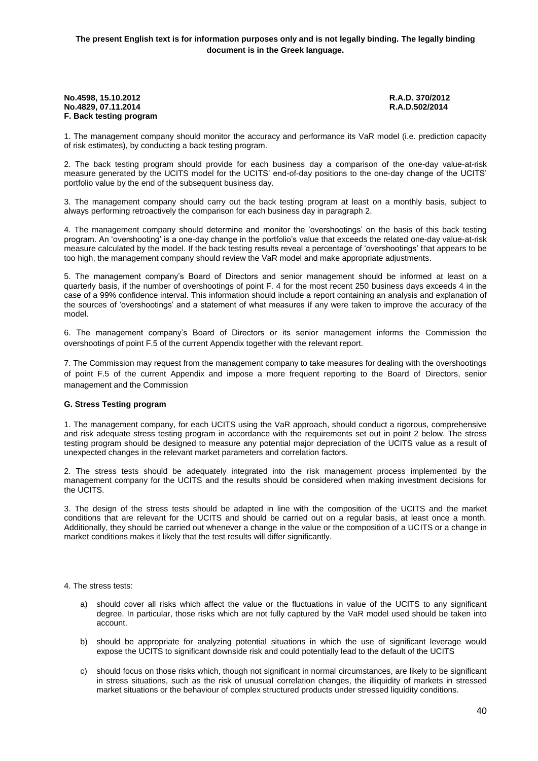**The present English text is for information purposes only and is not legally binding. The legally binding document is in the Greek language.**

**No.4598, 15.10.2012 R.A.D. 370/2012**
**No.4829, 07.11.2014 R.A.D.502/2014**

**F. Back testing program**

1. The management company should monitor the accuracy and performance its VaR model (i.e. prediction capacity of risk estimates), by conducting a back testing program.

2. The back testing program should provide for each business day a comparison of the one-day value-at-risk measure generated by the UCITS model for the UCITS' end-of-day positions to the one-day change of the UCITS' portfolio value by the end of the subsequent business day.

3. The management company should carry out the back testing program at least on a monthly basis, subject to always performing retroactively the comparison for each business day in paragraph 2.

4. The management company should determine and monitor the 'overshootings' on the basis of this back testing program. An 'overshooting' is a one-day change in the portfolio's value that exceeds the related one-day value-at-risk measure calculated by the model. If the back testing results reveal a percentage of 'overshootings' that appears to be too high, the management company should review the VaR model and make appropriate adjustments.

5. The management company's Board of Directors and senior management should be informed at least on a quarterly basis, if the number of overshootings of point F. 4 for the most recent 250 business days exceeds 4 in the case of a 99% confidence interval. This information should include a report containing an analysis and explanation of the sources of 'overshootings' and a statement of what measures if any were taken to improve the accuracy of the model.

6. The management company's Board of Directors or its senior management informs the Commission the overshootings of point F.5 of the current Appendix together with the relevant report.

7. The Commission may request from the management company to take measures for dealing with the overshootings of point F.5 of the current Appendix and impose a more frequent reporting to the Board of Directors, senior management and the Commission

**G. Stress Testing program**

1. The management company, for each UCITS using the VaR approach, should conduct a rigorous, comprehensive and risk adequate stress testing program in accordance with the requirements set out in point 2 below. The stress testing program should be designed to measure any potential major depreciation of the UCITS value as a result of unexpected changes in the relevant market parameters and correlation factors.

2. The stress tests should be adequately integrated into the risk management process implemented by the management company for the UCITS and the results should be considered when making investment decisions for the UCITS.

3. The design of the stress tests should be adapted in line with the composition of the UCITS and the market conditions that are relevant for the UCITS and should be carried out on a regular basis, at least once a month. Additionally, they should be carried out whenever a change in the value or the composition of a UCITS or a change in market conditions makes it likely that the test results will differ significantly.

4. The stress tests:

a) should cover all risks which affect the value or the fluctuations in value of the UCITS to any significant degree. In particular, those risks which are not fully captured by the VaR model used should be taken into account.

b) should be appropriate for analyzing potential situations in which the use of significant leverage would expose the UCITS to significant downside risk and could potentially lead to the default of the UCITS

c) should focus on those risks which, though not significant in normal circumstances, are likely to be significant in stress situations, such as the risk of unusual correlation changes, the illiquidity of markets in stressed market situations or the behaviour of complex structured products under stressed liquidity conditions.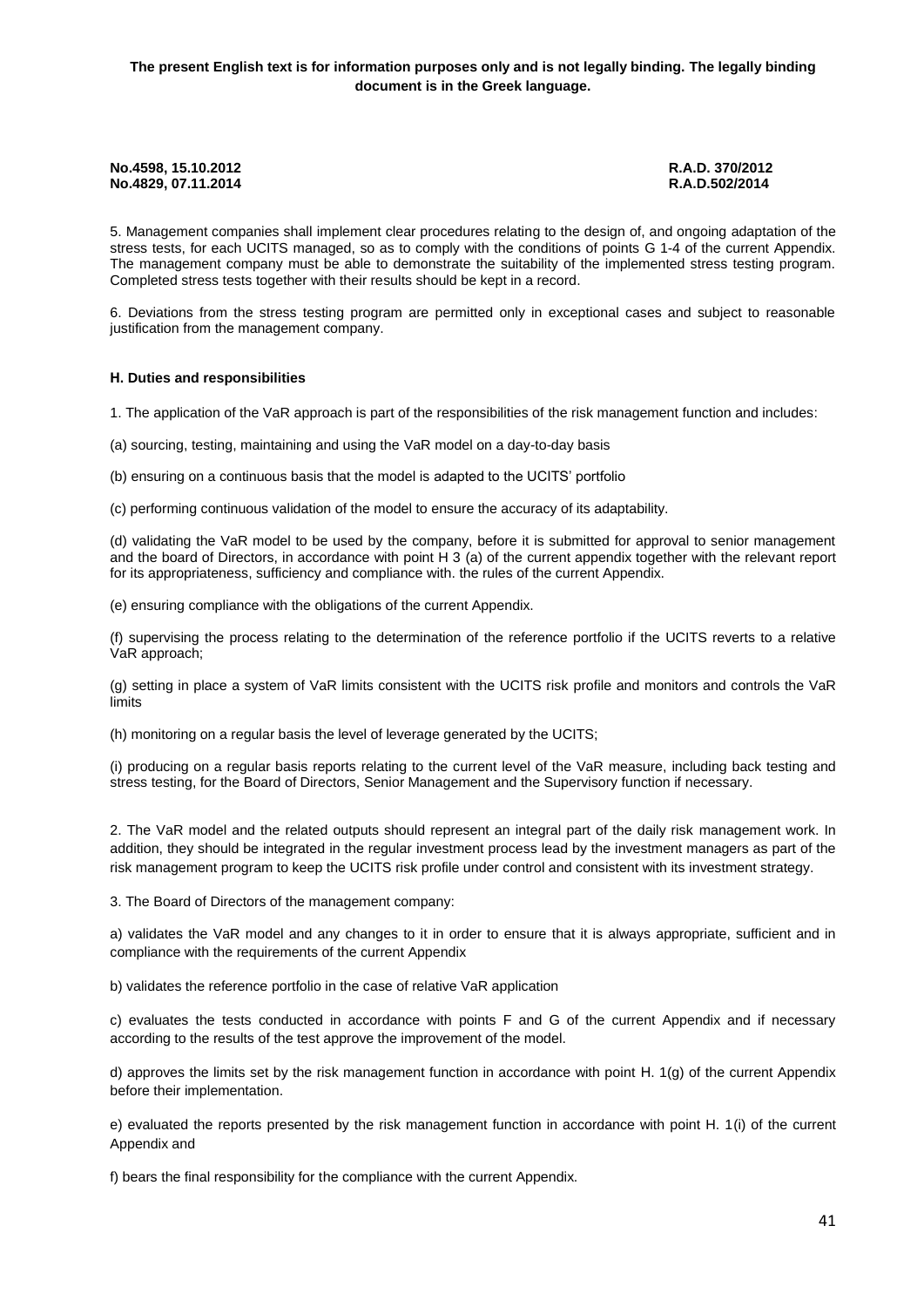**The present English text is for information purposes only and is not legally binding. The legally binding document is in the Greek language.**

**No.4598, 15.10.2012** **R.A.D. 370/2012**
**No.4829, 07.11.2014** **R.A.D.502/2014**

5. Management companies shall implement clear procedures relating to the design of, and ongoing adaptation of the stress tests, for each UCITS managed, so as to comply with the conditions of points G 1-4 of the current Appendix. The management company must be able to demonstrate the suitability of the implemented stress testing program. Completed stress tests together with their results should be kept in a record.

6. Deviations from the stress testing program are permitted only in exceptional cases and subject to reasonable justification from the management company.

**H. Duties and responsibilities**

1. The application of the VaR approach is part of the responsibilities of the risk management function and includes:

(a) sourcing, testing, maintaining and using the VaR model on a day-to-day basis

(b) ensuring on a continuous basis that the model is adapted to the UCITS' portfolio

(c) performing continuous validation of the model to ensure the accuracy of its adaptability.

(d) validating the VaR model to be used by the company, before it is submitted for approval to senior management and the board of Directors, in accordance with point H 3 (a) of the current appendix together with the relevant report for its appropriateness, sufficiency and compliance with. the rules of the current Appendix.

(e) ensuring compliance with the obligations of the current Appendix.

(f) supervising the process relating to the determination of the reference portfolio if the UCITS reverts to a relative VaR approach;

(g) setting in place a system of VaR limits consistent with the UCITS risk profile and monitors and controls the VaR limits

(h) monitoring on a regular basis the level of leverage generated by the UCITS;

(i) producing on a regular basis reports relating to the current level of the VaR measure, including back testing and stress testing, for the Board of Directors, Senior Management and the Supervisory function if necessary.

2. The VaR model and the related outputs should represent an integral part of the daily risk management work. In addition, they should be integrated in the regular investment process lead by the investment managers as part of the risk management program to keep the UCITS risk profile under control and consistent with its investment strategy.

3. The Board of Directors of the management company:

a) validates the VaR model and any changes to it in order to ensure that it is always appropriate, sufficient and in compliance with the requirements of the current Appendix

b) validates the reference portfolio in the case of relative VaR application

c) evaluates the tests conducted in accordance with points F and G of the current Appendix and if necessary according to the results of the test approve the improvement of the model.

d) approves the limits set by the risk management function in accordance with point H. 1(g) of the current Appendix before their implementation.

e) evaluated the reports presented by the risk management function in accordance with point H. 1(i) of the current Appendix and

f) bears the final responsibility for the compliance with the current Appendix.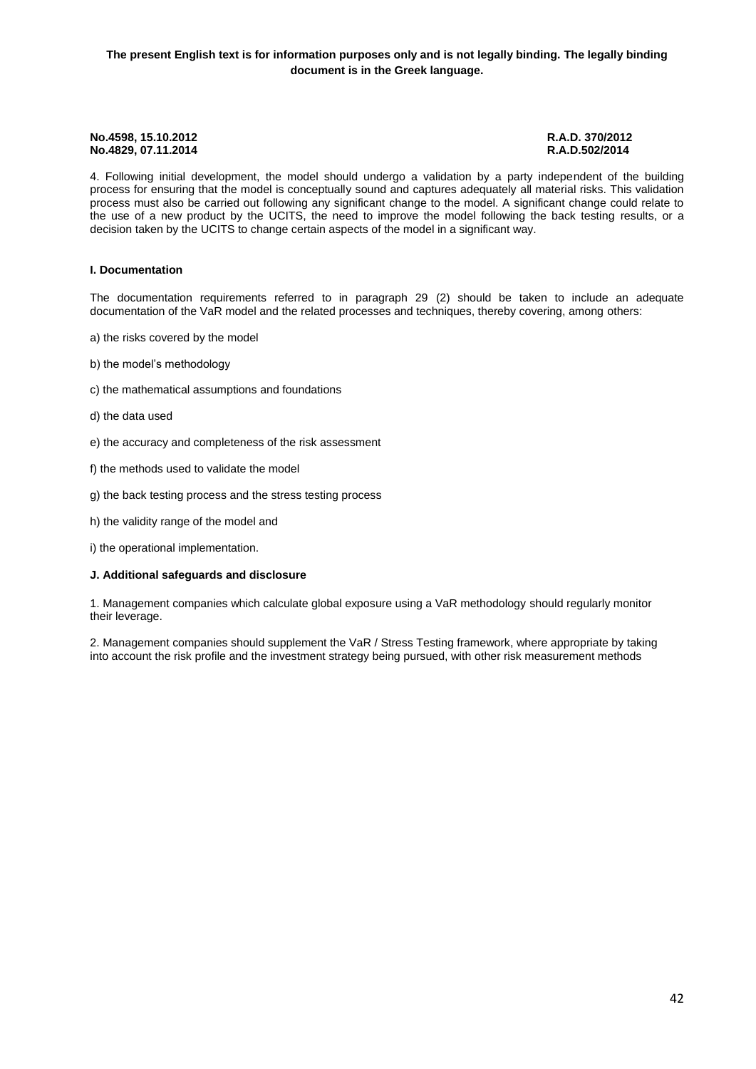4. Following initial development, the model should undergo a validation by a party independent of the building process for ensuring that the model is conceptually sound and captures adequately all material risks. This validation process must also be carried out following any significant change to the model. A significant change could relate to the use of a new product by the UCITS, the need to improve the model following the back testing results, or a decision taken by the UCITS to change certain aspects of the model in a significant way.

**I. Documentation**

The documentation requirements referred to in paragraph 29 (2) should be taken to include an adequate documentation of the VaR model and the related processes and techniques, thereby covering, among others:

a) the risks covered by the model

b) the model's methodology

c) the mathematical assumptions and foundations

d) the data used

e) the accuracy and completeness of the risk assessment

f) the methods used to validate the model

g) the back testing process and the stress testing process

h) the validity range of the model and

i) the operational implementation.

**J. Additional safeguards and disclosure**

1. Management companies which calculate global exposure using a VaR methodology should regularly monitor their leverage.

2. Management companies should supplement the VaR / Stress Testing framework, where appropriate by taking into account the risk profile and the investment strategy being pursued, with other risk measurement methods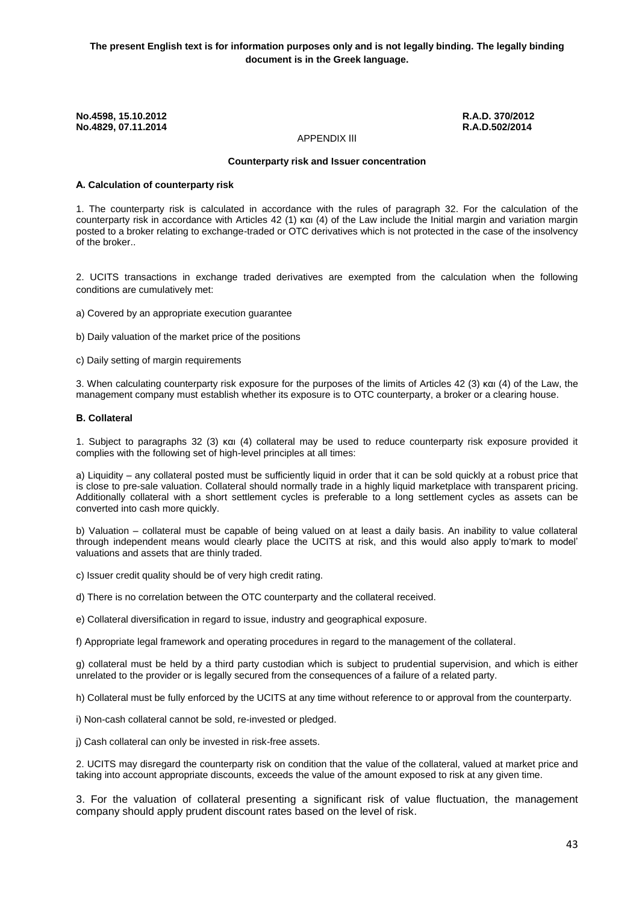**The present English text is for information purposes only and is not legally binding. The legally binding document is in the Greek language.**

**No.4598, 15.10.2012** **R.A.D. 370/2012**
**No.4829, 07.11.2014** **R.A.D.502/2014**

APPENDIX III

**Counterparty risk and Issuer concentration**

**A. Calculation of counterparty risk**

1. The counterparty risk is calculated in accordance with the rules of paragraph 32. For the calculation of the counterparty risk in accordance with Articles 42 (1) και (4) of the Law include the Initial margin and variation margin posted to a broker relating to exchange-traded or OTC derivatives which is not protected in the case of the insolvency of the broker..

2. UCITS transactions in exchange traded derivatives are exempted from the calculation when the following conditions are cumulatively met:

a) Covered by an appropriate execution guarantee

b) Daily valuation of the market price of the positions

c) Daily setting of margin requirements

3. When calculating counterparty risk exposure for the purposes of the limits of Articles 42 (3) και (4) of the Law, the management company must establish whether its exposure is to OTC counterparty, a broker or a clearing house.

**B. Collateral**

1. Subject to paragraphs 32 (3) και (4) collateral may be used to reduce counterparty risk exposure provided it complies with the following set of high-level principles at all times:

a) Liquidity – any collateral posted must be sufficiently liquid in order that it can be sold quickly at a robust price that is close to pre-sale valuation. Collateral should normally trade in a highly liquid marketplace with transparent pricing. Additionally collateral with a short settlement cycles is preferable to a long settlement cycles as assets can be converted into cash more quickly.

b) Valuation – collateral must be capable of being valued on at least a daily basis. An inability to value collateral through independent means would clearly place the UCITS at risk, and this would also apply to'mark to model' valuations and assets that are thinly traded.

c) Issuer credit quality should be of very high credit rating.

d) There is no correlation between the OTC counterparty and the collateral received.

e) Collateral diversification in regard to issue, industry and geographical exposure.

f) Appropriate legal framework and operating procedures in regard to the management of the collateral.

g) collateral must be held by a third party custodian which is subject to prudential supervision, and which is either unrelated to the provider or is legally secured from the consequences of a failure of a related party.

h) Collateral must be fully enforced by the UCITS at any time without reference to or approval from the counterparty.

i) Non-cash collateral cannot be sold, re-invested or pledged.

j) Cash collateral can only be invested in risk-free assets.

2. UCITS may disregard the counterparty risk on condition that the value of the collateral, valued at market price and taking into account appropriate discounts, exceeds the value of the amount exposed to risk at any given time.

3. For the valuation of collateral presenting a significant risk of value fluctuation, the management company should apply prudent discount rates based on the level of risk.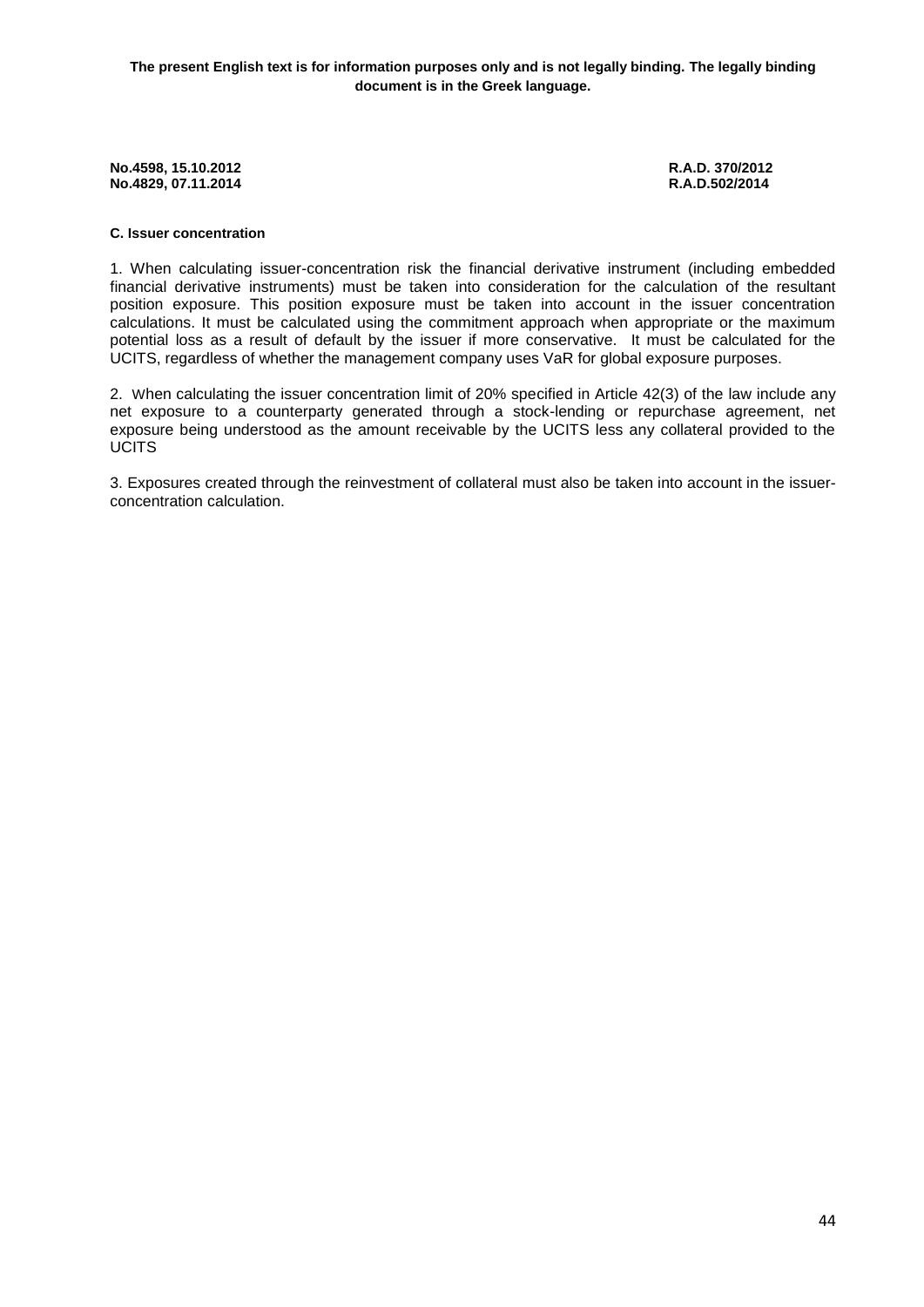**The present English text is for information purposes only and is not legally binding. The legally binding document is in the Greek language.**

**No.4598, 15.10.2012** **R.A.D. 370/2012**
**No.4829, 07.11.2014** **R.A.D.502/2014**

**C. Issuer concentration**

1. When calculating issuer-concentration risk the financial derivative instrument (including embedded financial derivative instruments) must be taken into consideration for the calculation of the resultant position exposure. This position exposure must be taken into account in the issuer concentration calculations. It must be calculated using the commitment approach when appropriate or the maximum potential loss as a result of default by the issuer if more conservative. It must be calculated for the UCITS, regardless of whether the management company uses VaR for global exposure purposes.

2. When calculating the issuer concentration limit of 20% specified in Article 42(3) of the law include any net exposure to a counterparty generated through a stock-lending or repurchase agreement, net exposure being understood as the amount receivable by the UCITS less any collateral provided to the UCITS

3. Exposures created through the reinvestment of collateral must also be taken into account in the issuer-concentration calculation.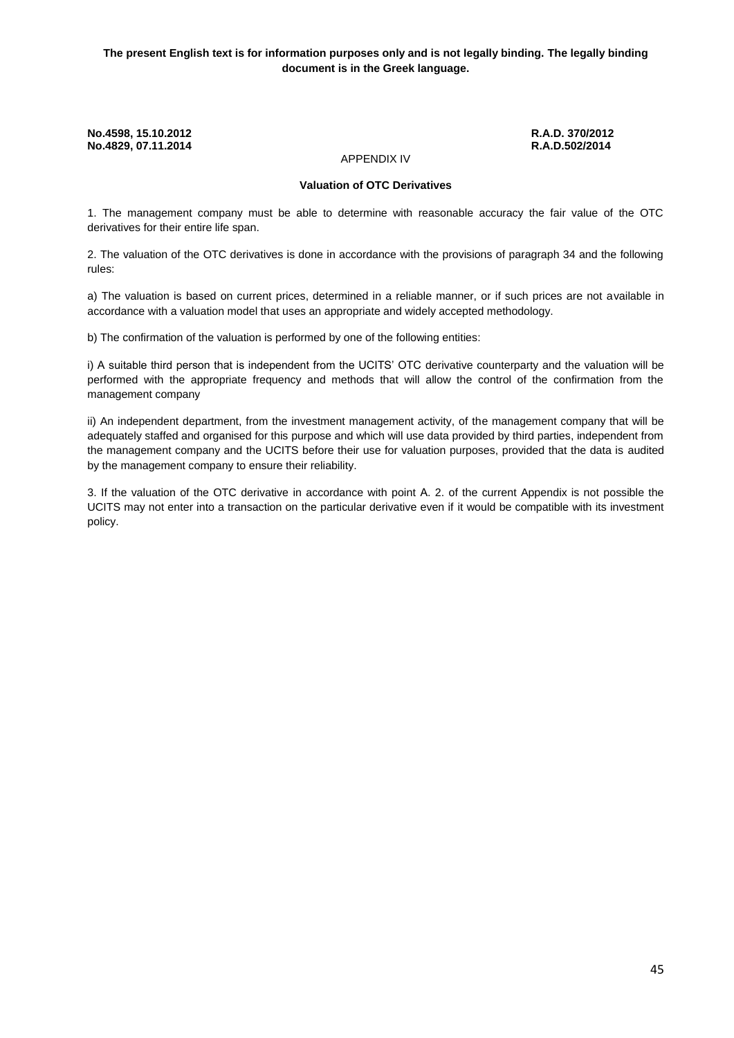**The present English text is for information purposes only and is not legally binding. The legally binding document is in the Greek language.**

**No.4598, 15.10.2012** **R.A.D. 370/2012**
**No.4829, 07.11.2014** **R.A.D.502/2014**

APPENDIX IV

**Valuation of OTC Derivatives**

1. The management company must be able to determine with reasonable accuracy the fair value of the OTC derivatives for their entire life span.

2. The valuation of the OTC derivatives is done in accordance with the provisions of paragraph 34 and the following rules:

a) The valuation is based on current prices, determined in a reliable manner, or if such prices are not available in accordance with a valuation model that uses an appropriate and widely accepted methodology.

b) The confirmation of the valuation is performed by one of the following entities:

i) A suitable third person that is independent from the UCITS' OTC derivative counterparty and the valuation will be performed with the appropriate frequency and methods that will allow the control of the confirmation from the management company

ii) An independent department, from the investment management activity, of the management company that will be adequately staffed and organised for this purpose and which will use data provided by third parties, independent from the management company and the UCITS before their use for valuation purposes, provided that the data is audited by the management company to ensure their reliability.

3. If the valuation of the OTC derivative in accordance with point A. 2. of the current Appendix is not possible the UCITS may not enter into a transaction on the particular derivative even if it would be compatible with its investment policy.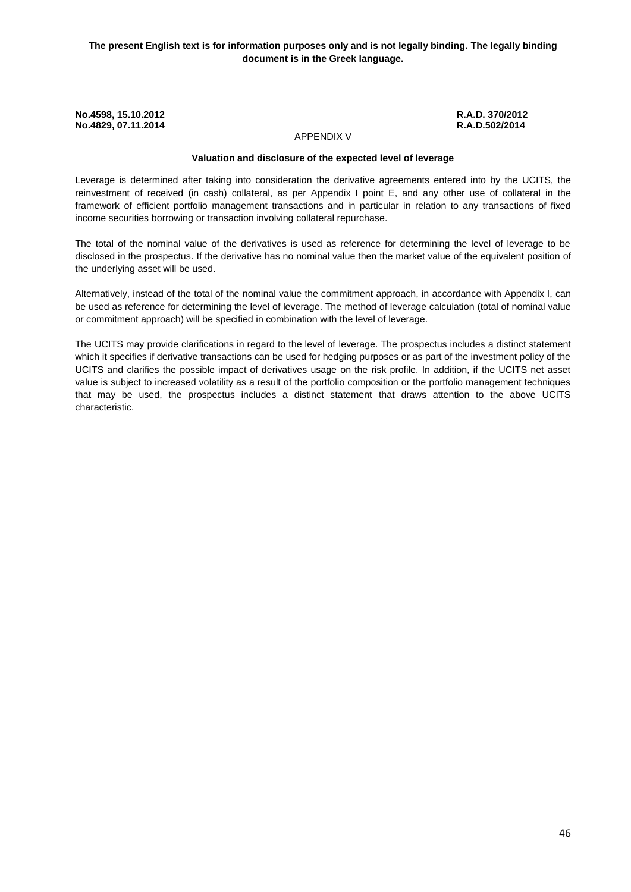**The present English text is for information purposes only and is not legally binding. The legally binding document is in the Greek language.**

**No.4598, 15.10.2012** **R.A.D. 370/2012**
**No.4829, 07.11.2014** **R.A.D.502/2014**

APPENDIX V

**Valuation and disclosure of the expected level of leverage**

Leverage is determined after taking into consideration the derivative agreements entered into by the UCITS, the reinvestment of received (in cash) collateral, as per Appendix I point E, and any other use of collateral in the framework of efficient portfolio management transactions and in particular in relation to any transactions of fixed income securities borrowing or transaction involving collateral repurchase.

The total of the nominal value of the derivatives is used as reference for determining the level of leverage to be disclosed in the prospectus. If the derivative has no nominal value then the market value of the equivalent position of the underlying asset will be used.

Alternatively, instead of the total of the nominal value the commitment approach, in accordance with Appendix I, can be used as reference for determining the level of leverage. The method of leverage calculation (total of nominal value or commitment approach) will be specified in combination with the level of leverage.

The UCITS may provide clarifications in regard to the level of leverage. The prospectus includes a distinct statement which it specifies if derivative transactions can be used for hedging purposes or as part of the investment policy of the UCITS and clarifies the possible impact of derivatives usage on the risk profile. In addition, if the UCITS net asset value is subject to increased volatility as a result of the portfolio composition or the portfolio management techniques that may be used, the prospectus includes a distinct statement that draws attention to the above UCITS characteristic.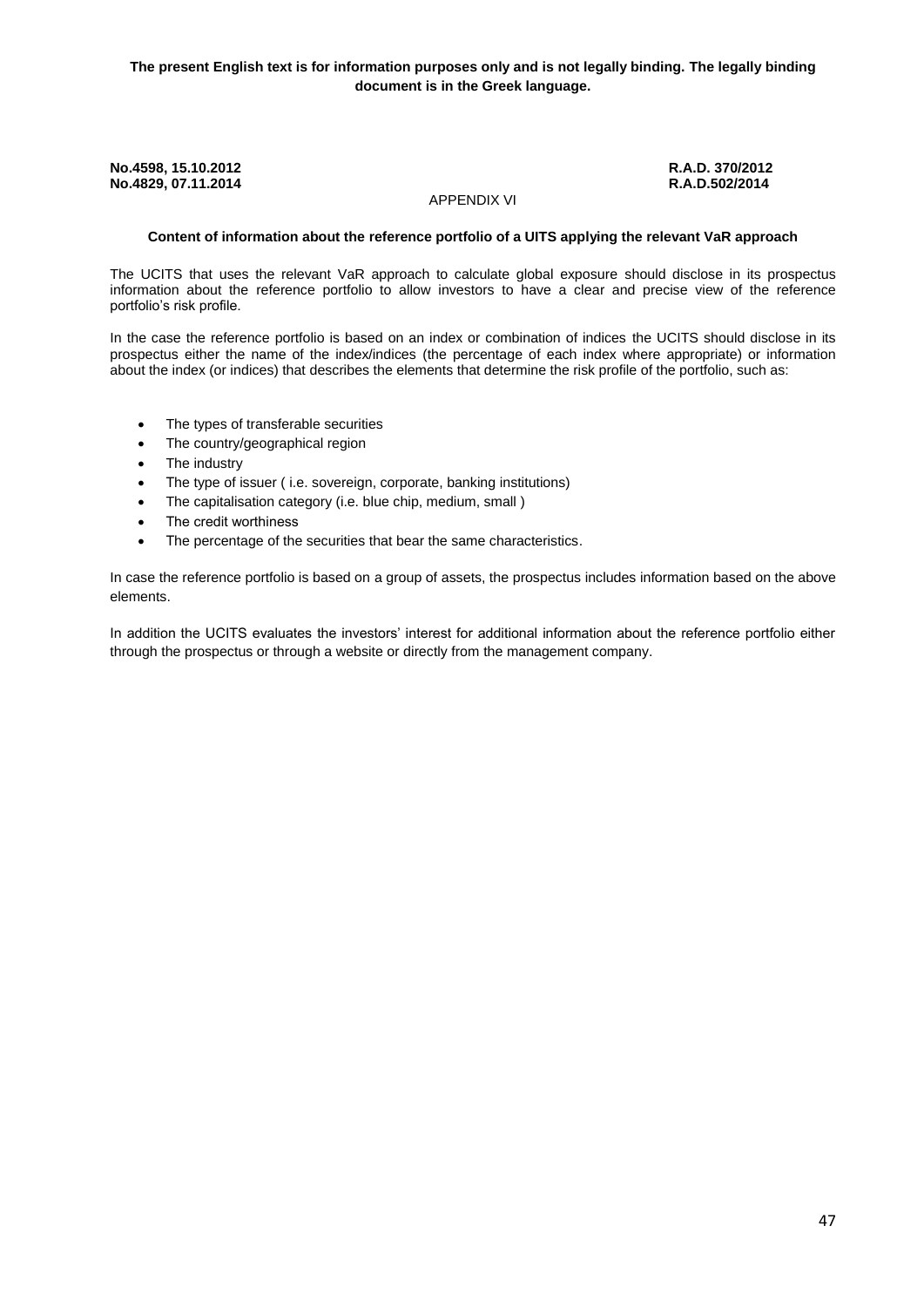**The present English text is for information purposes only and is not legally binding. The legally binding document is in the Greek language.**

**No.4598, 15.10.2012** **R.A.D. 370/2012**
**No.4829, 07.11.2014** **R.A.D.502/2014**

APPENDIX VI

**Content of information about the reference portfolio of a UITS applying the relevant VaR approach**

The UCITS that uses the relevant VaR approach to calculate global exposure should disclose in its prospectus information about the reference portfolio to allow investors to have a clear and precise view of the reference portfolio's risk profile.

In the case the reference portfolio is based on an index or combination of indices the UCITS should disclose in its prospectus either the name of the index/indices (the percentage of each index where appropriate) or information about the index (or indices) that describes the elements that determine the risk profile of the portfolio, such as:

- The types of transferable securities
- The country/geographical region
- The industry
- The type of issuer ( i.e. sovereign, corporate, banking institutions)
- The capitalisation category (i.e. blue chip, medium, small )
- The credit worthiness
- The percentage of the securities that bear the same characteristics.

In case the reference portfolio is based on a group of assets, the prospectus includes information based on the above elements.

In addition the UCITS evaluates the investors' interest for additional information about the reference portfolio either through the prospectus or through a website or directly from the management company.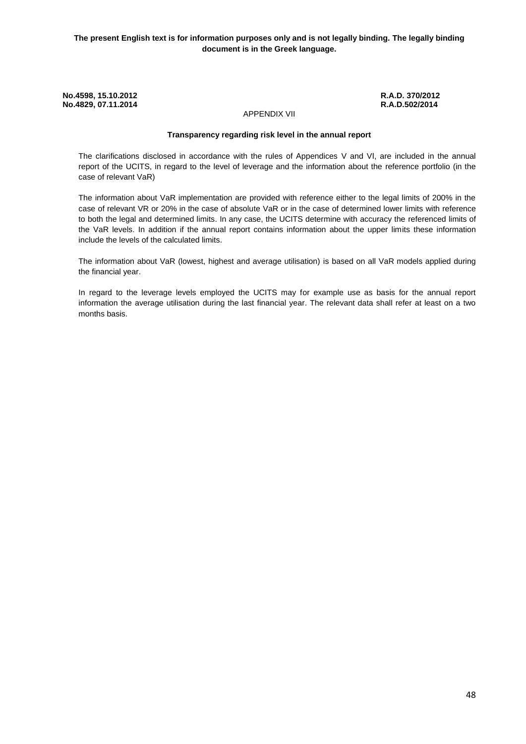**The present English text is for information purposes only and is not legally binding. The legally binding document is in the Greek language.**

**No.4598, 15.10.2012** **R.A.D. 370/2012**
**No.4829, 07.11.2014** **R.A.D.502/2014**

APPENDIX VII

**Transparency regarding risk level in the annual report**

The clarifications disclosed in accordance with the rules of Appendices V and VI, are included in the annual report of the UCITS, in regard to the level of leverage and the information about the reference portfolio (in the case of relevant VaR)

The information about VaR implementation are provided with reference either to the legal limits of 200% in the case of relevant VR or 20% in the case of absolute VaR or in the case of determined lower limits with reference to both the legal and determined limits. In any case, the UCITS determine with accuracy the referenced limits of the VaR levels. In addition if the annual report contains information about the upper limits these information include the levels of the calculated limits.

The information about VaR (lowest, highest and average utilisation) is based on all VaR models applied during the financial year.

In regard to the leverage levels employed the UCITS may for example use as basis for the annual report information the average utilisation during the last financial year. The relevant data shall refer at least on a two months basis.